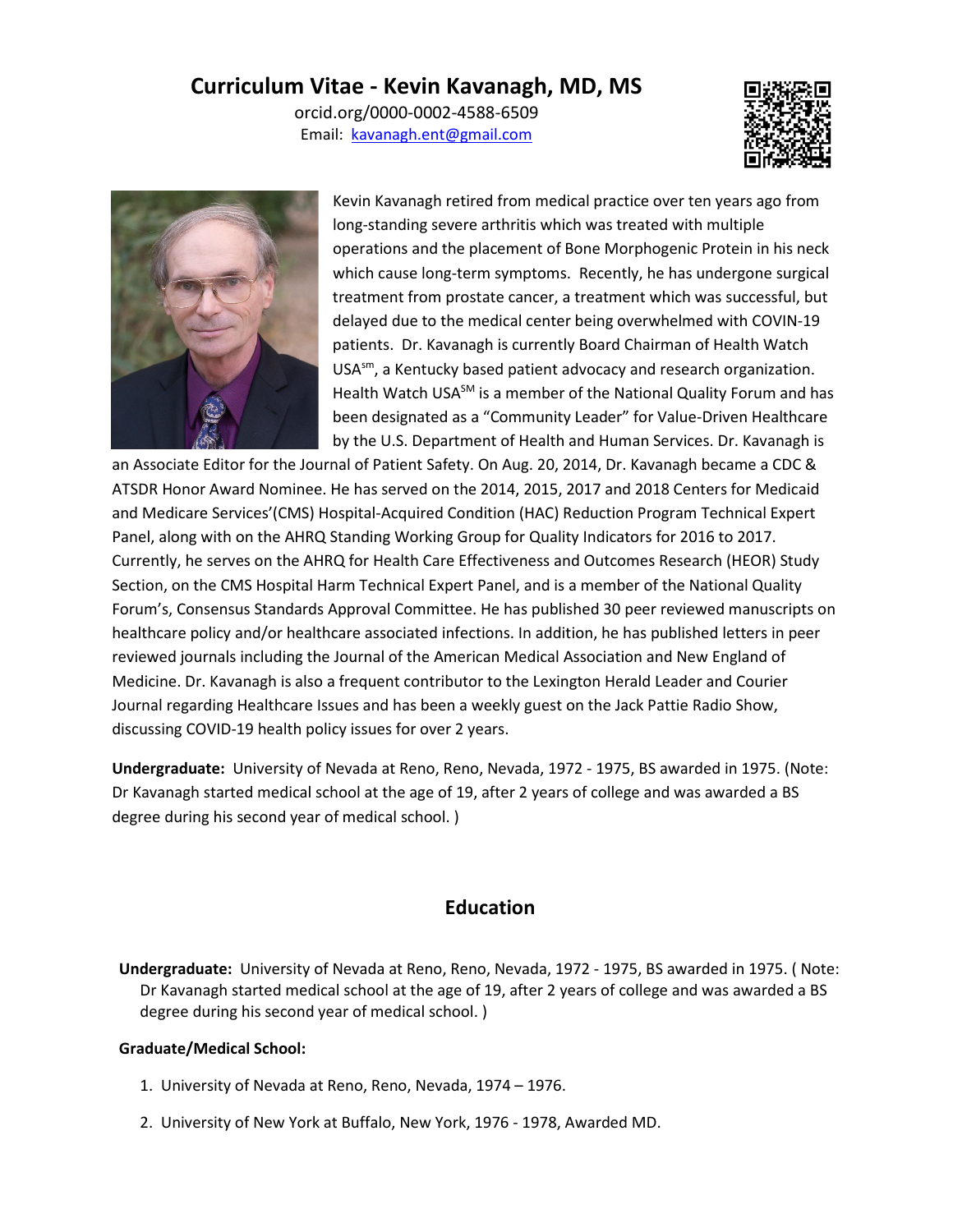# Curriculum Vitae - Kevin Kavanagh, MD, MS

orcid.org/0000-0002-4588-6509
Email: [kavanagh.ent@gmail.com](mailto:kavanagh.ent@gmail.com)

Kevin Kavanagh retired from medical practice over ten years ago from long-standing severe arthritis which was treated with multiple operations and the placement of Bone Morphogenic Protein in his neck which cause long-term symptoms. Recently, he has undergone surgical treatment from prostate cancer, a treatment which was successful, but delayed due to the medical center being overwhelmed with COVIN-19 patients. Dr. Kavanagh is currently Board Chairman of Health Watch USA[sm], a Kentucky based patient advocacy and research organization. Health Watch USA[SM] is a member of the National Quality Forum and has been designated as a "Community Leader" for Value-Driven Healthcare by the U.S. Department of Health and Human Services. Dr. Kavanagh is an Associate Editor for the Journal of Patient Safety. On Aug. 20, 2014, Dr. Kavanagh became a CDC & ATSDR Honor Award Nominee. He has served on the 2014, 2015, 2017 and 2018 Centers for Medicaid and Medicare Services'(CMS) Hospital-Acquired Condition (HAC) Reduction Program Technical Expert Panel, along with on the AHRQ Standing Working Group for Quality Indicators for 2016 to 2017. Currently, he serves on the AHRQ for Health Care Effectiveness and Outcomes Research (HEOR) Study Section, on the CMS Hospital Harm Technical Expert Panel, and is a member of the National Quality Forum's, Consensus Standards Approval Committee. He has published 30 peer reviewed manuscripts on healthcare policy and/or healthcare associated infections. In addition, he has published letters in peer reviewed journals including the Journal of the American Medical Association and New England of Medicine. Dr. Kavanagh is also a frequent contributor to the Lexington Herald Leader and Courier Journal regarding Healthcare Issues and has been a weekly guest on the Jack Pattie Radio Show, discussing COVID-19 health policy issues for over 2 years.

**Undergraduate:** University of Nevada at Reno, Reno, Nevada, 1972 - 1975, BS awarded in 1975. (Note: Dr Kavanagh started medical school at the age of 19, after 2 years of college and was awarded a BS degree during his second year of medical school. )

## Education

**Undergraduate:** University of Nevada at Reno, Reno, Nevada, 1972 - 1975, BS awarded in 1975. ( Note: Dr Kavanagh started medical school at the age of 19, after 2 years of college and was awarded a BS degree during his second year of medical school. )

**Graduate/Medical School:**

1. University of Nevada at Reno, Reno, Nevada, 1974 – 1976.
2. University of New York at Buffalo, New York, 1976 - 1978, Awarded MD.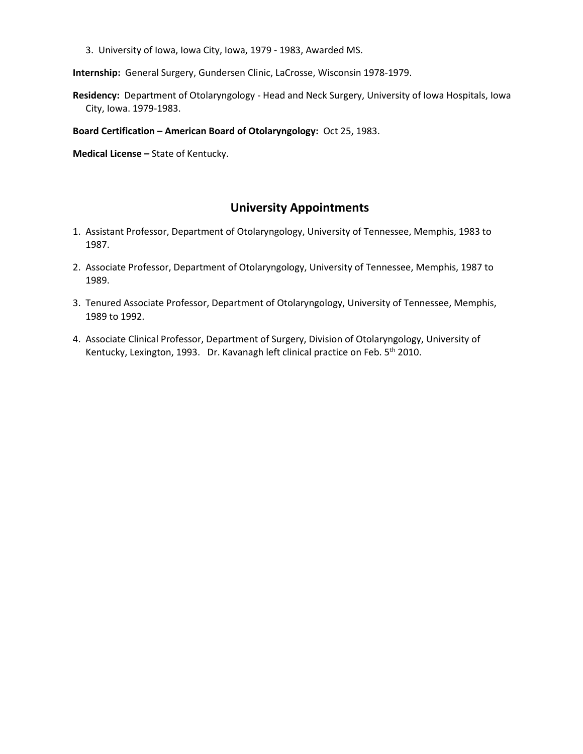3. University of Iowa, Iowa City, Iowa, 1979 - 1983, Awarded MS.

**Internship:** General Surgery, Gundersen Clinic, LaCrosse, Wisconsin 1978-1979.

**Residency:** Department of Otolaryngology - Head and Neck Surgery, University of Iowa Hospitals, Iowa City, Iowa. 1979-1983.

**Board Certification – American Board of Otolaryngology:** Oct 25, 1983.

**Medical License –** State of Kentucky.

## University Appointments

1. Assistant Professor, Department of Otolaryngology, University of Tennessee, Memphis, 1983 to 1987.
2. Associate Professor, Department of Otolaryngology, University of Tennessee, Memphis, 1987 to 1989.
3. Tenured Associate Professor, Department of Otolaryngology, University of Tennessee, Memphis, 1989 to 1992.
4. Associate Clinical Professor, Department of Surgery, Division of Otolaryngology, University of Kentucky, Lexington, 1993. Dr. Kavanagh left clinical practice on Feb. 5th 2010.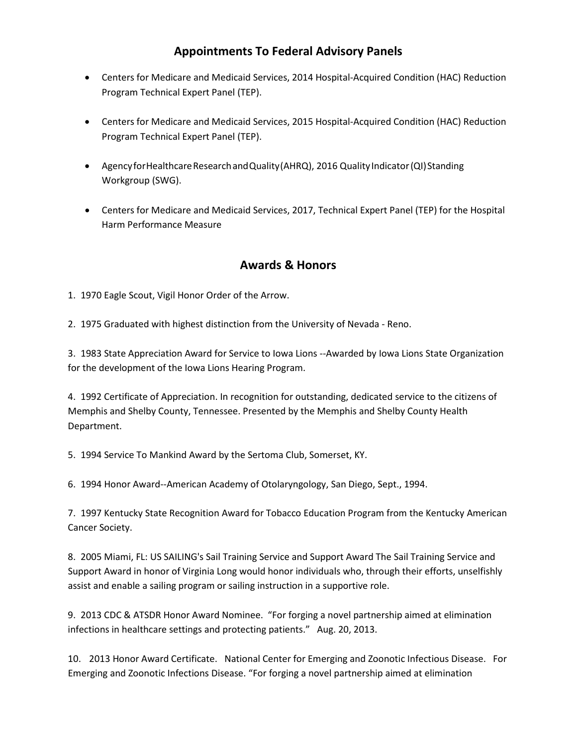## Appointments To Federal Advisory Panels

- Centers for Medicare and Medicaid Services, 2014 Hospital-Acquired Condition (HAC) Reduction Program Technical Expert Panel (TEP).
- Centers for Medicare and Medicaid Services, 2015 Hospital-Acquired Condition (HAC) Reduction Program Technical Expert Panel (TEP).
- Agency for Healthcare Research and Quality (AHRQ), 2016 Quality Indicator (QI) Standing Workgroup (SWG).
- Centers for Medicare and Medicaid Services, 2017, Technical Expert Panel (TEP) for the Hospital Harm Performance Measure

## Awards & Honors

1. 1970 Eagle Scout, Vigil Honor Order of the Arrow.

2. 1975 Graduated with highest distinction from the University of Nevada - Reno.

3. 1983 State Appreciation Award for Service to Iowa Lions --Awarded by Iowa Lions State Organization for the development of the Iowa Lions Hearing Program.

4. 1992 Certificate of Appreciation. In recognition for outstanding, dedicated service to the citizens of Memphis and Shelby County, Tennessee. Presented by the Memphis and Shelby County Health Department.

5. 1994 Service To Mankind Award by the Sertoma Club, Somerset, KY.

6. 1994 Honor Award--American Academy of Otolaryngology, San Diego, Sept., 1994.

7. 1997 Kentucky State Recognition Award for Tobacco Education Program from the Kentucky American Cancer Society.

8. 2005 Miami, FL: US SAILING's Sail Training Service and Support Award The Sail Training Service and Support Award in honor of Virginia Long would honor individuals who, through their efforts, unselfishly assist and enable a sailing program or sailing instruction in a supportive role.

9. 2013 CDC & ATSDR Honor Award Nominee. "For forging a novel partnership aimed at elimination infections in healthcare settings and protecting patients." Aug. 20, 2013.

10. 2013 Honor Award Certificate. National Center for Emerging and Zoonotic Infectious Disease. For Emerging and Zoonotic Infections Disease. "For forging a novel partnership aimed at elimination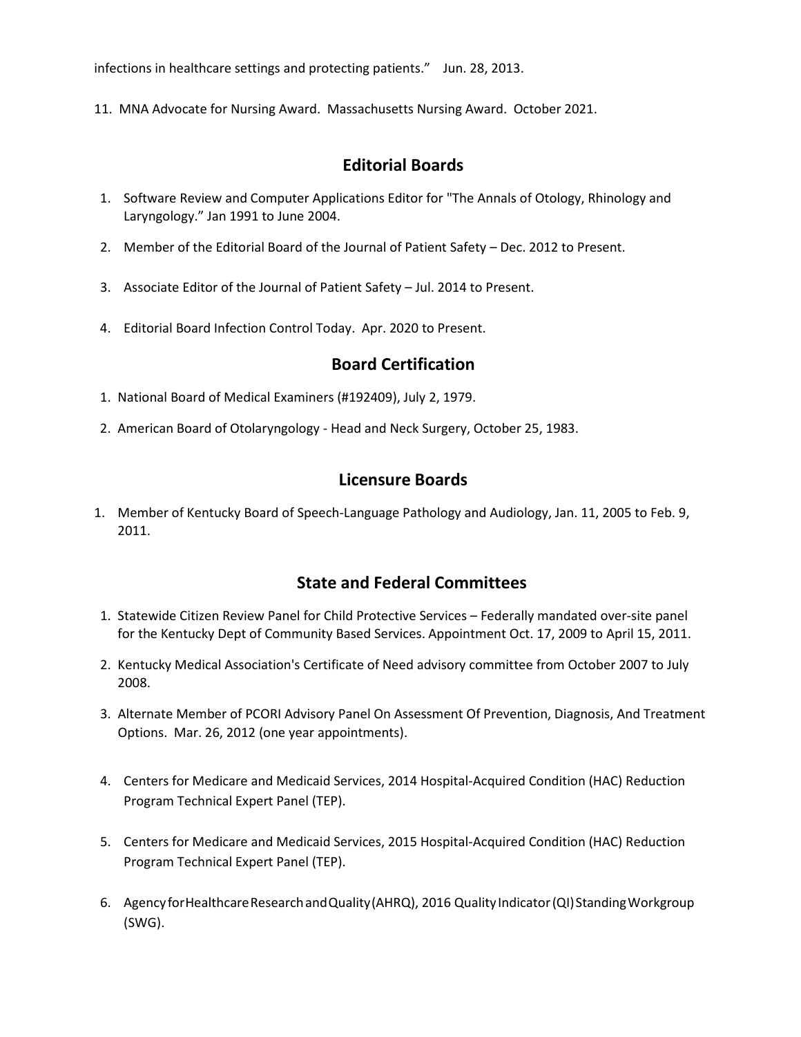infections in healthcare settings and protecting patients." Jun. 28, 2013.

11. MNA Advocate for Nursing Award. Massachusetts Nursing Award. October 2021.

## Editorial Boards

1. Software Review and Computer Applications Editor for "The Annals of Otology, Rhinology and Laryngology." Jan 1991 to June 2004.
2. Member of the Editorial Board of the Journal of Patient Safety – Dec. 2012 to Present.
3. Associate Editor of the Journal of Patient Safety – Jul. 2014 to Present.
4. Editorial Board Infection Control Today. Apr. 2020 to Present.

## Board Certification

1. National Board of Medical Examiners (#192409), July 2, 1979.
2. American Board of Otolaryngology - Head and Neck Surgery, October 25, 1983.

## Licensure Boards

1. Member of Kentucky Board of Speech-Language Pathology and Audiology, Jan. 11, 2005 to Feb. 9, 2011.

## State and Federal Committees

1. Statewide Citizen Review Panel for Child Protective Services – Federally mandated over-site panel for the Kentucky Dept of Community Based Services. Appointment Oct. 17, 2009 to April 15, 2011.
2. Kentucky Medical Association's Certificate of Need advisory committee from October 2007 to July 2008.
3. Alternate Member of PCORI Advisory Panel On Assessment Of Prevention, Diagnosis, And Treatment Options. Mar. 26, 2012 (one year appointments).
4. Centers for Medicare and Medicaid Services, 2014 Hospital-Acquired Condition (HAC) Reduction Program Technical Expert Panel (TEP).
5. Centers for Medicare and Medicaid Services, 2015 Hospital-Acquired Condition (HAC) Reduction Program Technical Expert Panel (TEP).
6. Agency for Healthcare Research and Quality (AHRQ), 2016 Quality Indicator (QI) Standing Workgroup (SWG).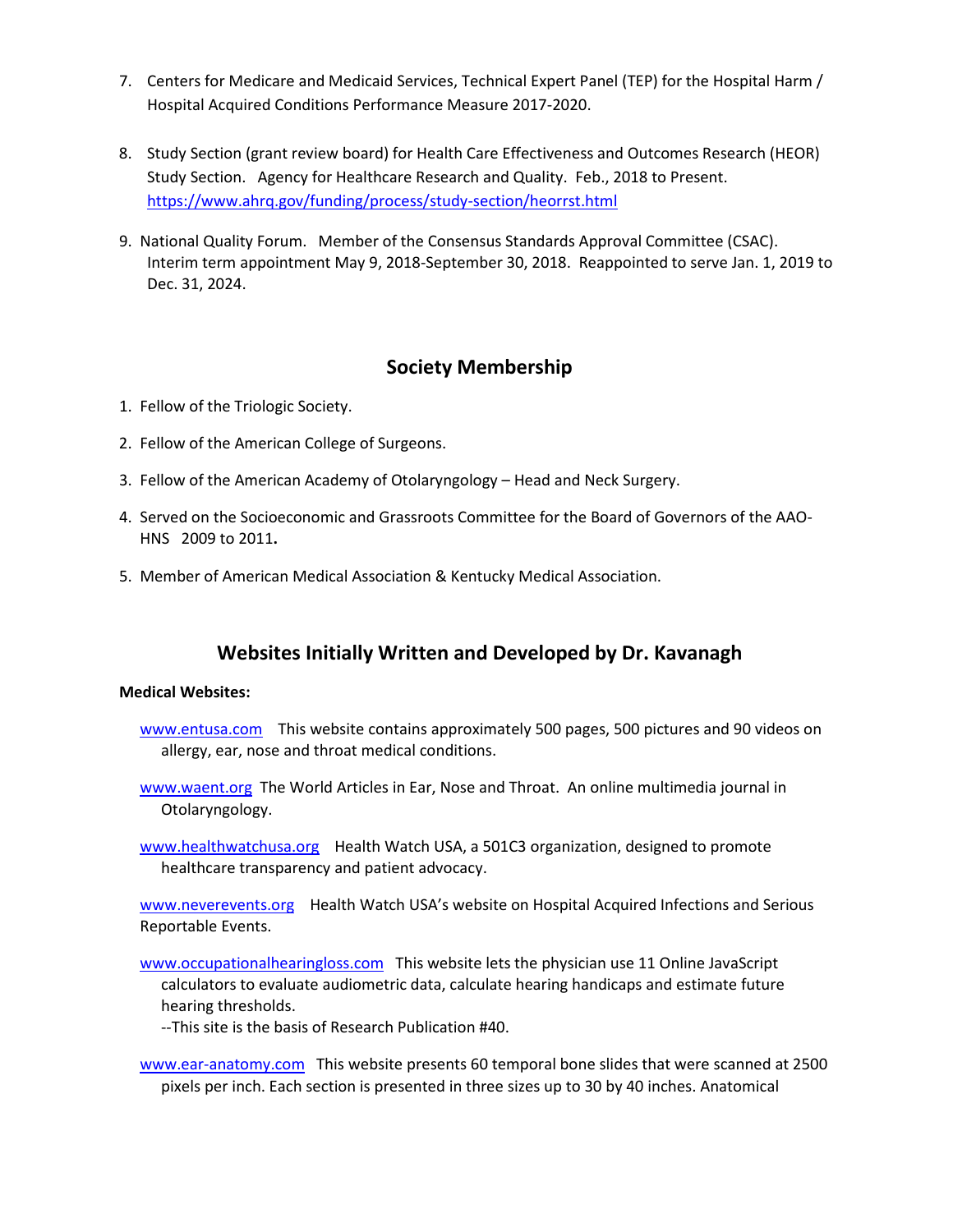7. Centers for Medicare and Medicaid Services, Technical Expert Panel (TEP) for the Hospital Harm / Hospital Acquired Conditions Performance Measure 2017-2020.

8. Study Section (grant review board) for Health Care Effectiveness and Outcomes Research (HEOR) Study Section. Agency for Healthcare Research and Quality. Feb., 2018 to Present. [https://www.ahrq.gov/funding/process/study-section/heorrst.html](https://www.ahrq.gov/funding/process/study-section/heorrst.html)

9. National Quality Forum. Member of the Consensus Standards Approval Committee (CSAC). Interim term appointment May 9, 2018-September 30, 2018. Reappointed to serve Jan. 1, 2019 to Dec. 31, 2024.

## Society Membership

1. Fellow of the Triologic Society.
2. Fellow of the American College of Surgeons.
3. Fellow of the American Academy of Otolaryngology – Head and Neck Surgery.
4. Served on the Socioeconomic and Grassroots Committee for the Board of Governors of the AAO-HNS 2009 to 2011**.**
5. Member of American Medical Association & Kentucky Medical Association.

## Websites Initially Written and Developed by Dr. Kavanagh

**Medical Websites:**

[www.entusa.com](http://www.entusa.com) This website contains approximately 500 pages, 500 pictures and 90 videos on allergy, ear, nose and throat medical conditions.

[www.waent.org](http://www.waent.org) The World Articles in Ear, Nose and Throat. An online multimedia journal in Otolaryngology.

[www.healthwatchusa.org](http://www.healthwatchusa.org) Health Watch USA, a 501C3 organization, designed to promote healthcare transparency and patient advocacy.

[www.neverevents.org](http://www.neverevents.org) Health Watch USA's website on Hospital Acquired Infections and Serious Reportable Events.

[www.occupationalhearingloss.com](http://www.occupationalhearingloss.com) This website lets the physician use 11 Online JavaScript calculators to evaluate audiometric data, calculate hearing handicaps and estimate future hearing thresholds.
--This site is the basis of Research Publication #40.

[www.ear-anatomy.com](http://www.ear-anatomy.com) This website presents 60 temporal bone slides that were scanned at 2500 pixels per inch. Each section is presented in three sizes up to 30 by 40 inches. Anatomical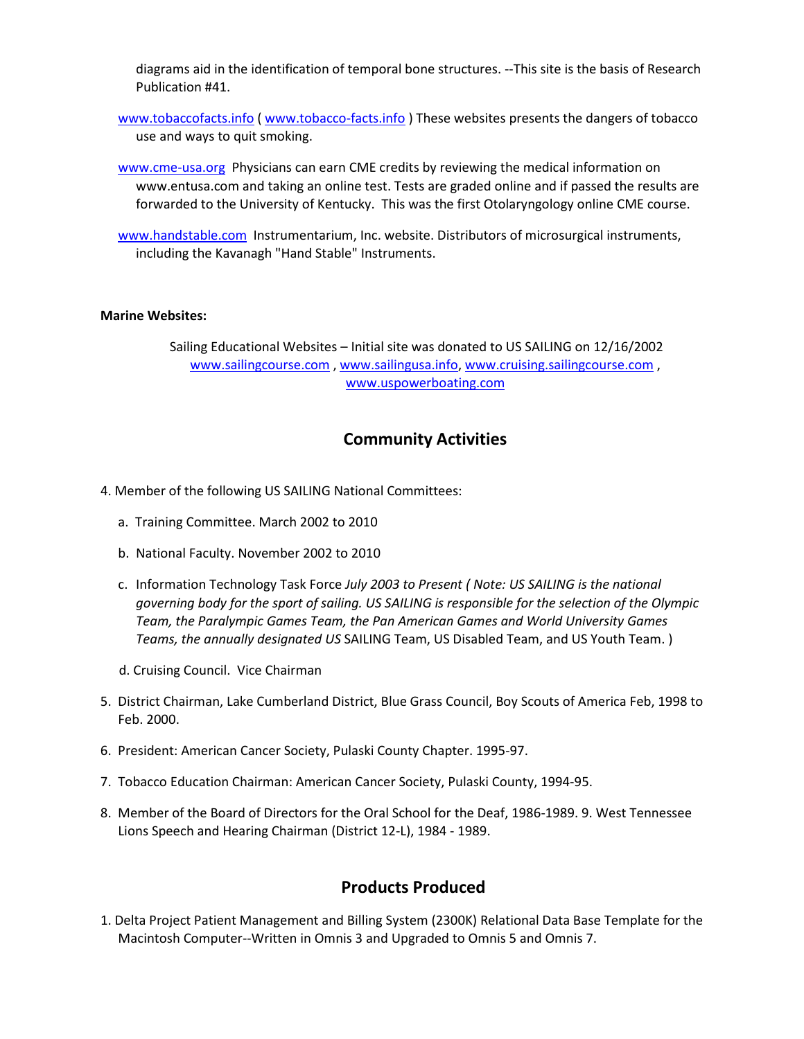diagrams aid in the identification of temporal bone structures. --This site is the basis of Research Publication #41.

www.tobaccofacts.info ( www.tobacco-facts.info ) These websites presents the dangers of tobacco use and ways to quit smoking.

www.cme-usa.org Physicians can earn CME credits by reviewing the medical information on www.entusa.com and taking an online test. Tests are graded online and if passed the results are forwarded to the University of Kentucky. This was the first Otolaryngology online CME course.

www.handstable.com Instrumentarium, Inc. website. Distributors of microsurgical instruments, including the Kavanagh "Hand Stable" Instruments.

**Marine Websites:**

Sailing Educational Websites – Initial site was donated to US SAILING on 12/16/2002
www.sailingcourse.com , www.sailingusa.info, www.cruising.sailingcourse.com , www.uspowerboating.com

## Community Activities

4. Member of the following US SAILING National Committees:

   a. Training Committee. March 2002 to 2010

   b. National Faculty. November 2002 to 2010

   c. Information Technology Task Force *July 2003 to Present ( Note: US SAILING is the national governing body for the sport of sailing. US SAILING is responsible for the selection of the Olympic Team, the Paralympic Games Team, the Pan American Games and World University Games Teams, the annually designated US* SAILING Team, US Disabled Team, and US Youth Team. )

   d. Cruising Council. Vice Chairman

5. District Chairman, Lake Cumberland District, Blue Grass Council, Boy Scouts of America Feb, 1998 to Feb. 2000.

6. President: American Cancer Society, Pulaski County Chapter. 1995-97.

7. Tobacco Education Chairman: American Cancer Society, Pulaski County, 1994-95.

8. Member of the Board of Directors for the Oral School for the Deaf, 1986-1989. 9. West Tennessee Lions Speech and Hearing Chairman (District 12-L), 1984 - 1989.

## Products Produced

1. Delta Project Patient Management and Billing System (2300K) Relational Data Base Template for the Macintosh Computer--Written in Omnis 3 and Upgraded to Omnis 5 and Omnis 7.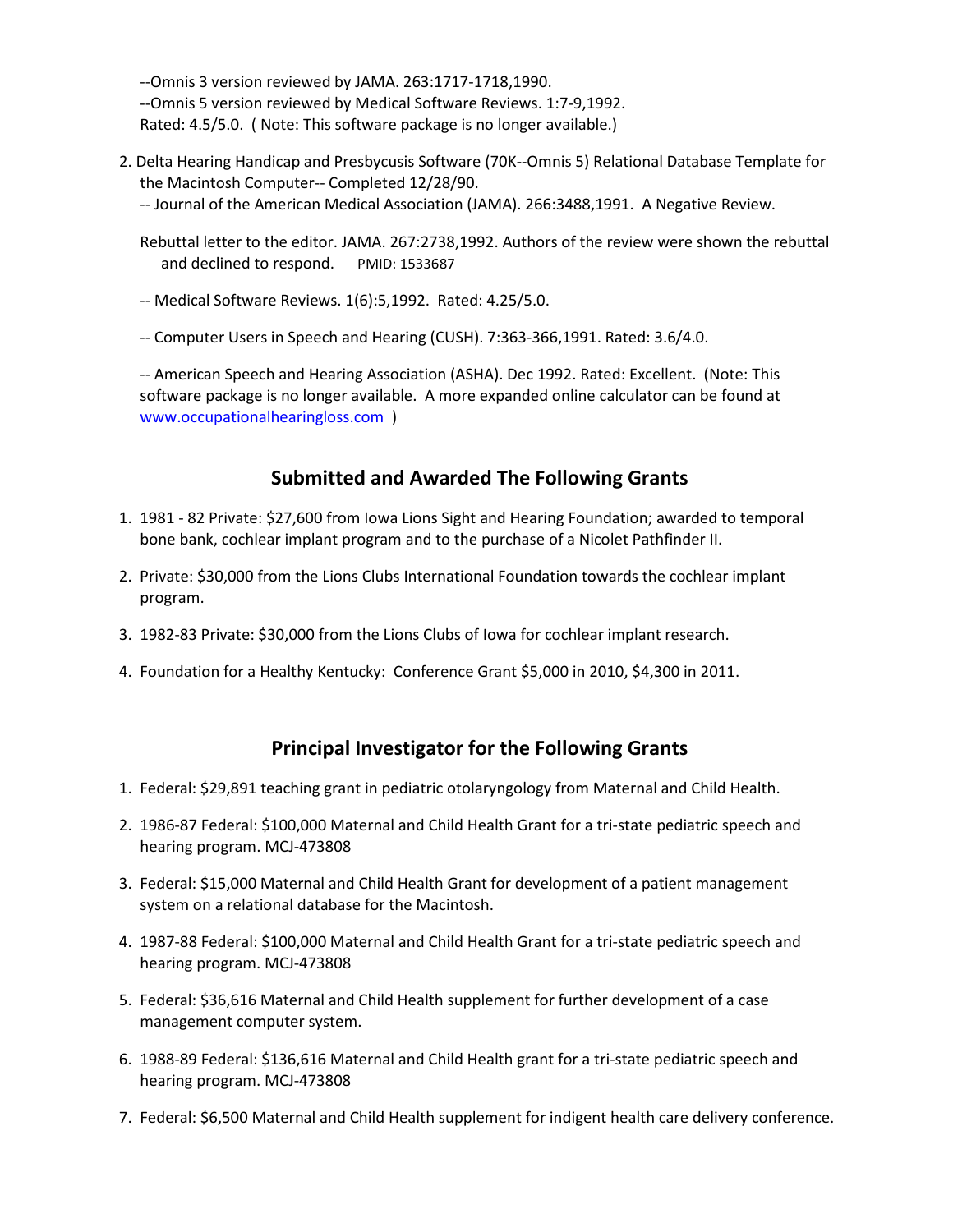--Omnis 3 version reviewed by JAMA. 263:1717-1718,1990.
--Omnis 5 version reviewed by Medical Software Reviews. 1:7-9,1992.
Rated: 4.5/5.0. ( Note: This software package is no longer available.)

2. Delta Hearing Handicap and Presbycusis Software (70K--Omnis 5) Relational Database Template for the Macintosh Computer-- Completed 12/28/90.

   -- Journal of the American Medical Association (JAMA). 266:3488,1991. A Negative Review.

   Rebuttal letter to the editor. JAMA. 267:2738,1992. Authors of the review were shown the rebuttal and declined to respond. PMID: 1533687

   -- Medical Software Reviews. 1(6):5,1992. Rated: 4.25/5.0.

   -- Computer Users in Speech and Hearing (CUSH). 7:363-366,1991. Rated: 3.6/4.0.

   -- American Speech and Hearing Association (ASHA). Dec 1992. Rated: Excellent. (Note: This software package is no longer available. A more expanded online calculator can be found at www.occupationalhearingloss.com )

## Submitted and Awarded The Following Grants

1. 1981 - 82 Private: $27,600 from Iowa Lions Sight and Hearing Foundation; awarded to temporal bone bank, cochlear implant program and to the purchase of a Nicolet Pathfinder II.
2. Private: $30,000 from the Lions Clubs International Foundation towards the cochlear implant program.
3. 1982-83 Private: $30,000 from the Lions Clubs of Iowa for cochlear implant research.
4. Foundation for a Healthy Kentucky: Conference Grant $5,000 in 2010, $4,300 in 2011.

## Principal Investigator for the Following Grants

1. Federal: $29,891 teaching grant in pediatric otolaryngology from Maternal and Child Health.
2. 1986-87 Federal: $100,000 Maternal and Child Health Grant for a tri-state pediatric speech and hearing program. MCJ-473808
3. Federal: $15,000 Maternal and Child Health Grant for development of a patient management system on a relational database for the Macintosh.
4. 1987-88 Federal: $100,000 Maternal and Child Health Grant for a tri-state pediatric speech and hearing program. MCJ-473808
5. Federal: $36,616 Maternal and Child Health supplement for further development of a case management computer system.
6. 1988-89 Federal: $136,616 Maternal and Child Health grant for a tri-state pediatric speech and hearing program. MCJ-473808
7. Federal: $6,500 Maternal and Child Health supplement for indigent health care delivery conference.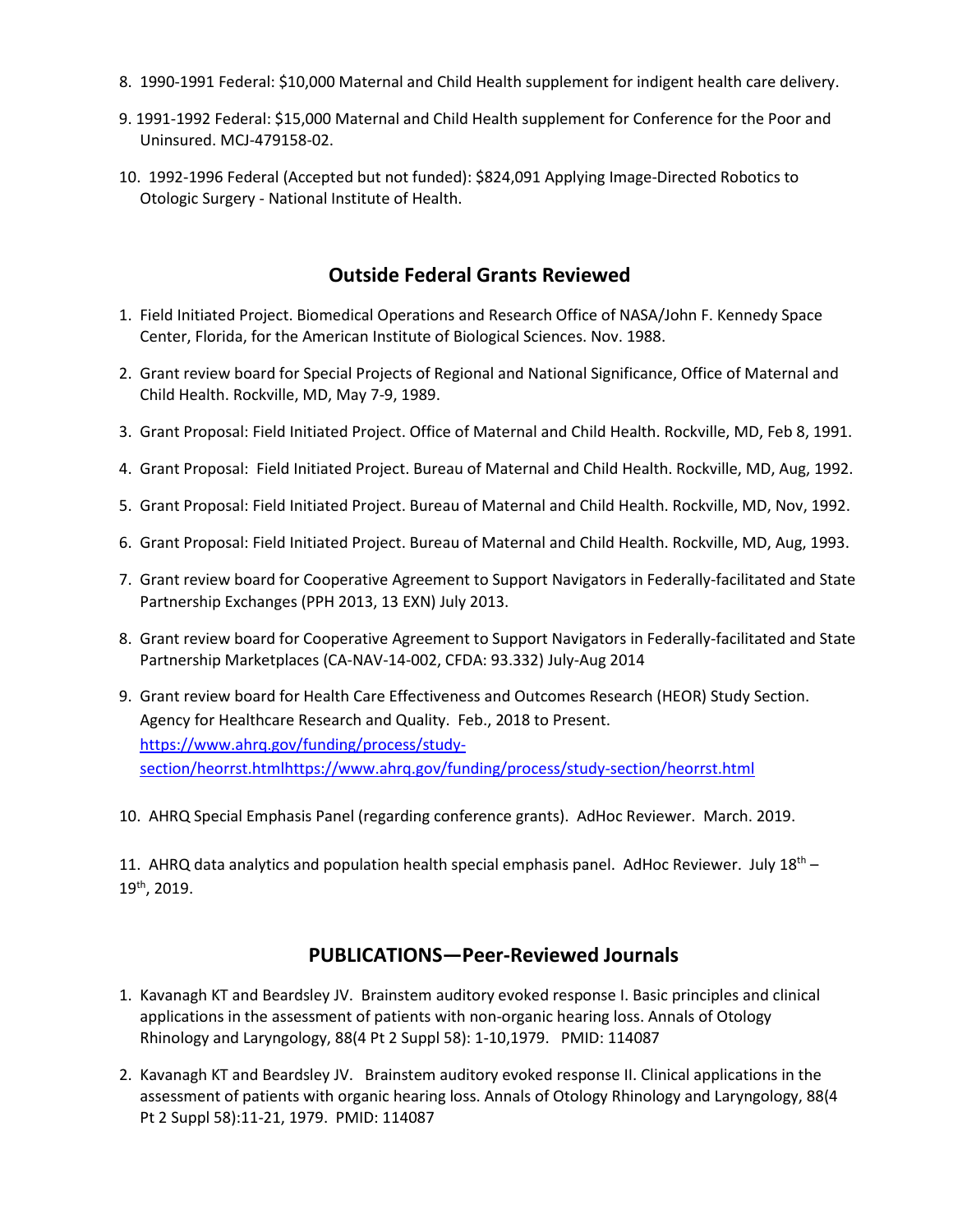8. 1990-1991 Federal: $10,000 Maternal and Child Health supplement for indigent health care delivery.

9. 1991-1992 Federal: $15,000 Maternal and Child Health supplement for Conference for the Poor and Uninsured. MCJ-479158-02.

10. 1992-1996 Federal (Accepted but not funded): $824,091 Applying Image-Directed Robotics to Otologic Surgery - National Institute of Health.

## Outside Federal Grants Reviewed

1. Field Initiated Project. Biomedical Operations and Research Office of NASA/John F. Kennedy Space Center, Florida, for the American Institute of Biological Sciences. Nov. 1988.

2. Grant review board for Special Projects of Regional and National Significance, Office of Maternal and Child Health. Rockville, MD, May 7-9, 1989.

3. Grant Proposal: Field Initiated Project. Office of Maternal and Child Health. Rockville, MD, Feb 8, 1991.

4. Grant Proposal: Field Initiated Project. Bureau of Maternal and Child Health. Rockville, MD, Aug, 1992.

5. Grant Proposal: Field Initiated Project. Bureau of Maternal and Child Health. Rockville, MD, Nov, 1992.

6. Grant Proposal: Field Initiated Project. Bureau of Maternal and Child Health. Rockville, MD, Aug, 1993.

7. Grant review board for Cooperative Agreement to Support Navigators in Federally-facilitated and State Partnership Exchanges (PPH 2013, 13 EXN) July 2013.

8. Grant review board for Cooperative Agreement to Support Navigators in Federally-facilitated and State Partnership Marketplaces (CA-NAV-14-002, CFDA: 93.332) July-Aug 2014

9. Grant review board for Health Care Effectiveness and Outcomes Research (HEOR) Study Section. Agency for Healthcare Research and Quality. Feb., 2018 to Present. https://www.ahrq.gov/funding/process/study-section/heorrst.htmlhttps://www.ahrq.gov/funding/process/study-section/heorrst.html

10. AHRQ Special Emphasis Panel (regarding conference grants). AdHoc Reviewer. March. 2019.

11. AHRQ data analytics and population health special emphasis panel. AdHoc Reviewer. July 18th – 19th, 2019.

## PUBLICATIONS—Peer-Reviewed Journals

1. Kavanagh KT and Beardsley JV. Brainstem auditory evoked response I. Basic principles and clinical applications in the assessment of patients with non-organic hearing loss. Annals of Otology Rhinology and Laryngology, 88(4 Pt 2 Suppl 58): 1-10,1979. PMID: 114087

2. Kavanagh KT and Beardsley JV. Brainstem auditory evoked response II. Clinical applications in the assessment of patients with organic hearing loss. Annals of Otology Rhinology and Laryngology, 88(4 Pt 2 Suppl 58):11-21, 1979. PMID: 114087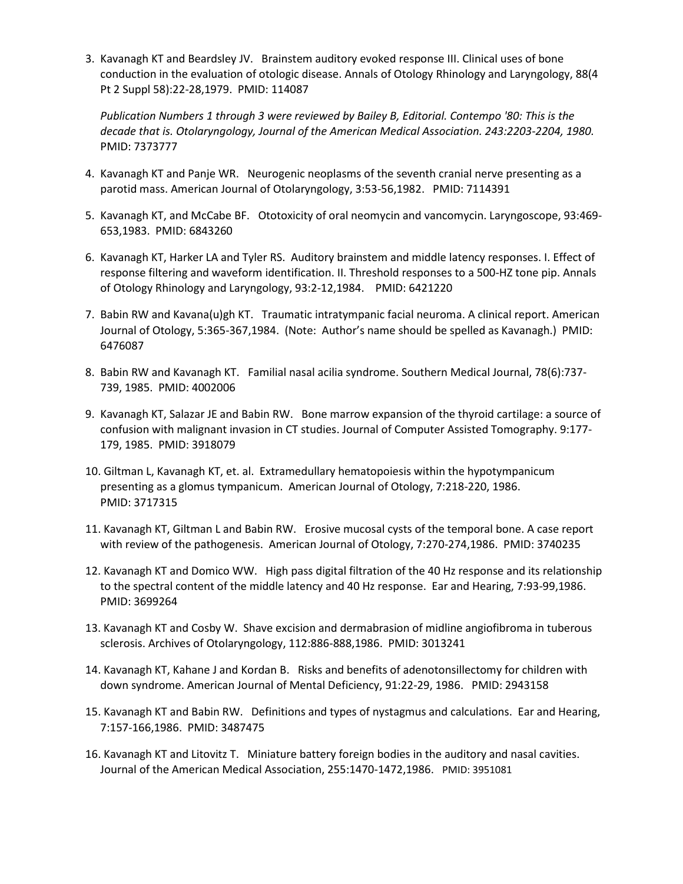3. Kavanagh KT and Beardsley JV. Brainstem auditory evoked response III. Clinical uses of bone conduction in the evaluation of otologic disease. Annals of Otology Rhinology and Laryngology, 88(4 Pt 2 Suppl 58):22-28,1979. PMID: 114087

   *Publication Numbers 1 through 3 were reviewed by Bailey B, Editorial. Contempo '80: This is the decade that is. Otolaryngology, Journal of the American Medical Association. 243:2203-2204, 1980.* PMID: 7373777

4. Kavanagh KT and Panje WR. Neurogenic neoplasms of the seventh cranial nerve presenting as a parotid mass. American Journal of Otolaryngology, 3:53-56,1982. PMID: 7114391

5. Kavanagh KT, and McCabe BF. Ototoxicity of oral neomycin and vancomycin. Laryngoscope, 93:469-653,1983. PMID: 6843260

6. Kavanagh KT, Harker LA and Tyler RS. Auditory brainstem and middle latency responses. I. Effect of response filtering and waveform identification. II. Threshold responses to a 500-HZ tone pip. Annals of Otology Rhinology and Laryngology, 93:2-12,1984. PMID: 6421220

7. Babin RW and Kavana(u)gh KT. Traumatic intratympanic facial neuroma. A clinical report. American Journal of Otology, 5:365-367,1984. (Note: Author's name should be spelled as Kavanagh.) PMID: 6476087

8. Babin RW and Kavanagh KT. Familial nasal acilia syndrome. Southern Medical Journal, 78(6):737-739, 1985. PMID: 4002006

9. Kavanagh KT, Salazar JE and Babin RW. Bone marrow expansion of the thyroid cartilage: a source of confusion with malignant invasion in CT studies. Journal of Computer Assisted Tomography. 9:177-179, 1985. PMID: 3918079

10. Giltman L, Kavanagh KT, et. al. Extramedullary hematopoiesis within the hypotympanicum presenting as a glomus tympanicum. American Journal of Otology, 7:218-220, 1986. PMID: 3717315

11. Kavanagh KT, Giltman L and Babin RW. Erosive mucosal cysts of the temporal bone. A case report with review of the pathogenesis. American Journal of Otology, 7:270-274,1986. PMID: 3740235

12. Kavanagh KT and Domico WW. High pass digital filtration of the 40 Hz response and its relationship to the spectral content of the middle latency and 40 Hz response. Ear and Hearing, 7:93-99,1986. PMID: 3699264

13. Kavanagh KT and Cosby W. Shave excision and dermabrasion of midline angiofibroma in tuberous sclerosis. Archives of Otolaryngology, 112:886-888,1986. PMID: 3013241

14. Kavanagh KT, Kahane J and Kordan B. Risks and benefits of adenotonsillectomy for children with down syndrome. American Journal of Mental Deficiency, 91:22-29, 1986. PMID: 2943158

15. Kavanagh KT and Babin RW. Definitions and types of nystagmus and calculations. Ear and Hearing, 7:157-166,1986. PMID: 3487475

16. Kavanagh KT and Litovitz T. Miniature battery foreign bodies in the auditory and nasal cavities. Journal of the American Medical Association, 255:1470-1472,1986. PMID: 3951081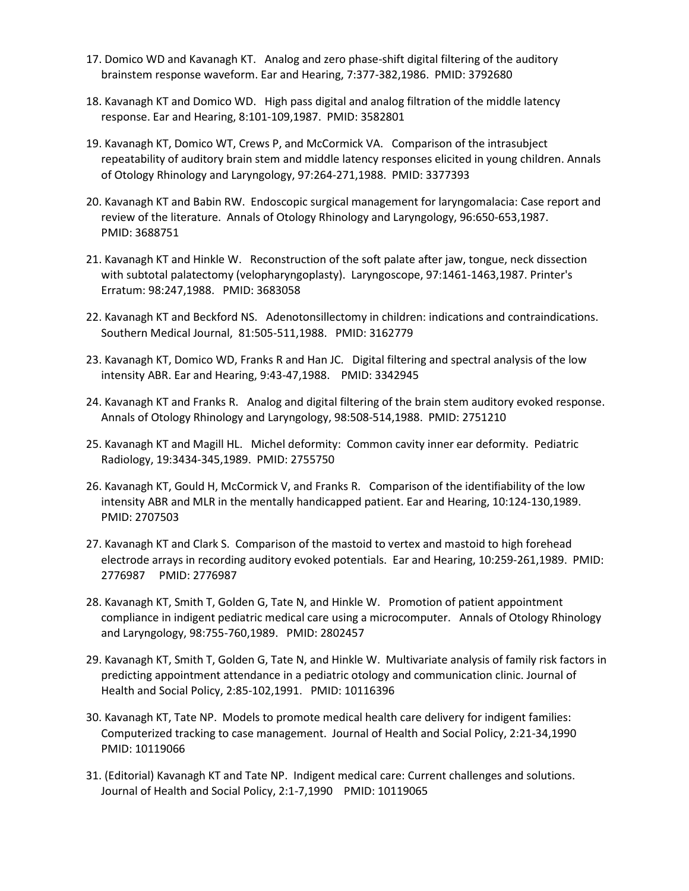17. Domico WD and Kavanagh KT. Analog and zero phase-shift digital filtering of the auditory brainstem response waveform. Ear and Hearing, 7:377-382,1986. PMID: 3792680

18. Kavanagh KT and Domico WD. High pass digital and analog filtration of the middle latency response. Ear and Hearing, 8:101-109,1987. PMID: 3582801

19. Kavanagh KT, Domico WT, Crews P, and McCormick VA. Comparison of the intrasubject repeatability of auditory brain stem and middle latency responses elicited in young children. Annals of Otology Rhinology and Laryngology, 97:264-271,1988. PMID: 3377393

20. Kavanagh KT and Babin RW. Endoscopic surgical management for laryngomalacia: Case report and review of the literature. Annals of Otology Rhinology and Laryngology, 96:650-653,1987. PMID: 3688751

21. Kavanagh KT and Hinkle W. Reconstruction of the soft palate after jaw, tongue, neck dissection with subtotal palatectomy (velopharyngoplasty). Laryngoscope, 97:1461-1463,1987. Printer's Erratum: 98:247,1988. PMID: 3683058

22. Kavanagh KT and Beckford NS. Adenotonsillectomy in children: indications and contraindications. Southern Medical Journal, 81:505-511,1988. PMID: 3162779

23. Kavanagh KT, Domico WD, Franks R and Han JC. Digital filtering and spectral analysis of the low intensity ABR. Ear and Hearing, 9:43-47,1988. PMID: 3342945

24. Kavanagh KT and Franks R. Analog and digital filtering of the brain stem auditory evoked response. Annals of Otology Rhinology and Laryngology, 98:508-514,1988. PMID: 2751210

25. Kavanagh KT and Magill HL. Michel deformity: Common cavity inner ear deformity. Pediatric Radiology, 19:3434-345,1989. PMID: 2755750

26. Kavanagh KT, Gould H, McCormick V, and Franks R. Comparison of the identifiability of the low intensity ABR and MLR in the mentally handicapped patient. Ear and Hearing, 10:124-130,1989. PMID: 2707503

27. Kavanagh KT and Clark S. Comparison of the mastoid to vertex and mastoid to high forehead electrode arrays in recording auditory evoked potentials. Ear and Hearing, 10:259-261,1989. PMID: 2776987 PMID: 2776987

28. Kavanagh KT, Smith T, Golden G, Tate N, and Hinkle W. Promotion of patient appointment compliance in indigent pediatric medical care using a microcomputer. Annals of Otology Rhinology and Laryngology, 98:755-760,1989. PMID: 2802457

29. Kavanagh KT, Smith T, Golden G, Tate N, and Hinkle W. Multivariate analysis of family risk factors in predicting appointment attendance in a pediatric otology and communication clinic. Journal of Health and Social Policy, 2:85-102,1991. PMID: 10116396

30. Kavanagh KT, Tate NP. Models to promote medical health care delivery for indigent families: Computerized tracking to case management. Journal of Health and Social Policy, 2:21-34,1990 PMID: 10119066

31. (Editorial) Kavanagh KT and Tate NP. Indigent medical care: Current challenges and solutions. Journal of Health and Social Policy, 2:1-7,1990 PMID: 10119065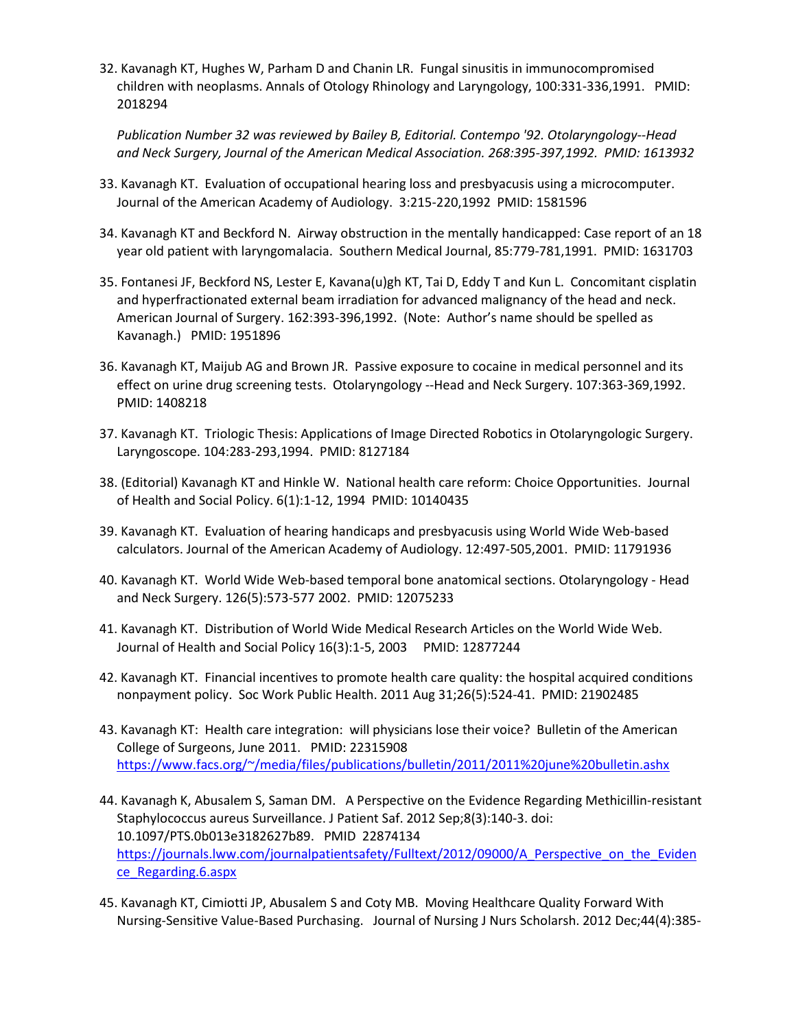32. Kavanagh KT, Hughes W, Parham D and Chanin LR. Fungal sinusitis in immunocompromised children with neoplasms. Annals of Otology Rhinology and Laryngology, 100:331-336,1991. PMID: 2018294

    *Publication Number 32 was reviewed by Bailey B, Editorial. Contempo '92. Otolaryngology--Head and Neck Surgery, Journal of the American Medical Association. 268:395-397,1992. PMID: 1613932*

33. Kavanagh KT. Evaluation of occupational hearing loss and presbyacusis using a microcomputer. Journal of the American Academy of Audiology. 3:215-220,1992 PMID: 1581596

34. Kavanagh KT and Beckford N. Airway obstruction in the mentally handicapped: Case report of an 18 year old patient with laryngomalacia. Southern Medical Journal, 85:779-781,1991. PMID: 1631703

35. Fontanesi JF, Beckford NS, Lester E, Kavana(u)gh KT, Tai D, Eddy T and Kun L. Concomitant cisplatin and hyperfractionated external beam irradiation for advanced malignancy of the head and neck. American Journal of Surgery. 162:393-396,1992. (Note: Author's name should be spelled as Kavanagh.) PMID: 1951896

36. Kavanagh KT, Maijub AG and Brown JR. Passive exposure to cocaine in medical personnel and its effect on urine drug screening tests. Otolaryngology --Head and Neck Surgery. 107:363-369,1992. PMID: 1408218

37. Kavanagh KT. Triologic Thesis: Applications of Image Directed Robotics in Otolaryngologic Surgery. Laryngoscope. 104:283-293,1994. PMID: 8127184

38. (Editorial) Kavanagh KT and Hinkle W. National health care reform: Choice Opportunities. Journal of Health and Social Policy. 6(1):1-12, 1994 PMID: 10140435

39. Kavanagh KT. Evaluation of hearing handicaps and presbyacusis using World Wide Web-based calculators. Journal of the American Academy of Audiology. 12:497-505,2001. PMID: 11791936

40. Kavanagh KT. World Wide Web-based temporal bone anatomical sections. Otolaryngology - Head and Neck Surgery. 126(5):573-577 2002. PMID: 12075233

41. Kavanagh KT. Distribution of World Wide Medical Research Articles on the World Wide Web. Journal of Health and Social Policy 16(3):1-5, 2003 PMID: 12877244

42. Kavanagh KT. Financial incentives to promote health care quality: the hospital acquired conditions nonpayment policy. Soc Work Public Health. 2011 Aug 31;26(5):524-41. PMID: 21902485

43. Kavanagh KT: Health care integration: will physicians lose their voice? Bulletin of the American College of Surgeons, June 2011. PMID: 22315908 https://www.facs.org/~/media/files/publications/bulletin/2011/2011%20june%20bulletin.ashx

44. Kavanagh K, Abusalem S, Saman DM. A Perspective on the Evidence Regarding Methicillin-resistant Staphylococcus aureus Surveillance. J Patient Saf. 2012 Sep;8(3):140-3. doi: 10.1097/PTS.0b013e3182627b89. PMID 22874134 https://journals.lww.com/journalpatientsafety/Fulltext/2012/09000/A_Perspective_on_the_Evidence_Regarding.6.aspx

45. Kavanagh KT, Cimiotti JP, Abusalem S and Coty MB. Moving Healthcare Quality Forward With Nursing-Sensitive Value-Based Purchasing. Journal of Nursing J Nurs Scholarsh. 2012 Dec;44(4):385-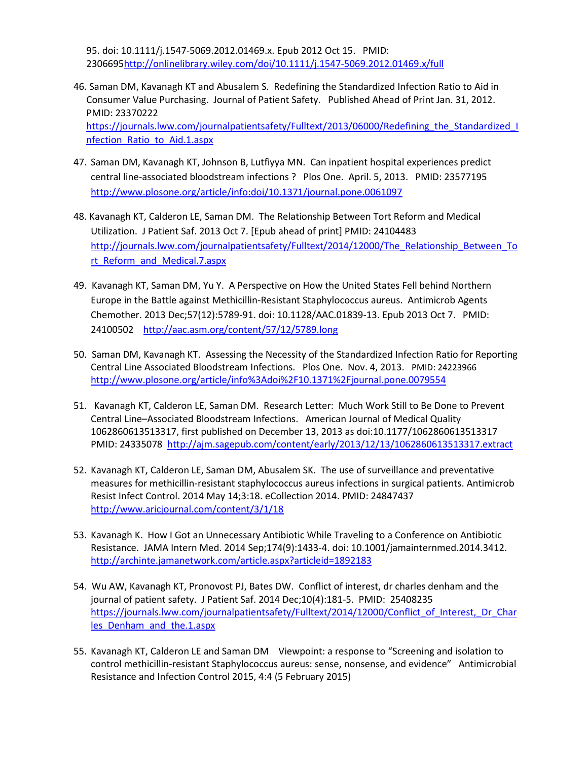95. doi: 10.1111/j.1547-5069.2012.01469.x. Epub 2012 Oct 15. PMID: 2306695http://onlinelibrary.wiley.com/doi/10.1111/j.1547-5069.2012.01469.x/full

46. Saman DM, Kavanagh KT and Abusalem S. Redefining the Standardized Infection Ratio to Aid in Consumer Value Purchasing. Journal of Patient Safety. Published Ahead of Print Jan. 31, 2012. PMID: 23370222 https://journals.lww.com/journalpatientsafety/Fulltext/2013/06000/Redefining_the_Standardized_Infection_Ratio_to_Aid.1.aspx

47. Saman DM, Kavanagh KT, Johnson B, Lutfiyya MN. Can inpatient hospital experiences predict central line-associated bloodstream infections ? Plos One. April. 5, 2013. PMID: 23577195 http://www.plosone.org/article/info:doi/10.1371/journal.pone.0061097

48. Kavanagh KT, Calderon LE, Saman DM. The Relationship Between Tort Reform and Medical Utilization. J Patient Saf. 2013 Oct 7. [Epub ahead of print] PMID: 24104483 http://journals.lww.com/journalpatientsafety/Fulltext/2014/12000/The_Relationship_Between_Tort_Reform_and_Medical.7.aspx

49. Kavanagh KT, Saman DM, Yu Y. A Perspective on How the United States Fell behind Northern Europe in the Battle against Methicillin-Resistant Staphylococcus aureus. Antimicrob Agents Chemother. 2013 Dec;57(12):5789-91. doi: 10.1128/AAC.01839-13. Epub 2013 Oct 7. PMID: 24100502 http://aac.asm.org/content/57/12/5789.long

50. Saman DM, Kavanagh KT. Assessing the Necessity of the Standardized Infection Ratio for Reporting Central Line Associated Bloodstream Infections. Plos One. Nov. 4, 2013. PMID: 24223966 http://www.plosone.org/article/info%3Adoi%2F10.1371%2Fjournal.pone.0079554

51. Kavanagh KT, Calderon LE, Saman DM. Research Letter: Much Work Still to Be Done to Prevent Central Line–Associated Bloodstream Infections. American Journal of Medical Quality 1062860613513317, first published on December 13, 2013 as doi:10.1177/1062860613513317 PMID: 24335078 http://ajm.sagepub.com/content/early/2013/12/13/1062860613513317.extract

52. Kavanagh KT, Calderon LE, Saman DM, Abusalem SK. The use of surveillance and preventative measures for methicillin-resistant staphylococcus aureus infections in surgical patients. Antimicrob Resist Infect Control. 2014 May 14;3:18. eCollection 2014. PMID: 24847437 http://www.aricjournal.com/content/3/1/18

53. Kavanagh K. How I Got an Unnecessary Antibiotic While Traveling to a Conference on Antibiotic Resistance. JAMA Intern Med. 2014 Sep;174(9):1433-4. doi: 10.1001/jamainternmed.2014.3412. http://archinte.jamanetwork.com/article.aspx?articleid=1892183

54. Wu AW, Kavanagh KT, Pronovost PJ, Bates DW. Conflict of interest, dr charles denham and the journal of patient safety. J Patient Saf. 2014 Dec;10(4):181-5. PMID: 25408235 https://journals.lww.com/journalpatientsafety/Fulltext/2014/12000/Conflict_of_Interest,_Dr_Charles_Denham_and_the.1.aspx

55. Kavanagh KT, Calderon LE and Saman DM Viewpoint: a response to "Screening and isolation to control methicillin-resistant Staphylococcus aureus: sense, nonsense, and evidence" Antimicrobial Resistance and Infection Control 2015, 4:4 (5 February 2015)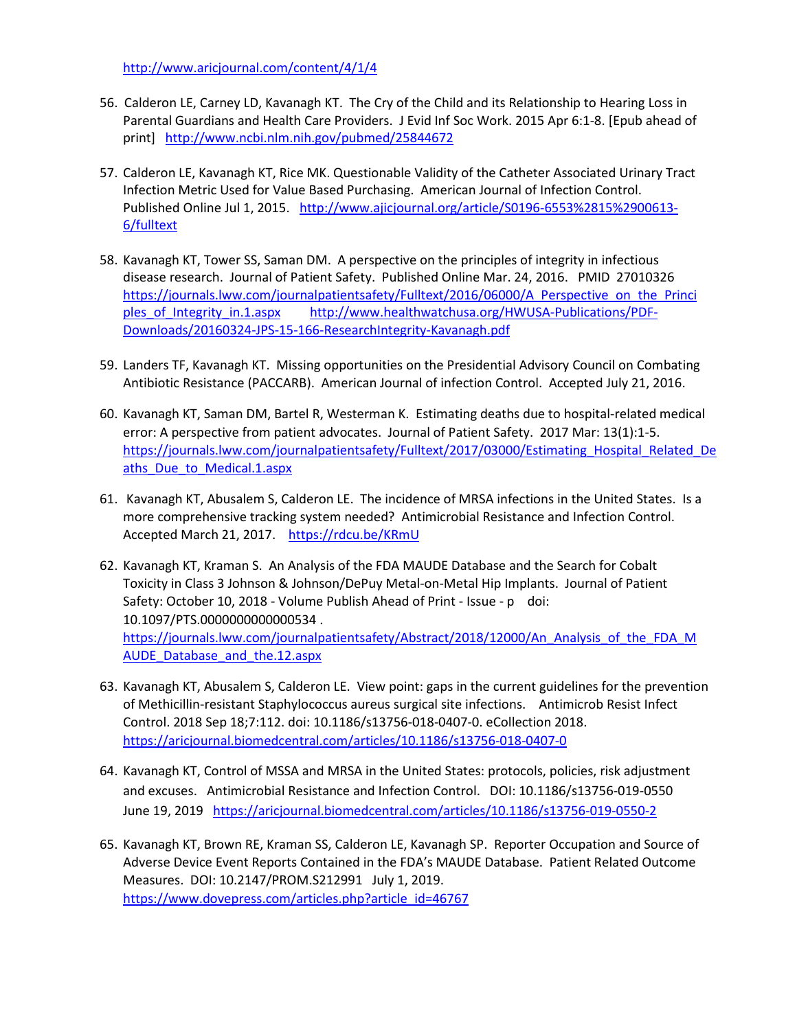http://www.aricjournal.com/content/4/1/4

56. Calderon LE, Carney LD, Kavanagh KT. The Cry of the Child and its Relationship to Hearing Loss in Parental Guardians and Health Care Providers. J Evid Inf Soc Work. 2015 Apr 6:1-8. [Epub ahead of print] http://www.ncbi.nlm.nih.gov/pubmed/25844672

57. Calderon LE, Kavanagh KT, Rice MK. Questionable Validity of the Catheter Associated Urinary Tract Infection Metric Used for Value Based Purchasing. American Journal of Infection Control. Published Online Jul 1, 2015. http://www.ajicjournal.org/article/S0196-6553%2815%2900613-6/fulltext

58. Kavanagh KT, Tower SS, Saman DM. A perspective on the principles of integrity in infectious disease research. Journal of Patient Safety. Published Online Mar. 24, 2016. PMID 27010326 https://journals.lww.com/journalpatientsafety/Fulltext/2016/06000/A_Perspective_on_the_Principles_of_Integrity_in.1.aspx http://www.healthwatchusa.org/HWUSA-Publications/PDF-Downloads/20160324-JPS-15-166-ResearchIntegrity-Kavanagh.pdf

59. Landers TF, Kavanagh KT. Missing opportunities on the Presidential Advisory Council on Combating Antibiotic Resistance (PACCARB). American Journal of infection Control. Accepted July 21, 2016.

60. Kavanagh KT, Saman DM, Bartel R, Westerman K. Estimating deaths due to hospital-related medical error: A perspective from patient advocates. Journal of Patient Safety. 2017 Mar: 13(1):1-5. https://journals.lww.com/journalpatientsafety/Fulltext/2017/03000/Estimating_Hospital_Related_Deaths_Due_to_Medical.1.aspx

61. Kavanagh KT, Abusalem S, Calderon LE. The incidence of MRSA infections in the United States. Is a more comprehensive tracking system needed? Antimicrobial Resistance and Infection Control. Accepted March 21, 2017. https://rdcu.be/KRmU

62. Kavanagh KT, Kraman S. An Analysis of the FDA MAUDE Database and the Search for Cobalt Toxicity in Class 3 Johnson & Johnson/DePuy Metal-on-Metal Hip Implants. Journal of Patient Safety: October 10, 2018 - Volume Publish Ahead of Print - Issue - p doi: 10.1097/PTS.0000000000000534 . https://journals.lww.com/journalpatientsafety/Abstract/2018/12000/An_Analysis_of_the_FDA_MAUDE_Database_and_the.12.aspx

63. Kavanagh KT, Abusalem S, Calderon LE. View point: gaps in the current guidelines for the prevention of Methicillin-resistant Staphylococcus aureus surgical site infections. Antimicrob Resist Infect Control. 2018 Sep 18;7:112. doi: 10.1186/s13756-018-0407-0. eCollection 2018. https://aricjournal.biomedcentral.com/articles/10.1186/s13756-018-0407-0

64. Kavanagh KT, Control of MSSA and MRSA in the United States: protocols, policies, risk adjustment and excuses. Antimicrobial Resistance and Infection Control. DOI: 10.1186/s13756-019-0550 June 19, 2019 https://aricjournal.biomedcentral.com/articles/10.1186/s13756-019-0550-2

65. Kavanagh KT, Brown RE, Kraman SS, Calderon LE, Kavanagh SP. Reporter Occupation and Source of Adverse Device Event Reports Contained in the FDA's MAUDE Database. Patient Related Outcome Measures. DOI: 10.2147/PROM.S212991 July 1, 2019. https://www.dovepress.com/articles.php?article_id=46767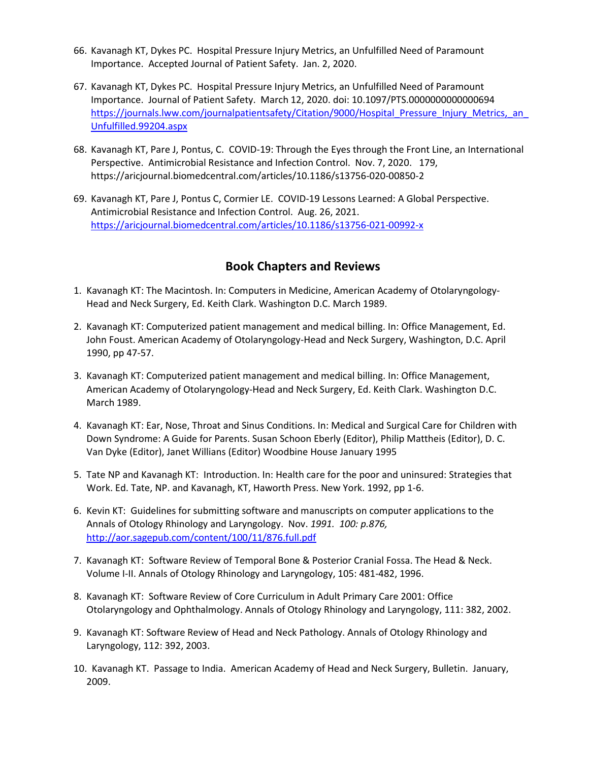66. Kavanagh KT, Dykes PC. Hospital Pressure Injury Metrics, an Unfulfilled Need of Paramount Importance. Accepted Journal of Patient Safety. Jan. 2, 2020.

67. Kavanagh KT, Dykes PC. Hospital Pressure Injury Metrics, an Unfulfilled Need of Paramount Importance. Journal of Patient Safety. March 12, 2020. doi: 10.1097/PTS.0000000000000694 https://journals.lww.com/journalpatientsafety/Citation/9000/Hospital_Pressure_Injury_Metrics,_an_Unfulfilled.99204.aspx

68. Kavanagh KT, Pare J, Pontus, C. COVID-19: Through the Eyes through the Front Line, an International Perspective. Antimicrobial Resistance and Infection Control. Nov. 7, 2020. 179, https://aricjournal.biomedcentral.com/articles/10.1186/s13756-020-00850-2

69. Kavanagh KT, Pare J, Pontus C, Cormier LE. COVID-19 Lessons Learned: A Global Perspective. Antimicrobial Resistance and Infection Control. Aug. 26, 2021. https://aricjournal.biomedcentral.com/articles/10.1186/s13756-021-00992-x

## Book Chapters and Reviews

1. Kavanagh KT: The Macintosh. In: Computers in Medicine, American Academy of Otolaryngology-Head and Neck Surgery, Ed. Keith Clark. Washington D.C. March 1989.

2. Kavanagh KT: Computerized patient management and medical billing. In: Office Management, Ed. John Foust. American Academy of Otolaryngology-Head and Neck Surgery, Washington, D.C. April 1990, pp 47-57.

3. Kavanagh KT: Computerized patient management and medical billing. In: Office Management, American Academy of Otolaryngology-Head and Neck Surgery, Ed. Keith Clark. Washington D.C. March 1989.

4. Kavanagh KT: Ear, Nose, Throat and Sinus Conditions. In: Medical and Surgical Care for Children with Down Syndrome: A Guide for Parents. Susan Schoon Eberly (Editor), Philip Mattheis (Editor), D. C. Van Dyke (Editor), Janet Willians (Editor) Woodbine House January 1995

5. Tate NP and Kavanagh KT: Introduction. In: Health care for the poor and uninsured: Strategies that Work. Ed. Tate, NP. and Kavanagh, KT, Haworth Press. New York. 1992, pp 1-6.

6. Kevin KT: Guidelines for submitting software and manuscripts on computer applications to the Annals of Otology Rhinology and Laryngology. Nov. *1991. 100: p.876,* http://aor.sagepub.com/content/100/11/876.full.pdf

7. Kavanagh KT: Software Review of Temporal Bone & Posterior Cranial Fossa. The Head & Neck. Volume I-II. Annals of Otology Rhinology and Laryngology, 105: 481-482, 1996.

8. Kavanagh KT: Software Review of Core Curriculum in Adult Primary Care 2001: Office Otolaryngology and Ophthalmology. Annals of Otology Rhinology and Laryngology, 111: 382, 2002.

9. Kavanagh KT: Software Review of Head and Neck Pathology. Annals of Otology Rhinology and Laryngology, 112: 392, 2003.

10. Kavanagh KT. Passage to India. American Academy of Head and Neck Surgery, Bulletin. January, 2009.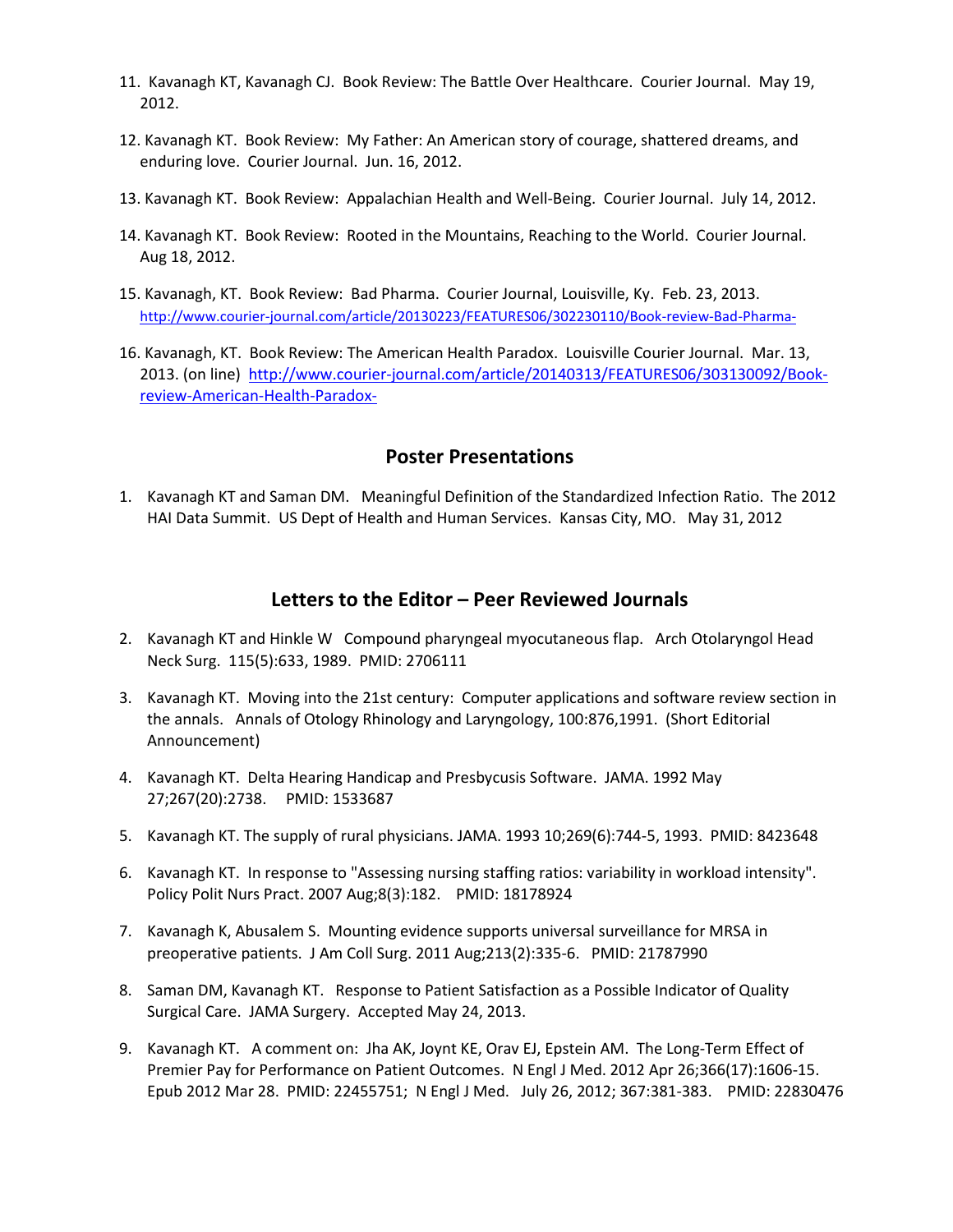11. Kavanagh KT, Kavanagh CJ. Book Review: The Battle Over Healthcare. Courier Journal. May 19, 2012.

12. Kavanagh KT. Book Review: My Father: An American story of courage, shattered dreams, and enduring love. Courier Journal. Jun. 16, 2012.

13. Kavanagh KT. Book Review: Appalachian Health and Well-Being. Courier Journal. July 14, 2012.

14. Kavanagh KT. Book Review: Rooted in the Mountains, Reaching to the World. Courier Journal. Aug 18, 2012.

15. Kavanagh, KT. Book Review: Bad Pharma. Courier Journal, Louisville, Ky. Feb. 23, 2013. http://www.courier-journal.com/article/20130223/FEATURES06/302230110/Book-review-Bad-Pharma-

16. Kavanagh, KT. Book Review: The American Health Paradox. Louisville Courier Journal. Mar. 13, 2013. (on line) http://www.courier-journal.com/article/20140313/FEATURES06/303130092/Book-review-American-Health-Paradox-

## Poster Presentations

1. Kavanagh KT and Saman DM. Meaningful Definition of the Standardized Infection Ratio. The 2012 HAI Data Summit. US Dept of Health and Human Services. Kansas City, MO. May 31, 2012

## Letters to the Editor – Peer Reviewed Journals

2. Kavanagh KT and Hinkle W Compound pharyngeal myocutaneous flap. Arch Otolaryngol Head Neck Surg. 115(5):633, 1989. PMID: 2706111

3. Kavanagh KT. Moving into the 21st century: Computer applications and software review section in the annals. Annals of Otology Rhinology and Laryngology, 100:876,1991. (Short Editorial Announcement)

4. Kavanagh KT. Delta Hearing Handicap and Presbycusis Software. JAMA. 1992 May 27;267(20):2738. PMID: 1533687

5. Kavanagh KT. The supply of rural physicians. JAMA. 1993 10;269(6):744-5, 1993. PMID: 8423648

6. Kavanagh KT. In response to "Assessing nursing staffing ratios: variability in workload intensity". Policy Polit Nurs Pract. 2007 Aug;8(3):182. PMID: 18178924

7. Kavanagh K, Abusalem S. Mounting evidence supports universal surveillance for MRSA in preoperative patients. J Am Coll Surg. 2011 Aug;213(2):335-6. PMID: 21787990

8. Saman DM, Kavanagh KT. Response to Patient Satisfaction as a Possible Indicator of Quality Surgical Care. JAMA Surgery. Accepted May 24, 2013.

9. Kavanagh KT. A comment on: Jha AK, Joynt KE, Orav EJ, Epstein AM. The Long-Term Effect of Premier Pay for Performance on Patient Outcomes. N Engl J Med. 2012 Apr 26;366(17):1606-15. Epub 2012 Mar 28. PMID: 22455751; N Engl J Med. July 26, 2012; 367:381-383. PMID: 22830476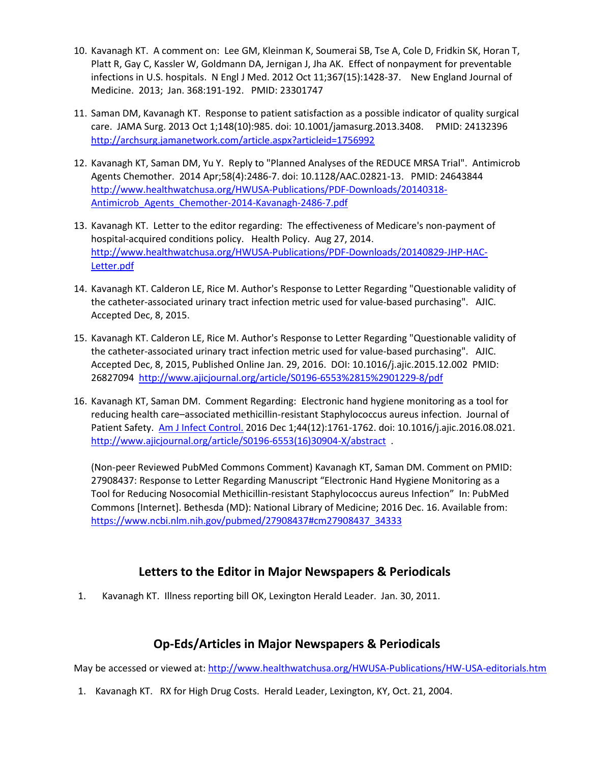10. Kavanagh KT. A comment on: Lee GM, Kleinman K, Soumerai SB, Tse A, Cole D, Fridkin SK, Horan T, Platt R, Gay C, Kassler W, Goldmann DA, Jernigan J, Jha AK. Effect of nonpayment for preventable infections in U.S. hospitals. N Engl J Med. 2012 Oct 11;367(15):1428-37. New England Journal of Medicine. 2013; Jan. 368:191-192. PMID: 23301747

11. Saman DM, Kavanagh KT. Response to patient satisfaction as a possible indicator of quality surgical care. JAMA Surg. 2013 Oct 1;148(10):985. doi: 10.1001/jamasurg.2013.3408. PMID: 24132396 http://archsurg.jamanetwork.com/article.aspx?articleid=1756992

12. Kavanagh KT, Saman DM, Yu Y. Reply to "Planned Analyses of the REDUCE MRSA Trial". Antimicrob Agents Chemother. 2014 Apr;58(4):2486-7. doi: 10.1128/AAC.02821-13. PMID: 24643844 http://www.healthwatchusa.org/HWUSA-Publications/PDF-Downloads/20140318-Antimicrob_Agents_Chemother-2014-Kavanagh-2486-7.pdf

13. Kavanagh KT. Letter to the editor regarding: The effectiveness of Medicare's non-payment of hospital-acquired conditions policy. Health Policy. Aug 27, 2014. http://www.healthwatchusa.org/HWUSA-Publications/PDF-Downloads/20140829-JHP-HAC-Letter.pdf

14. Kavanagh KT. Calderon LE, Rice M. Author's Response to Letter Regarding "Questionable validity of the catheter-associated urinary tract infection metric used for value-based purchasing". AJIC. Accepted Dec, 8, 2015.

15. Kavanagh KT. Calderon LE, Rice M. Author's Response to Letter Regarding "Questionable validity of the catheter-associated urinary tract infection metric used for value-based purchasing". AJIC. Accepted Dec, 8, 2015, Published Online Jan. 29, 2016. DOI: 10.1016/j.ajic.2015.12.002 PMID: 26827094 http://www.ajicjournal.org/article/S0196-6553%2815%2901229-8/pdf

16. Kavanagh KT, Saman DM. Comment Regarding: Electronic hand hygiene monitoring as a tool for reducing health care–associated methicillin-resistant Staphylococcus aureus infection. Journal of Patient Safety. Am J Infect Control. 2016 Dec 1;44(12):1761-1762. doi: 10.1016/j.ajic.2016.08.021. http://www.ajicjournal.org/article/S0196-6553(16)30904-X/abstract .

    (Non-peer Reviewed PubMed Commons Comment) Kavanagh KT, Saman DM. Comment on PMID: 27908437: Response to Letter Regarding Manuscript "Electronic Hand Hygiene Monitoring as a Tool for Reducing Nosocomial Methicillin-resistant Staphylococcus aureus Infection" In: PubMed Commons [Internet]. Bethesda (MD): National Library of Medicine; 2016 Dec. 16. Available from: https://www.ncbi.nlm.nih.gov/pubmed/27908437#cm27908437_34333

## Letters to the Editor in Major Newspapers & Periodicals

1. Kavanagh KT. Illness reporting bill OK, Lexington Herald Leader. Jan. 30, 2011.

## Op-Eds/Articles in Major Newspapers & Periodicals

May be accessed or viewed at: http://www.healthwatchusa.org/HWUSA-Publications/HW-USA-editorials.htm

1. Kavanagh KT. RX for High Drug Costs. Herald Leader, Lexington, KY, Oct. 21, 2004.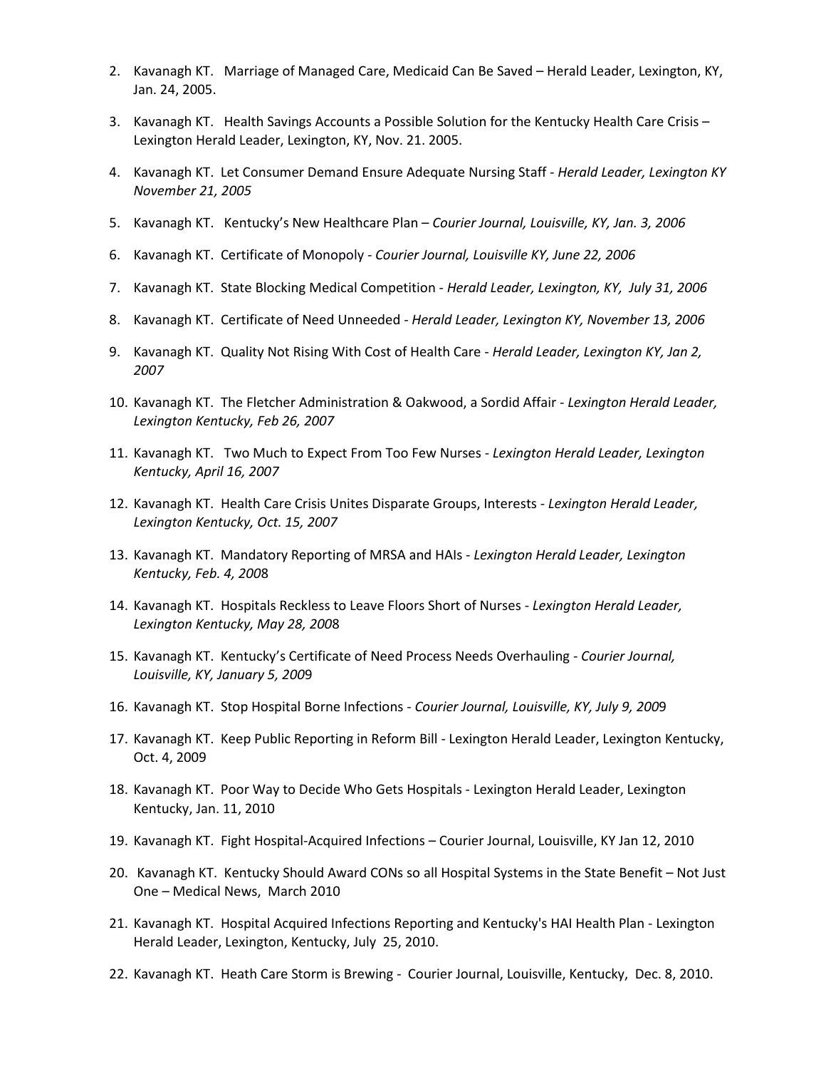2. Kavanagh KT. Marriage of Managed Care, Medicaid Can Be Saved – Herald Leader, Lexington, KY, Jan. 24, 2005.

3. Kavanagh KT. Health Savings Accounts a Possible Solution for the Kentucky Health Care Crisis – Lexington Herald Leader, Lexington, KY, Nov. 21. 2005.

4. Kavanagh KT. Let Consumer Demand Ensure Adequate Nursing Staff - *Herald Leader, Lexington KY November 21, 2005*

5. Kavanagh KT. Kentucky's New Healthcare Plan – *Courier Journal, Louisville, KY, Jan. 3, 2006*

6. Kavanagh KT. Certificate of Monopoly - *Courier Journal, Louisville KY, June 22, 2006*

7. Kavanagh KT. State Blocking Medical Competition - *Herald Leader, Lexington, KY, July 31, 2006*

8. Kavanagh KT. Certificate of Need Unneeded - *Herald Leader, Lexington KY, November 13, 2006*

9. Kavanagh KT. Quality Not Rising With Cost of Health Care - *Herald Leader, Lexington KY, Jan 2, 2007*

10. Kavanagh KT. The Fletcher Administration & Oakwood, a Sordid Affair - *Lexington Herald Leader, Lexington Kentucky, Feb 26, 2007*

11. Kavanagh KT. Two Much to Expect From Too Few Nurses - *Lexington Herald Leader, Lexington Kentucky, April 16, 2007*

12. Kavanagh KT. Health Care Crisis Unites Disparate Groups, Interests - *Lexington Herald Leader, Lexington Kentucky, Oct. 15, 2007*

13. Kavanagh KT. Mandatory Reporting of MRSA and HAIs - *Lexington Herald Leader, Lexington Kentucky, Feb. 4, 200*8

14. Kavanagh KT. Hospitals Reckless to Leave Floors Short of Nurses - *Lexington Herald Leader, Lexington Kentucky, May 28, 200*8

15. Kavanagh KT. Kentucky's Certificate of Need Process Needs Overhauling - *Courier Journal, Louisville, KY, January 5, 200*9

16. Kavanagh KT. Stop Hospital Borne Infections - *Courier Journal, Louisville, KY, July 9, 200*9

17. Kavanagh KT. Keep Public Reporting in Reform Bill - Lexington Herald Leader, Lexington Kentucky, Oct. 4, 2009

18. Kavanagh KT. Poor Way to Decide Who Gets Hospitals - Lexington Herald Leader, Lexington Kentucky, Jan. 11, 2010

19. Kavanagh KT. Fight Hospital-Acquired Infections – Courier Journal, Louisville, KY Jan 12, 2010

20. Kavanagh KT. Kentucky Should Award CONs so all Hospital Systems in the State Benefit – Not Just One – Medical News, March 2010

21. Kavanagh KT. Hospital Acquired Infections Reporting and Kentucky's HAI Health Plan - Lexington Herald Leader, Lexington, Kentucky, July 25, 2010.

22. Kavanagh KT. Heath Care Storm is Brewing - Courier Journal, Louisville, Kentucky, Dec. 8, 2010.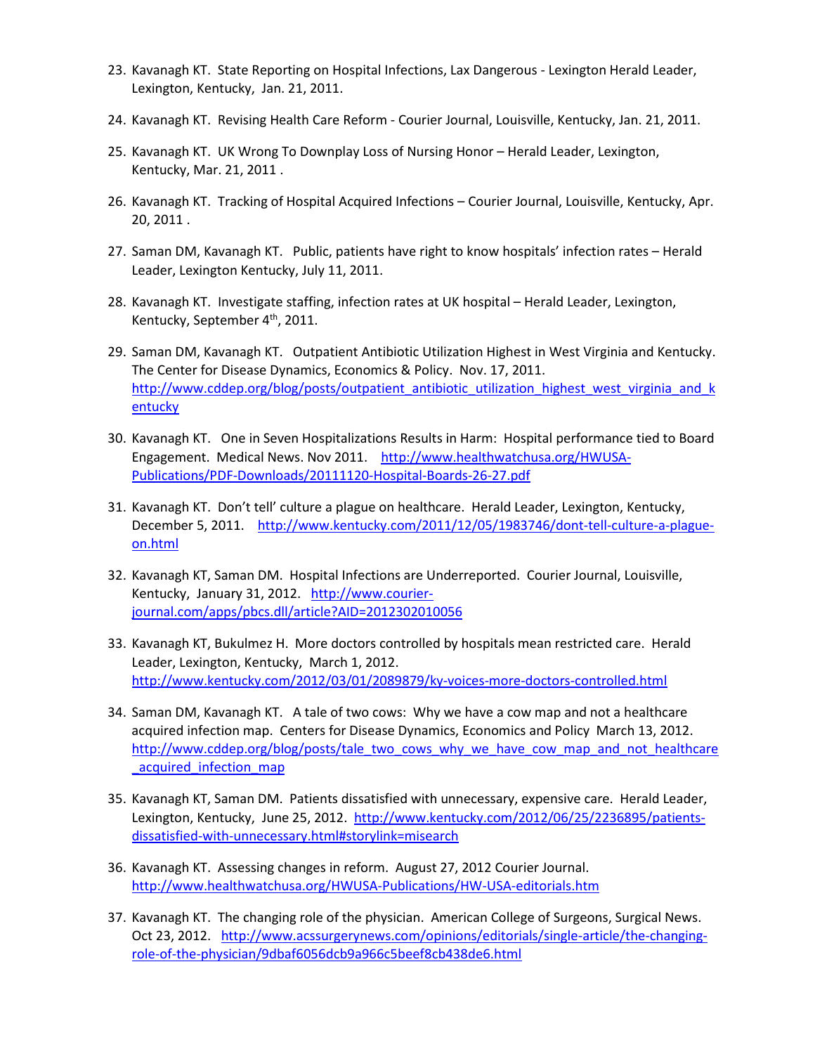23. Kavanagh KT. State Reporting on Hospital Infections, Lax Dangerous - Lexington Herald Leader, Lexington, Kentucky, Jan. 21, 2011.

24. Kavanagh KT. Revising Health Care Reform - Courier Journal, Louisville, Kentucky, Jan. 21, 2011.

25. Kavanagh KT. UK Wrong To Downplay Loss of Nursing Honor – Herald Leader, Lexington, Kentucky, Mar. 21, 2011 .

26. Kavanagh KT. Tracking of Hospital Acquired Infections – Courier Journal, Louisville, Kentucky, Apr. 20, 2011 .

27. Saman DM, Kavanagh KT. Public, patients have right to know hospitals' infection rates – Herald Leader, Lexington Kentucky, July 11, 2011.

28. Kavanagh KT. Investigate staffing, infection rates at UK hospital – Herald Leader, Lexington, Kentucky, September 4th, 2011.

29. Saman DM, Kavanagh KT. Outpatient Antibiotic Utilization Highest in West Virginia and Kentucky. The Center for Disease Dynamics, Economics & Policy. Nov. 17, 2011. http://www.cddep.org/blog/posts/outpatient_antibiotic_utilization_highest_west_virginia_and_kentucky

30. Kavanagh KT. One in Seven Hospitalizations Results in Harm: Hospital performance tied to Board Engagement. Medical News. Nov 2011. http://www.healthwatchusa.org/HWUSA-Publications/PDF-Downloads/20111120-Hospital-Boards-26-27.pdf

31. Kavanagh KT. Don't tell' culture a plague on healthcare. Herald Leader, Lexington, Kentucky, December 5, 2011. http://www.kentucky.com/2011/12/05/1983746/dont-tell-culture-a-plague-on.html

32. Kavanagh KT, Saman DM. Hospital Infections are Underreported. Courier Journal, Louisville, Kentucky, January 31, 2012. http://www.courier-journal.com/apps/pbcs.dll/article?AID=2012302010056

33. Kavanagh KT, Bukulmez H. More doctors controlled by hospitals mean restricted care. Herald Leader, Lexington, Kentucky, March 1, 2012. http://www.kentucky.com/2012/03/01/2089879/ky-voices-more-doctors-controlled.html

34. Saman DM, Kavanagh KT. A tale of two cows: Why we have a cow map and not a healthcare acquired infection map. Centers for Disease Dynamics, Economics and Policy March 13, 2012. http://www.cddep.org/blog/posts/tale_two_cows_why_we_have_cow_map_and_not_healthcare_acquired_infection_map

35. Kavanagh KT, Saman DM. Patients dissatisfied with unnecessary, expensive care. Herald Leader, Lexington, Kentucky, June 25, 2012. http://www.kentucky.com/2012/06/25/2236895/patients-dissatisfied-with-unnecessary.html#storylink=misearch

36. Kavanagh KT. Assessing changes in reform. August 27, 2012 Courier Journal. http://www.healthwatchusa.org/HWUSA-Publications/HW-USA-editorials.htm

37. Kavanagh KT. The changing role of the physician. American College of Surgeons, Surgical News. Oct 23, 2012. http://www.acssurgerynews.com/opinions/editorials/single-article/the-changing-role-of-the-physician/9dbaf6056dcb9a966c5beef8cb438de6.html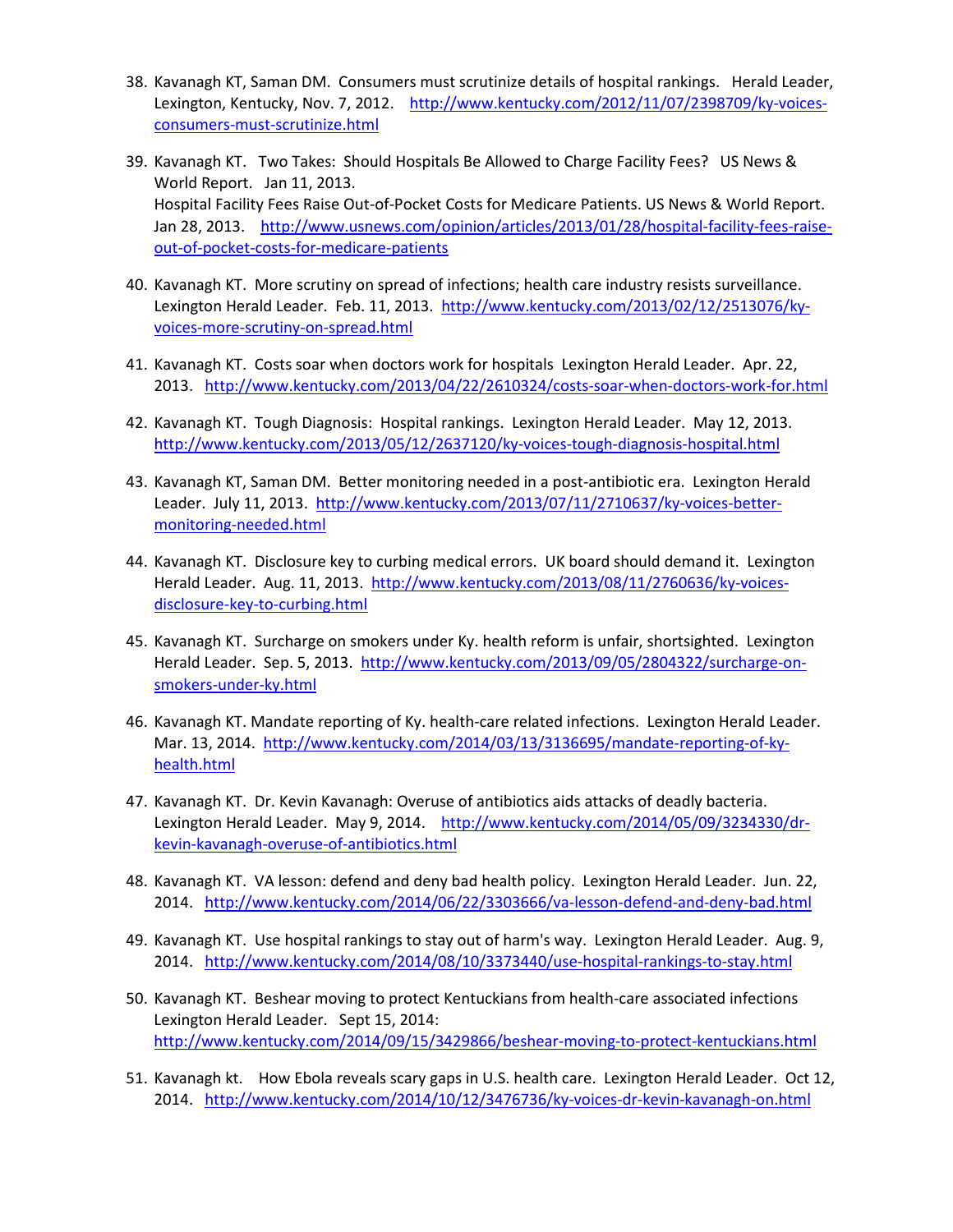38. Kavanagh KT, Saman DM. Consumers must scrutinize details of hospital rankings. Herald Leader, Lexington, Kentucky, Nov. 7, 2012. http://www.kentucky.com/2012/11/07/2398709/ky-voices-consumers-must-scrutinize.html

39. Kavanagh KT. Two Takes: Should Hospitals Be Allowed to Charge Facility Fees? US News & World Report. Jan 11, 2013.
Hospital Facility Fees Raise Out-of-Pocket Costs for Medicare Patients. US News & World Report. Jan 28, 2013. http://www.usnews.com/opinion/articles/2013/01/28/hospital-facility-fees-raise-out-of-pocket-costs-for-medicare-patients

40. Kavanagh KT. More scrutiny on spread of infections; health care industry resists surveillance. Lexington Herald Leader. Feb. 11, 2013. http://www.kentucky.com/2013/02/12/2513076/ky-voices-more-scrutiny-on-spread.html

41. Kavanagh KT. Costs soar when doctors work for hospitals Lexington Herald Leader. Apr. 22, 2013. http://www.kentucky.com/2013/04/22/2610324/costs-soar-when-doctors-work-for.html

42. Kavanagh KT. Tough Diagnosis: Hospital rankings. Lexington Herald Leader. May 12, 2013. http://www.kentucky.com/2013/05/12/2637120/ky-voices-tough-diagnosis-hospital.html

43. Kavanagh KT, Saman DM. Better monitoring needed in a post-antibiotic era. Lexington Herald Leader. July 11, 2013. http://www.kentucky.com/2013/07/11/2710637/ky-voices-better-monitoring-needed.html

44. Kavanagh KT. Disclosure key to curbing medical errors. UK board should demand it. Lexington Herald Leader. Aug. 11, 2013. http://www.kentucky.com/2013/08/11/2760636/ky-voices-disclosure-key-to-curbing.html

45. Kavanagh KT. Surcharge on smokers under Ky. health reform is unfair, shortsighted. Lexington Herald Leader. Sep. 5, 2013. http://www.kentucky.com/2013/09/05/2804322/surcharge-on-smokers-under-ky.html

46. Kavanagh KT. Mandate reporting of Ky. health-care related infections. Lexington Herald Leader. Mar. 13, 2014. http://www.kentucky.com/2014/03/13/3136695/mandate-reporting-of-ky-health.html

47. Kavanagh KT. Dr. Kevin Kavanagh: Overuse of antibiotics aids attacks of deadly bacteria. Lexington Herald Leader. May 9, 2014. http://www.kentucky.com/2014/05/09/3234330/dr-kevin-kavanagh-overuse-of-antibiotics.html

48. Kavanagh KT. VA lesson: defend and deny bad health policy. Lexington Herald Leader. Jun. 22, 2014. http://www.kentucky.com/2014/06/22/3303666/va-lesson-defend-and-deny-bad.html

49. Kavanagh KT. Use hospital rankings to stay out of harm's way. Lexington Herald Leader. Aug. 9, 2014. http://www.kentucky.com/2014/08/10/3373440/use-hospital-rankings-to-stay.html

50. Kavanagh KT. Beshear moving to protect Kentuckians from health-care associated infections Lexington Herald Leader. Sept 15, 2014: http://www.kentucky.com/2014/09/15/3429866/beshear-moving-to-protect-kentuckians.html

51. Kavanagh kt. How Ebola reveals scary gaps in U.S. health care. Lexington Herald Leader. Oct 12, 2014. http://www.kentucky.com/2014/10/12/3476736/ky-voices-dr-kevin-kavanagh-on.html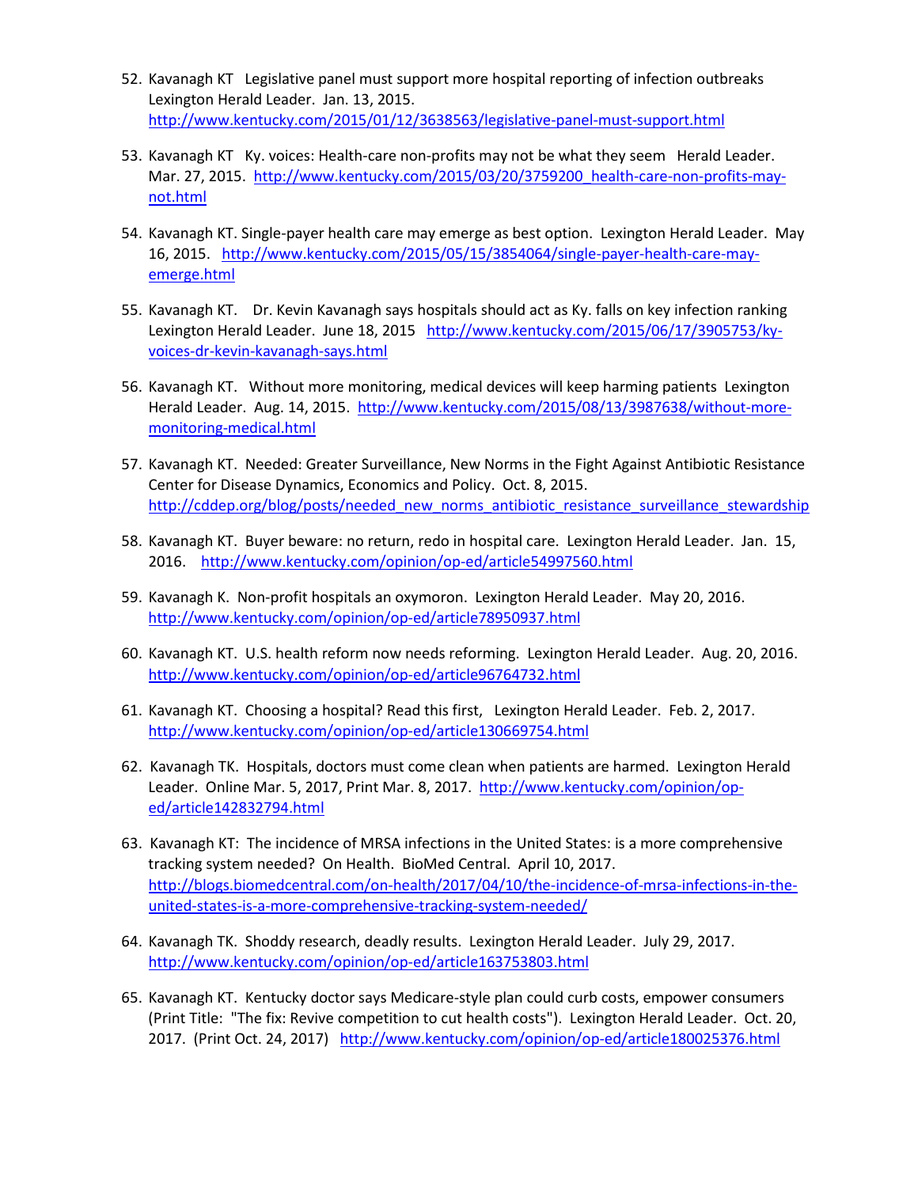52. Kavanagh KT Legislative panel must support more hospital reporting of infection outbreaks Lexington Herald Leader. Jan. 13, 2015. http://www.kentucky.com/2015/01/12/3638563/legislative-panel-must-support.html

53. Kavanagh KT Ky. voices: Health-care non-profits may not be what they seem Herald Leader. Mar. 27, 2015. http://www.kentucky.com/2015/03/20/3759200_health-care-non-profits-may-not.html

54. Kavanagh KT. Single-payer health care may emerge as best option. Lexington Herald Leader. May 16, 2015. http://www.kentucky.com/2015/05/15/3854064/single-payer-health-care-may-emerge.html

55. Kavanagh KT. Dr. Kevin Kavanagh says hospitals should act as Ky. falls on key infection ranking Lexington Herald Leader. June 18, 2015 http://www.kentucky.com/2015/06/17/3905753/ky-voices-dr-kevin-kavanagh-says.html

56. Kavanagh KT. Without more monitoring, medical devices will keep harming patients Lexington Herald Leader. Aug. 14, 2015. http://www.kentucky.com/2015/08/13/3987638/without-more-monitoring-medical.html

57. Kavanagh KT. Needed: Greater Surveillance, New Norms in the Fight Against Antibiotic Resistance Center for Disease Dynamics, Economics and Policy. Oct. 8, 2015. http://cddep.org/blog/posts/needed_new_norms_antibiotic_resistance_surveillance_stewardship

58. Kavanagh KT. Buyer beware: no return, redo in hospital care. Lexington Herald Leader. Jan. 15, 2016. http://www.kentucky.com/opinion/op-ed/article54997560.html

59. Kavanagh K. Non-profit hospitals an oxymoron. Lexington Herald Leader. May 20, 2016. http://www.kentucky.com/opinion/op-ed/article78950937.html

60. Kavanagh KT. U.S. health reform now needs reforming. Lexington Herald Leader. Aug. 20, 2016. http://www.kentucky.com/opinion/op-ed/article96764732.html

61. Kavanagh KT. Choosing a hospital? Read this first, Lexington Herald Leader. Feb. 2, 2017. http://www.kentucky.com/opinion/op-ed/article130669754.html

62. Kavanagh TK. Hospitals, doctors must come clean when patients are harmed. Lexington Herald Leader. Online Mar. 5, 2017, Print Mar. 8, 2017. http://www.kentucky.com/opinion/op-ed/article142832794.html

63. Kavanagh KT: The incidence of MRSA infections in the United States: is a more comprehensive tracking system needed? On Health. BioMed Central. April 10, 2017. http://blogs.biomedcentral.com/on-health/2017/04/10/the-incidence-of-mrsa-infections-in-the-united-states-is-a-more-comprehensive-tracking-system-needed/

64. Kavanagh TK. Shoddy research, deadly results. Lexington Herald Leader. July 29, 2017. http://www.kentucky.com/opinion/op-ed/article163753803.html

65. Kavanagh KT. Kentucky doctor says Medicare-style plan could curb costs, empower consumers (Print Title: "The fix: Revive competition to cut health costs"). Lexington Herald Leader. Oct. 20, 2017. (Print Oct. 24, 2017) http://www.kentucky.com/opinion/op-ed/article180025376.html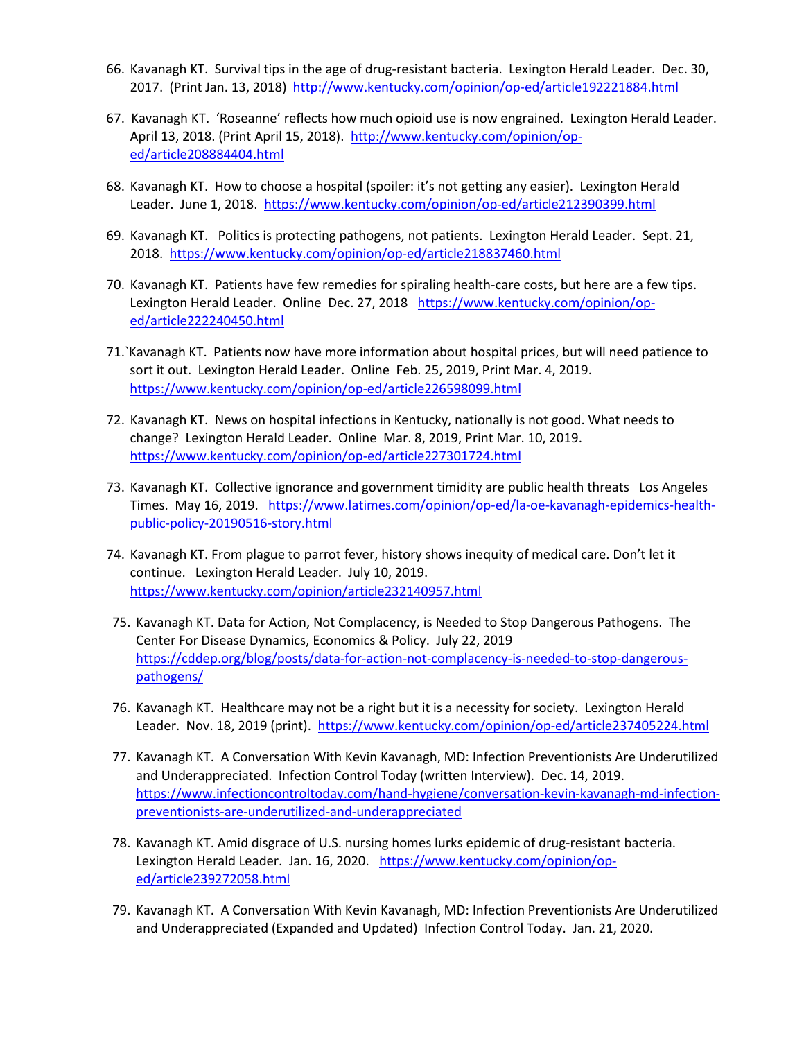66. Kavanagh KT. Survival tips in the age of drug-resistant bacteria. Lexington Herald Leader. Dec. 30, 2017. (Print Jan. 13, 2018) http://www.kentucky.com/opinion/op-ed/article192221884.html

67. Kavanagh KT. 'Roseanne' reflects how much opioid use is now engrained. Lexington Herald Leader. April 13, 2018. (Print April 15, 2018). http://www.kentucky.com/opinion/op-ed/article208884404.html

68. Kavanagh KT. How to choose a hospital (spoiler: it's not getting any easier). Lexington Herald Leader. June 1, 2018. https://www.kentucky.com/opinion/op-ed/article212390399.html

69. Kavanagh KT. Politics is protecting pathogens, not patients. Lexington Herald Leader. Sept. 21, 2018. https://www.kentucky.com/opinion/op-ed/article218837460.html

70. Kavanagh KT. Patients have few remedies for spiraling health-care costs, but here are a few tips. Lexington Herald Leader. Online Dec. 27, 2018 https://www.kentucky.com/opinion/op-ed/article222240450.html

71. `Kavanagh KT. Patients now have more information about hospital prices, but will need patience to sort it out. Lexington Herald Leader. Online Feb. 25, 2019, Print Mar. 4, 2019. https://www.kentucky.com/opinion/op-ed/article226598099.html

72. Kavanagh KT. News on hospital infections in Kentucky, nationally is not good. What needs to change? Lexington Herald Leader. Online Mar. 8, 2019, Print Mar. 10, 2019. https://www.kentucky.com/opinion/op-ed/article227301724.html

73. Kavanagh KT. Collective ignorance and government timidity are public health threats Los Angeles Times. May 16, 2019. https://www.latimes.com/opinion/op-ed/la-oe-kavanagh-epidemics-health-public-policy-20190516-story.html

74. Kavanagh KT. From plague to parrot fever, history shows inequity of medical care. Don't let it continue. Lexington Herald Leader. July 10, 2019. https://www.kentucky.com/opinion/article232140957.html

75. Kavanagh KT. Data for Action, Not Complacency, is Needed to Stop Dangerous Pathogens. The Center For Disease Dynamics, Economics & Policy. July 22, 2019 https://cddep.org/blog/posts/data-for-action-not-complacency-is-needed-to-stop-dangerous-pathogens/

76. Kavanagh KT. Healthcare may not be a right but it is a necessity for society. Lexington Herald Leader. Nov. 18, 2019 (print). https://www.kentucky.com/opinion/op-ed/article237405224.html

77. Kavanagh KT. A Conversation With Kevin Kavanagh, MD: Infection Preventionists Are Underutilized and Underappreciated. Infection Control Today (written Interview). Dec. 14, 2019. https://www.infectioncontroltoday.com/hand-hygiene/conversation-kevin-kavanagh-md-infection-preventionists-are-underutilized-and-underappreciated

78. Kavanagh KT. Amid disgrace of U.S. nursing homes lurks epidemic of drug-resistant bacteria. Lexington Herald Leader. Jan. 16, 2020. https://www.kentucky.com/opinion/op-ed/article239272058.html

79. Kavanagh KT. A Conversation With Kevin Kavanagh, MD: Infection Preventionists Are Underutilized and Underappreciated (Expanded and Updated) Infection Control Today. Jan. 21, 2020.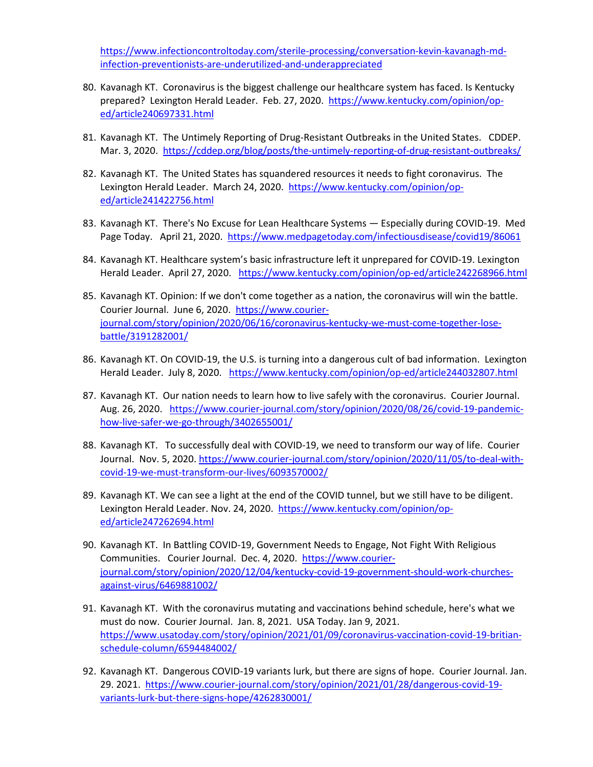https://www.infectioncontroltoday.com/sterile-processing/conversation-kevin-kavanagh-md-infection-preventionists-are-underutilized-and-underappreciated

80. Kavanagh KT. Coronavirus is the biggest challenge our healthcare system has faced. Is Kentucky prepared? Lexington Herald Leader. Feb. 27, 2020. https://www.kentucky.com/opinion/op-ed/article240697331.html

81. Kavanagh KT. The Untimely Reporting of Drug-Resistant Outbreaks in the United States. CDDEP. Mar. 3, 2020. https://cddep.org/blog/posts/the-untimely-reporting-of-drug-resistant-outbreaks/

82. Kavanagh KT. The United States has squandered resources it needs to fight coronavirus. The Lexington Herald Leader. March 24, 2020. https://www.kentucky.com/opinion/op-ed/article241422756.html

83. Kavanagh KT. There's No Excuse for Lean Healthcare Systems — Especially during COVID-19. Med Page Today. April 21, 2020. https://www.medpagetoday.com/infectiousdisease/covid19/86061

84. Kavanagh KT. Healthcare system's basic infrastructure left it unprepared for COVID-19. Lexington Herald Leader. April 27, 2020. https://www.kentucky.com/opinion/op-ed/article242268966.html

85. Kavanagh KT. Opinion: If we don't come together as a nation, the coronavirus will win the battle. Courier Journal. June 6, 2020. https://www.courier-journal.com/story/opinion/2020/06/16/coronavirus-kentucky-we-must-come-together-lose-battle/3191282001/

86. Kavanagh KT. On COVID-19, the U.S. is turning into a dangerous cult of bad information. Lexington Herald Leader. July 8, 2020. https://www.kentucky.com/opinion/op-ed/article244032807.html

87. Kavanagh KT. Our nation needs to learn how to live safely with the coronavirus. Courier Journal. Aug. 26, 2020. https://www.courier-journal.com/story/opinion/2020/08/26/covid-19-pandemic-how-live-safer-we-go-through/3402655001/

88. Kavanagh KT. To successfully deal with COVID-19, we need to transform our way of life. Courier Journal. Nov. 5, 2020. https://www.courier-journal.com/story/opinion/2020/11/05/to-deal-with-covid-19-we-must-transform-our-lives/6093570002/

89. Kavanagh KT. We can see a light at the end of the COVID tunnel, but we still have to be diligent. Lexington Herald Leader. Nov. 24, 2020. https://www.kentucky.com/opinion/op-ed/article247262694.html

90. Kavanagh KT. In Battling COVID-19, Government Needs to Engage, Not Fight With Religious Communities. Courier Journal. Dec. 4, 2020. https://www.courier-journal.com/story/opinion/2020/12/04/kentucky-covid-19-government-should-work-churches-against-virus/6469881002/

91. Kavanagh KT. With the coronavirus mutating and vaccinations behind schedule, here's what we must do now. Courier Journal. Jan. 8, 2021. USA Today. Jan 9, 2021. https://www.usatoday.com/story/opinion/2021/01/09/coronavirus-vaccination-covid-19-britian-schedule-column/6594484002/

92. Kavanagh KT. Dangerous COVID-19 variants lurk, but there are signs of hope. Courier Journal. Jan. 29. 2021. https://www.courier-journal.com/story/opinion/2021/01/28/dangerous-covid-19-variants-lurk-but-there-signs-hope/4262830001/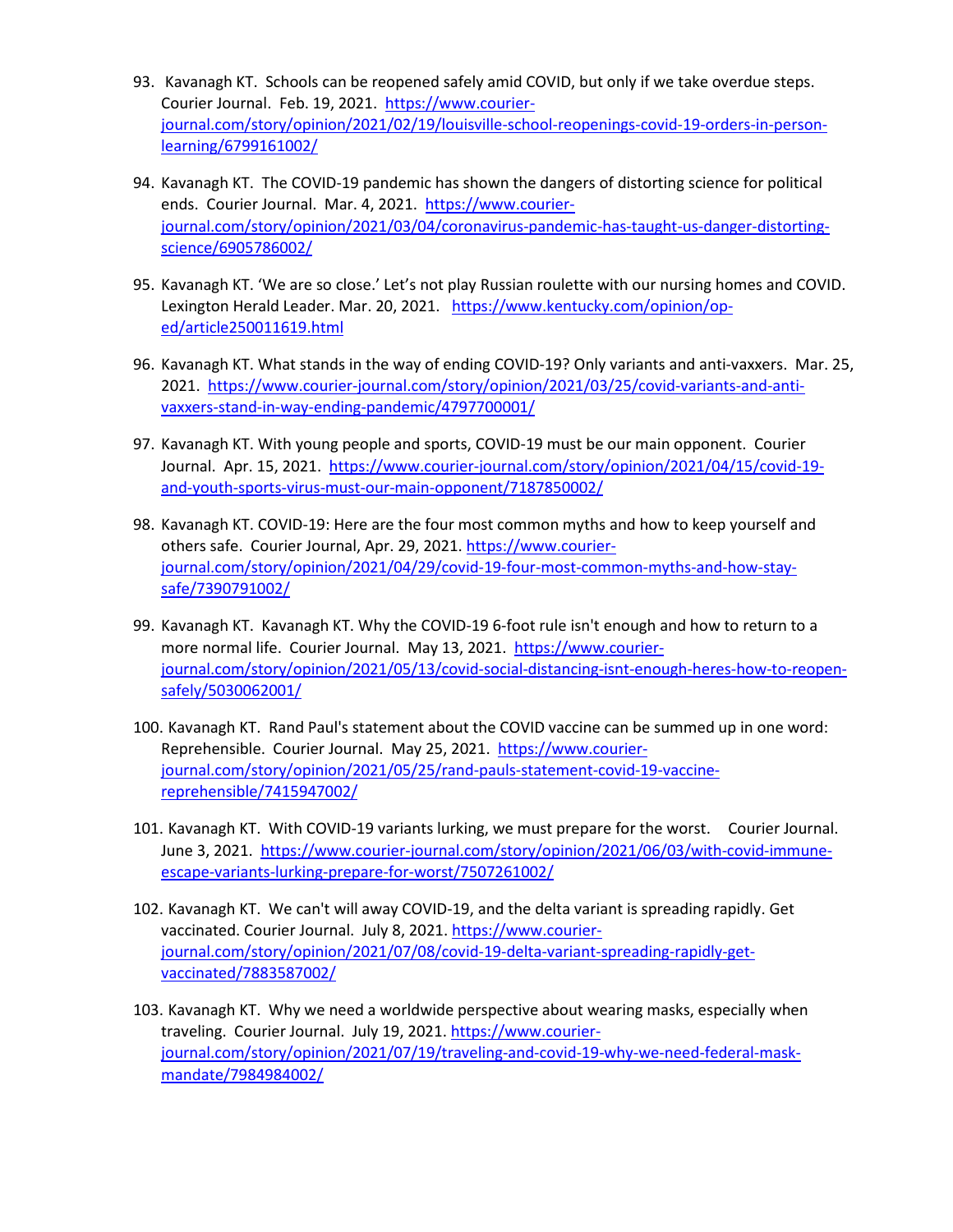93. Kavanagh KT. Schools can be reopened safely amid COVID, but only if we take overdue steps. Courier Journal. Feb. 19, 2021. https://www.courier-journal.com/story/opinion/2021/02/19/louisville-school-reopenings-covid-19-orders-in-person-learning/6799161002/

94. Kavanagh KT. The COVID-19 pandemic has shown the dangers of distorting science for political ends. Courier Journal. Mar. 4, 2021. https://www.courier-journal.com/story/opinion/2021/03/04/coronavirus-pandemic-has-taught-us-danger-distorting-science/6905786002/

95. Kavanagh KT. 'We are so close.' Let's not play Russian roulette with our nursing homes and COVID. Lexington Herald Leader. Mar. 20, 2021. https://www.kentucky.com/opinion/op-ed/article250011619.html

96. Kavanagh KT. What stands in the way of ending COVID-19? Only variants and anti-vaxxers. Mar. 25, 2021. https://www.courier-journal.com/story/opinion/2021/03/25/covid-variants-and-anti-vaxxers-stand-in-way-ending-pandemic/4797700001/

97. Kavanagh KT. With young people and sports, COVID-19 must be our main opponent. Courier Journal. Apr. 15, 2021. https://www.courier-journal.com/story/opinion/2021/04/15/covid-19-and-youth-sports-virus-must-our-main-opponent/7187850002/

98. Kavanagh KT. COVID-19: Here are the four most common myths and how to keep yourself and others safe. Courier Journal, Apr. 29, 2021. https://www.courier-journal.com/story/opinion/2021/04/29/covid-19-four-most-common-myths-and-how-stay-safe/7390791002/

99. Kavanagh KT. Kavanagh KT. Why the COVID-19 6-foot rule isn't enough and how to return to a more normal life. Courier Journal. May 13, 2021. https://www.courier-journal.com/story/opinion/2021/05/13/covid-social-distancing-isnt-enough-heres-how-to-reopen-safely/5030062001/

100. Kavanagh KT. Rand Paul's statement about the COVID vaccine can be summed up in one word: Reprehensible. Courier Journal. May 25, 2021. https://www.courier-journal.com/story/opinion/2021/05/25/rand-pauls-statement-covid-19-vaccine-reprehensible/7415947002/

101. Kavanagh KT. With COVID-19 variants lurking, we must prepare for the worst. Courier Journal. June 3, 2021. https://www.courier-journal.com/story/opinion/2021/06/03/with-covid-immune-escape-variants-lurking-prepare-for-worst/7507261002/

102. Kavanagh KT. We can't will away COVID-19, and the delta variant is spreading rapidly. Get vaccinated. Courier Journal. July 8, 2021. https://www.courier-journal.com/story/opinion/2021/07/08/covid-19-delta-variant-spreading-rapidly-get-vaccinated/7883587002/

103. Kavanagh KT. Why we need a worldwide perspective about wearing masks, especially when traveling. Courier Journal. July 19, 2021. https://www.courier-journal.com/story/opinion/2021/07/19/traveling-and-covid-19-why-we-need-federal-mask-mandate/7984984002/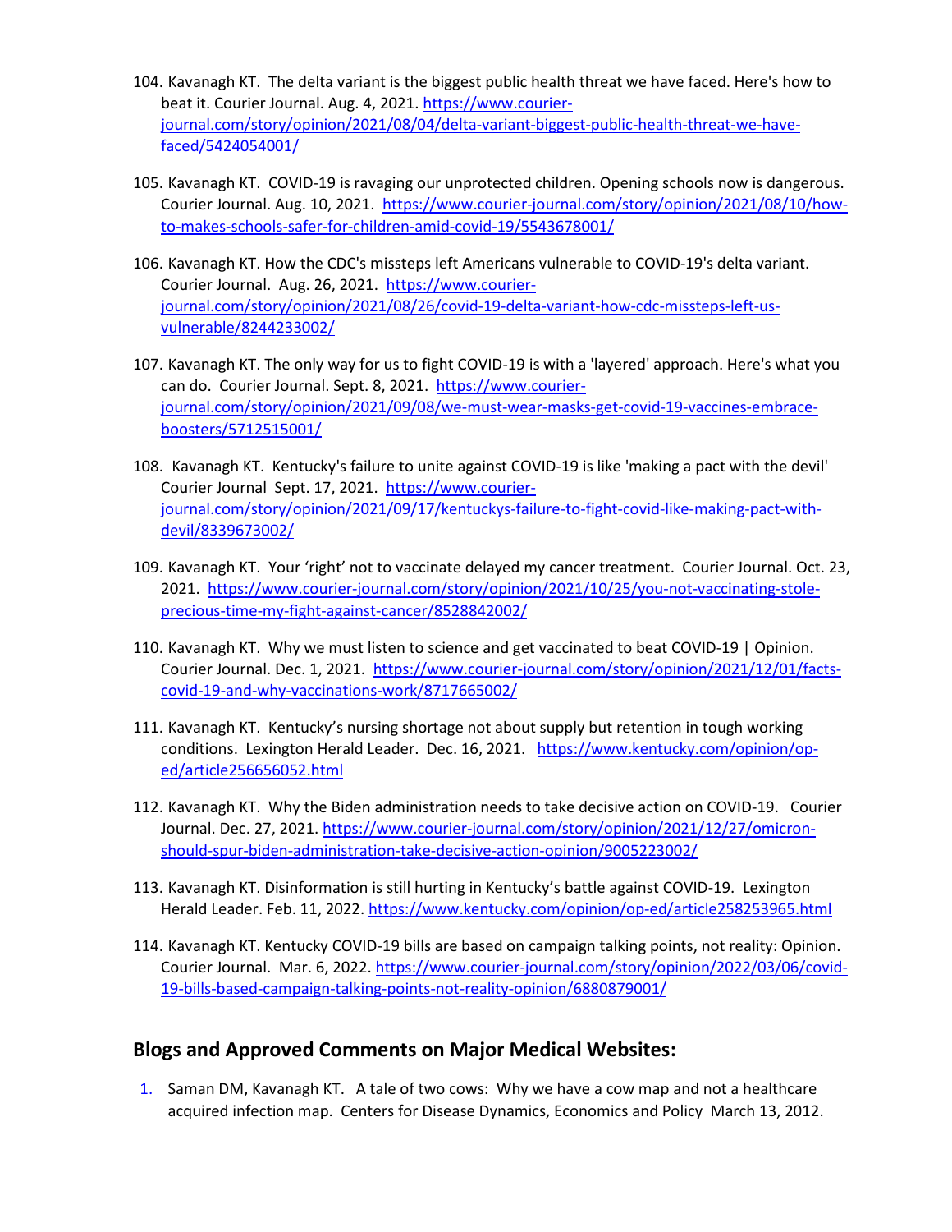104. Kavanagh KT. The delta variant is the biggest public health threat we have faced. Here's how to beat it. Courier Journal. Aug. 4, 2021. https://www.courier-journal.com/story/opinion/2021/08/04/delta-variant-biggest-public-health-threat-we-have-faced/5424054001/

105. Kavanagh KT. COVID-19 is ravaging our unprotected children. Opening schools now is dangerous. Courier Journal. Aug. 10, 2021. https://www.courier-journal.com/story/opinion/2021/08/10/how-to-makes-schools-safer-for-children-amid-covid-19/5543678001/

106. Kavanagh KT. How the CDC's missteps left Americans vulnerable to COVID-19's delta variant. Courier Journal. Aug. 26, 2021. https://www.courier-journal.com/story/opinion/2021/08/26/covid-19-delta-variant-how-cdc-missteps-left-us-vulnerable/8244233002/

107. Kavanagh KT. The only way for us to fight COVID-19 is with a 'layered' approach. Here's what you can do. Courier Journal. Sept. 8, 2021. https://www.courier-journal.com/story/opinion/2021/09/08/we-must-wear-masks-get-covid-19-vaccines-embrace-boosters/5712515001/

108. Kavanagh KT. Kentucky's failure to unite against COVID-19 is like 'making a pact with the devil' Courier Journal Sept. 17, 2021. https://www.courier-journal.com/story/opinion/2021/09/17/kentuckys-failure-to-fight-covid-like-making-pact-with-devil/8339673002/

109. Kavanagh KT. Your 'right' not to vaccinate delayed my cancer treatment. Courier Journal. Oct. 23, 2021. https://www.courier-journal.com/story/opinion/2021/10/25/you-not-vaccinating-stole-precious-time-my-fight-against-cancer/8528842002/

110. Kavanagh KT. Why we must listen to science and get vaccinated to beat COVID-19 | Opinion. Courier Journal. Dec. 1, 2021. https://www.courier-journal.com/story/opinion/2021/12/01/facts-covid-19-and-why-vaccinations-work/8717665002/

111. Kavanagh KT. Kentucky's nursing shortage not about supply but retention in tough working conditions. Lexington Herald Leader. Dec. 16, 2021. https://www.kentucky.com/opinion/op-ed/article256656052.html

112. Kavanagh KT. Why the Biden administration needs to take decisive action on COVID-19. Courier Journal. Dec. 27, 2021. https://www.courier-journal.com/story/opinion/2021/12/27/omicron-should-spur-biden-administration-take-decisive-action-opinion/9005223002/

113. Kavanagh KT. Disinformation is still hurting in Kentucky's battle against COVID-19. Lexington Herald Leader. Feb. 11, 2022. https://www.kentucky.com/opinion/op-ed/article258253965.html

114. Kavanagh KT. Kentucky COVID-19 bills are based on campaign talking points, not reality: Opinion. Courier Journal. Mar. 6, 2022. https://www.courier-journal.com/story/opinion/2022/03/06/covid-19-bills-based-campaign-talking-points-not-reality-opinion/6880879001/

## Blogs and Approved Comments on Major Medical Websites:

1. Saman DM, Kavanagh KT. A tale of two cows: Why we have a cow map and not a healthcare acquired infection map. Centers for Disease Dynamics, Economics and Policy March 13, 2012.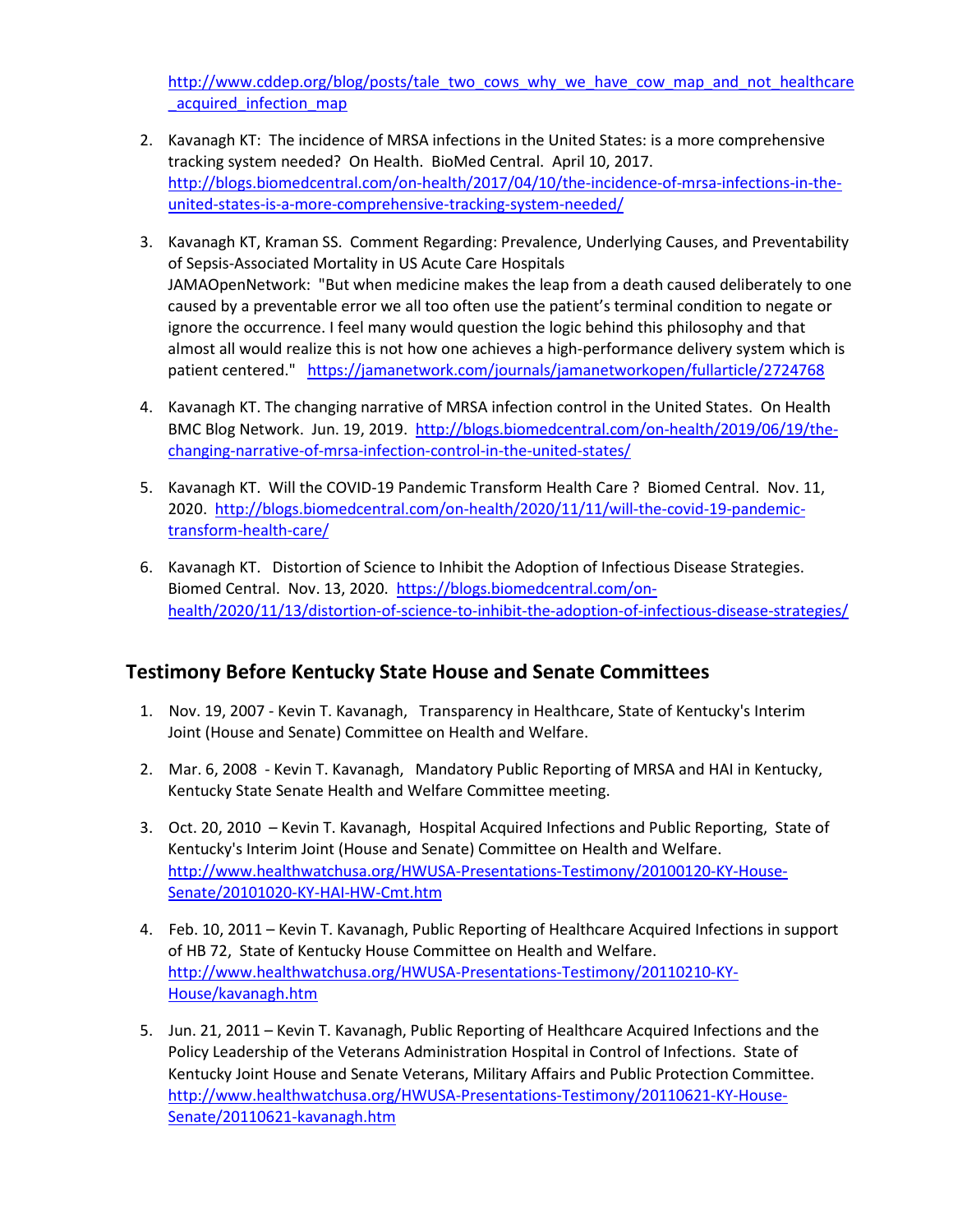http://www.cddep.org/blog/posts/tale_two_cows_why_we_have_cow_map_and_not_healthcare_acquired_infection_map

2. Kavanagh KT: The incidence of MRSA infections in the United States: is a more comprehensive tracking system needed? On Health. BioMed Central. April 10, 2017. http://blogs.biomedcentral.com/on-health/2017/04/10/the-incidence-of-mrsa-infections-in-the-united-states-is-a-more-comprehensive-tracking-system-needed/

3. Kavanagh KT, Kraman SS. Comment Regarding: Prevalence, Underlying Causes, and Preventability of Sepsis-Associated Mortality in US Acute Care Hospitals JAMAOpenNetwork: "But when medicine makes the leap from a death caused deliberately to one caused by a preventable error we all too often use the patient's terminal condition to negate or ignore the occurrence. I feel many would question the logic behind this philosophy and that almost all would realize this is not how one achieves a high-performance delivery system which is patient centered." https://jamanetwork.com/journals/jamanetworkopen/fullarticle/2724768

4. Kavanagh KT. The changing narrative of MRSA infection control in the United States. On Health BMC Blog Network. Jun. 19, 2019. http://blogs.biomedcentral.com/on-health/2019/06/19/the-changing-narrative-of-mrsa-infection-control-in-the-united-states/

5. Kavanagh KT. Will the COVID-19 Pandemic Transform Health Care ? Biomed Central. Nov. 11, 2020. http://blogs.biomedcentral.com/on-health/2020/11/11/will-the-covid-19-pandemic-transform-health-care/

6. Kavanagh KT. Distortion of Science to Inhibit the Adoption of Infectious Disease Strategies. Biomed Central. Nov. 13, 2020. https://blogs.biomedcentral.com/on-health/2020/11/13/distortion-of-science-to-inhibit-the-adoption-of-infectious-disease-strategies/

## Testimony Before Kentucky State House and Senate Committees

1. Nov. 19, 2007 - Kevin T. Kavanagh, Transparency in Healthcare, State of Kentucky's Interim Joint (House and Senate) Committee on Health and Welfare.

2. Mar. 6, 2008 - Kevin T. Kavanagh, Mandatory Public Reporting of MRSA and HAI in Kentucky, Kentucky State Senate Health and Welfare Committee meeting.

3. Oct. 20, 2010 – Kevin T. Kavanagh, Hospital Acquired Infections and Public Reporting, State of Kentucky's Interim Joint (House and Senate) Committee on Health and Welfare. http://www.healthwatchusa.org/HWUSA-Presentations-Testimony/20100120-KY-House-Senate/20101020-KY-HAI-HW-Cmt.htm

4. Feb. 10, 2011 – Kevin T. Kavanagh, Public Reporting of Healthcare Acquired Infections in support of HB 72, State of Kentucky House Committee on Health and Welfare. http://www.healthwatchusa.org/HWUSA-Presentations-Testimony/20110210-KY-House/kavanagh.htm

5. Jun. 21, 2011 – Kevin T. Kavanagh, Public Reporting of Healthcare Acquired Infections and the Policy Leadership of the Veterans Administration Hospital in Control of Infections. State of Kentucky Joint House and Senate Veterans, Military Affairs and Public Protection Committee. http://www.healthwatchusa.org/HWUSA-Presentations-Testimony/20110621-KY-House-Senate/20110621-kavanagh.htm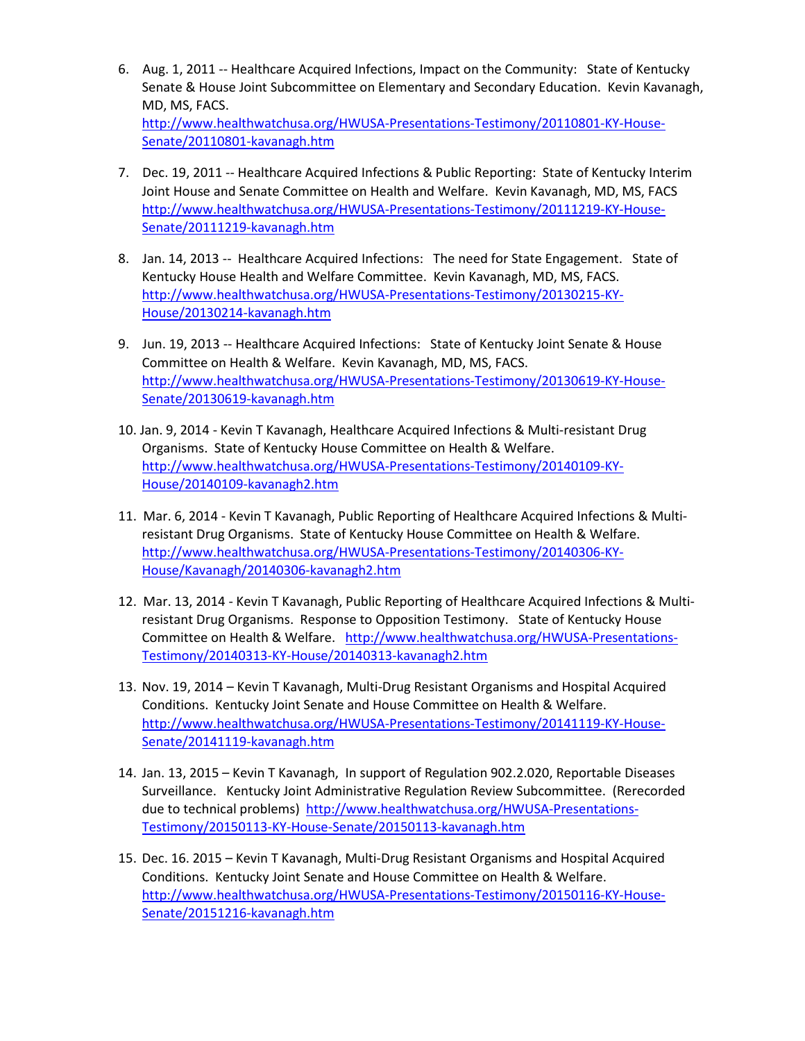6. Aug. 1, 2011 -- Healthcare Acquired Infections, Impact on the Community: State of Kentucky Senate & House Joint Subcommittee on Elementary and Secondary Education. Kevin Kavanagh, MD, MS, FACS. http://www.healthwatchusa.org/HWUSA-Presentations-Testimony/20110801-KY-House-Senate/20110801-kavanagh.htm

7. Dec. 19, 2011 -- Healthcare Acquired Infections & Public Reporting: State of Kentucky Interim Joint House and Senate Committee on Health and Welfare. Kevin Kavanagh, MD, MS, FACS http://www.healthwatchusa.org/HWUSA-Presentations-Testimony/20111219-KY-House-Senate/20111219-kavanagh.htm

8. Jan. 14, 2013 -- Healthcare Acquired Infections: The need for State Engagement. State of Kentucky House Health and Welfare Committee. Kevin Kavanagh, MD, MS, FACS. http://www.healthwatchusa.org/HWUSA-Presentations-Testimony/20130215-KY-House/20130214-kavanagh.htm

9. Jun. 19, 2013 -- Healthcare Acquired Infections: State of Kentucky Joint Senate & House Committee on Health & Welfare. Kevin Kavanagh, MD, MS, FACS. http://www.healthwatchusa.org/HWUSA-Presentations-Testimony/20130619-KY-House-Senate/20130619-kavanagh.htm

10. Jan. 9, 2014 - Kevin T Kavanagh, Healthcare Acquired Infections & Multi-resistant Drug Organisms. State of Kentucky House Committee on Health & Welfare. http://www.healthwatchusa.org/HWUSA-Presentations-Testimony/20140109-KY-House/20140109-kavanagh2.htm

11. Mar. 6, 2014 - Kevin T Kavanagh, Public Reporting of Healthcare Acquired Infections & Multi-resistant Drug Organisms. State of Kentucky House Committee on Health & Welfare. http://www.healthwatchusa.org/HWUSA-Presentations-Testimony/20140306-KY-House/Kavanagh/20140306-kavanagh2.htm

12. Mar. 13, 2014 - Kevin T Kavanagh, Public Reporting of Healthcare Acquired Infections & Multi-resistant Drug Organisms. Response to Opposition Testimony. State of Kentucky House Committee on Health & Welfare. http://www.healthwatchusa.org/HWUSA-Presentations-Testimony/20140313-KY-House/20140313-kavanagh2.htm

13. Nov. 19, 2014 – Kevin T Kavanagh, Multi-Drug Resistant Organisms and Hospital Acquired Conditions. Kentucky Joint Senate and House Committee on Health & Welfare. http://www.healthwatchusa.org/HWUSA-Presentations-Testimony/20141119-KY-House-Senate/20141119-kavanagh.htm

14. Jan. 13, 2015 – Kevin T Kavanagh, In support of Regulation 902.2.020, Reportable Diseases Surveillance. Kentucky Joint Administrative Regulation Review Subcommittee. (Rerecorded due to technical problems) http://www.healthwatchusa.org/HWUSA-Presentations-Testimony/20150113-KY-House-Senate/20150113-kavanagh.htm

15. Dec. 16. 2015 – Kevin T Kavanagh, Multi-Drug Resistant Organisms and Hospital Acquired Conditions. Kentucky Joint Senate and House Committee on Health & Welfare. http://www.healthwatchusa.org/HWUSA-Presentations-Testimony/20150116-KY-House-Senate/20151216-kavanagh.htm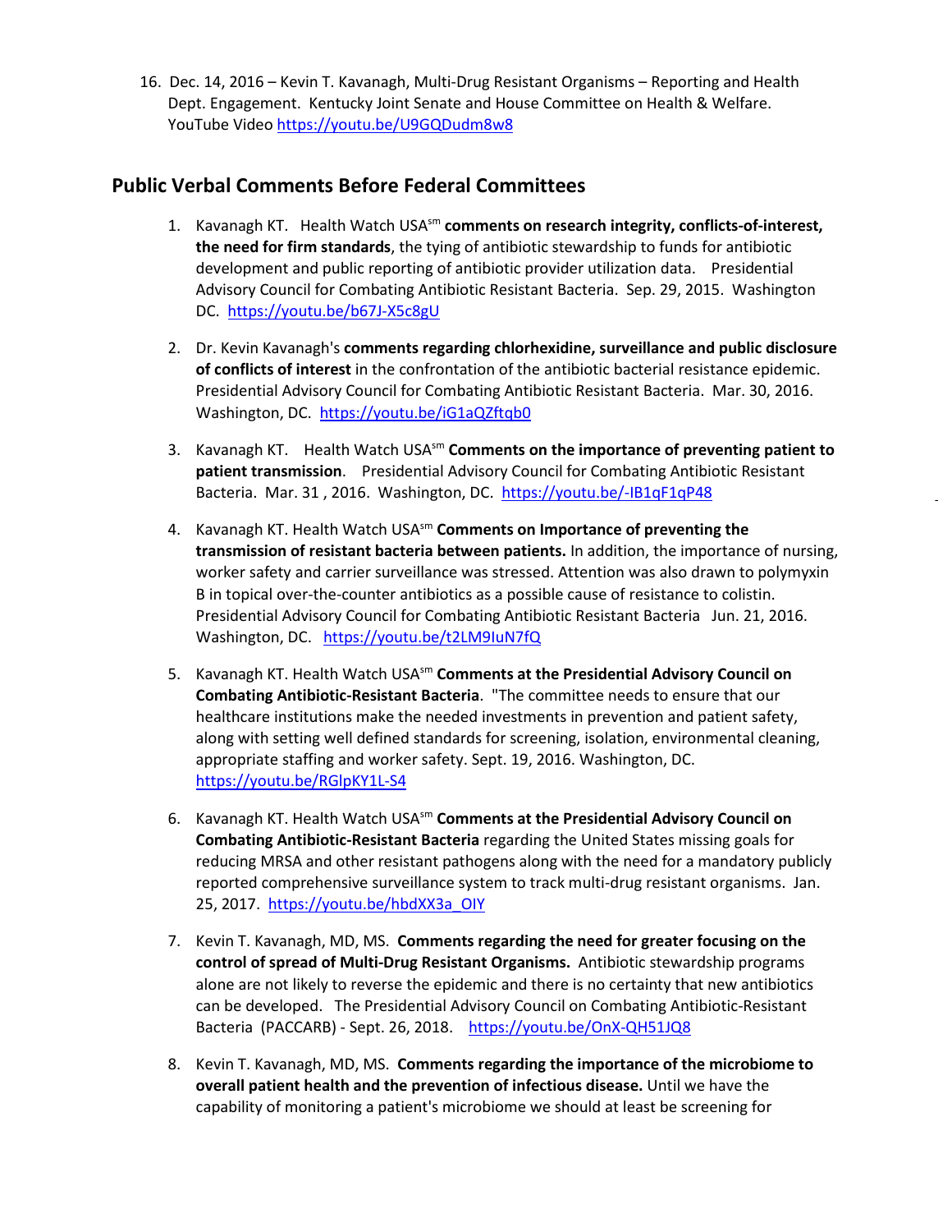16. Dec. 14, 2016 – Kevin T. Kavanagh, Multi-Drug Resistant Organisms – Reporting and Health Dept. Engagement. Kentucky Joint Senate and House Committee on Health & Welfare. YouTube Video https://youtu.be/U9GQDudm8w8

## Public Verbal Comments Before Federal Committees

1. Kavanagh KT. Health Watch USA[sm] **comments on research integrity, conflicts-of-interest, the need for firm standards**, the tying of antibiotic stewardship to funds for antibiotic development and public reporting of antibiotic provider utilization data. Presidential Advisory Council for Combating Antibiotic Resistant Bacteria. Sep. 29, 2015. Washington DC. https://youtu.be/b67J-X5c8gU

2. Dr. Kevin Kavanagh's **comments regarding chlorhexidine, surveillance and public disclosure of conflicts of interest** in the confrontation of the antibiotic bacterial resistance epidemic. Presidential Advisory Council for Combating Antibiotic Resistant Bacteria. Mar. 30, 2016. Washington, DC. https://youtu.be/iG1aQZftqb0

3. Kavanagh KT. Health Watch USA[sm] **Comments on the importance of preventing patient to patient transmission**. Presidential Advisory Council for Combating Antibiotic Resistant Bacteria. Mar. 31 , 2016. Washington, DC. https://youtu.be/-IB1qF1qP48

4. Kavanagh KT. Health Watch USA[sm] **Comments on Importance of preventing the transmission of resistant bacteria between patients.** In addition, the importance of nursing, worker safety and carrier surveillance was stressed. Attention was also drawn to polymyxin B in topical over-the-counter antibiotics as a possible cause of resistance to colistin. Presidential Advisory Council for Combating Antibiotic Resistant Bacteria Jun. 21, 2016. Washington, DC. https://youtu.be/t2LM9IuN7fQ

5. Kavanagh KT. Health Watch USA[sm] **Comments at the Presidential Advisory Council on Combating Antibiotic-Resistant Bacteria**. "The committee needs to ensure that our healthcare institutions make the needed investments in prevention and patient safety, along with setting well defined standards for screening, isolation, environmental cleaning, appropriate staffing and worker safety. Sept. 19, 2016. Washington, DC. https://youtu.be/RGlpKY1L-S4

6. Kavanagh KT. Health Watch USA[sm] **Comments at the Presidential Advisory Council on Combating Antibiotic-Resistant Bacteria** regarding the United States missing goals for reducing MRSA and other resistant pathogens along with the need for a mandatory publicly reported comprehensive surveillance system to track multi-drug resistant organisms. Jan. 25, 2017. https://youtu.be/hbdXX3a_OIY

7. Kevin T. Kavanagh, MD, MS. **Comments regarding the need for greater focusing on the control of spread of Multi-Drug Resistant Organisms.** Antibiotic stewardship programs alone are not likely to reverse the epidemic and there is no certainty that new antibiotics can be developed. The Presidential Advisory Council on Combating Antibiotic-Resistant Bacteria (PACCARB) - Sept. 26, 2018. https://youtu.be/OnX-QH51JQ8

8. Kevin T. Kavanagh, MD, MS. **Comments regarding the importance of the microbiome to overall patient health and the prevention of infectious disease.** Until we have the capability of monitoring a patient's microbiome we should at least be screening for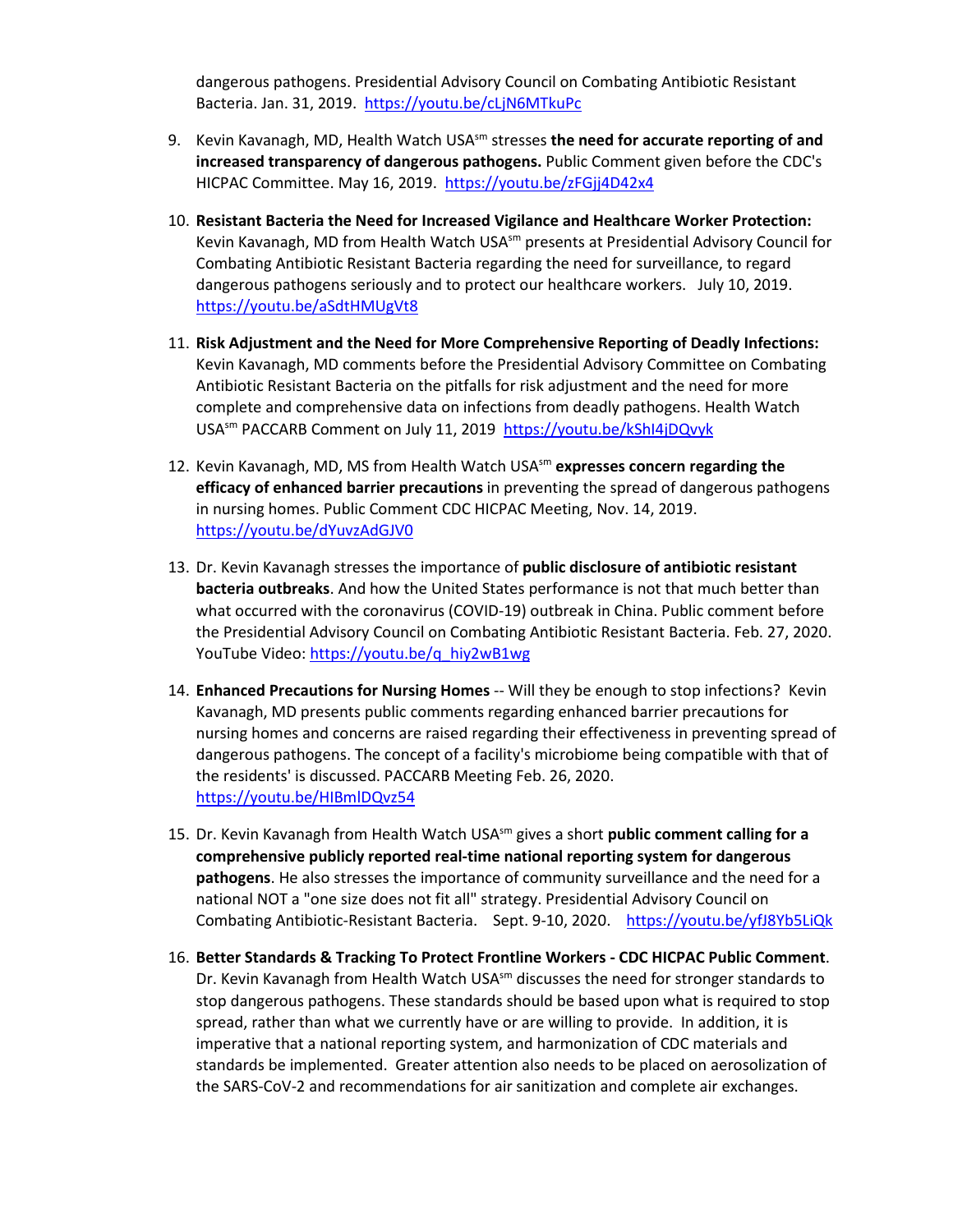dangerous pathogens. Presidential Advisory Council on Combating Antibiotic Resistant Bacteria. Jan. 31, 2019. https://youtu.be/cLjN6MTkuPc

9. Kevin Kavanagh, MD, Health Watch USA[sm] stresses **the need for accurate reporting of and increased transparency of dangerous pathogens.** Public Comment given before the CDC's HICPAC Committee. May 16, 2019. https://youtu.be/zFGjj4D42x4

10. **Resistant Bacteria the Need for Increased Vigilance and Healthcare Worker Protection:** Kevin Kavanagh, MD from Health Watch USA[sm] presents at Presidential Advisory Council for Combating Antibiotic Resistant Bacteria regarding the need for surveillance, to regard dangerous pathogens seriously and to protect our healthcare workers. July 10, 2019. https://youtu.be/aSdtHMUgVt8

11. **Risk Adjustment and the Need for More Comprehensive Reporting of Deadly Infections:** Kevin Kavanagh, MD comments before the Presidential Advisory Committee on Combating Antibiotic Resistant Bacteria on the pitfalls for risk adjustment and the need for more complete and comprehensive data on infections from deadly pathogens. Health Watch USA[sm] PACCARB Comment on July 11, 2019 https://youtu.be/kShl4jDQvyk

12. Kevin Kavanagh, MD, MS from Health Watch USA[sm] **expresses concern regarding the efficacy of enhanced barrier precautions** in preventing the spread of dangerous pathogens in nursing homes. Public Comment CDC HICPAC Meeting, Nov. 14, 2019. https://youtu.be/dYuvzAdGJV0

13. Dr. Kevin Kavanagh stresses the importance of **public disclosure of antibiotic resistant bacteria outbreaks**. And how the United States performance is not that much better than what occurred with the coronavirus (COVID-19) outbreak in China. Public comment before the Presidential Advisory Council on Combating Antibiotic Resistant Bacteria. Feb. 27, 2020. YouTube Video: https://youtu.be/q_hiy2wB1wg

14. **Enhanced Precautions for Nursing Homes** -- Will they be enough to stop infections? Kevin Kavanagh, MD presents public comments regarding enhanced barrier precautions for nursing homes and concerns are raised regarding their effectiveness in preventing spread of dangerous pathogens. The concept of a facility's microbiome being compatible with that of the residents' is discussed. PACCARB Meeting Feb. 26, 2020. https://youtu.be/HIBmlDQvz54

15. Dr. Kevin Kavanagh from Health Watch USA[sm] gives a short **public comment calling for a comprehensive publicly reported real-time national reporting system for dangerous pathogens**. He also stresses the importance of community surveillance and the need for a national NOT a "one size does not fit all" strategy. Presidential Advisory Council on Combating Antibiotic-Resistant Bacteria. Sept. 9-10, 2020. https://youtu.be/yfJ8Yb5LiQk

16. **Better Standards & Tracking To Protect Frontline Workers - CDC HICPAC Public Comment**. Dr. Kevin Kavanagh from Health Watch USA[sm] discusses the need for stronger standards to stop dangerous pathogens. These standards should be based upon what is required to stop spread, rather than what we currently have or are willing to provide. In addition, it is imperative that a national reporting system, and harmonization of CDC materials and standards be implemented. Greater attention also needs to be placed on aerosolization of the SARS-CoV-2 and recommendations for air sanitization and complete air exchanges.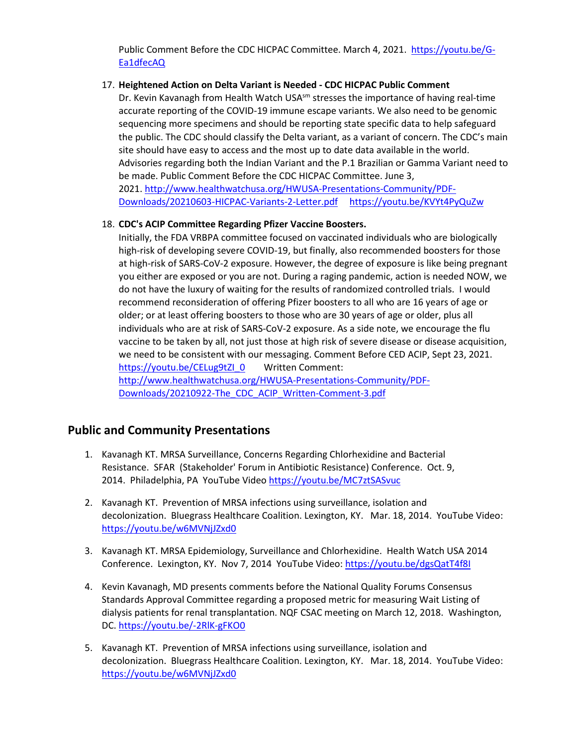Public Comment Before the CDC HICPAC Committee. March 4, 2021. https://youtu.be/G-Ea1dfecAQ

17. **Heightened Action on Delta Variant is Needed - CDC HICPAC Public Comment**
    Dr. Kevin Kavanagh from Health Watch USA[sm] stresses the importance of having real-time accurate reporting of the COVID-19 immune escape variants. We also need to be genomic sequencing more specimens and should be reporting state specific data to help safeguard the public. The CDC should classify the Delta variant, as a variant of concern. The CDC's main site should have easy to access and the most up to date data available in the world. Advisories regarding both the Indian Variant and the P.1 Brazilian or Gamma Variant need to be made. Public Comment Before the CDC HICPAC Committee. June 3, 2021. http://www.healthwatchusa.org/HWUSA-Presentations-Community/PDF-Downloads/20210603-HICPAC-Variants-2-Letter.pdf https://youtu.be/KVYt4PyQuZw

18. **CDC's ACIP Committee Regarding Pfizer Vaccine Boosters.**
    Initially, the FDA VRBPA committee focused on vaccinated individuals who are biologically high-risk of developing severe COVID-19, but finally, also recommended boosters for those at high-risk of SARS-CoV-2 exposure. However, the degree of exposure is like being pregnant you either are exposed or you are not. During a raging pandemic, action is needed NOW, we do not have the luxury of waiting for the results of randomized controlled trials. I would recommend reconsideration of offering Pfizer boosters to all who are 16 years of age or older; or at least offering boosters to those who are 30 years of age or older, plus all individuals who are at risk of SARS-CoV-2 exposure. As a side note, we encourage the flu vaccine to be taken by all, not just those at high risk of severe disease or disease acquisition, we need to be consistent with our messaging. Comment Before CED ACIP, Sept 23, 2021. https://youtu.be/CELug9tZI_0 Written Comment: http://www.healthwatchusa.org/HWUSA-Presentations-Community/PDF-Downloads/20210922-The_CDC_ACIP_Written-Comment-3.pdf

## Public and Community Presentations

1. Kavanagh KT. MRSA Surveillance, Concerns Regarding Chlorhexidine and Bacterial Resistance. SFAR (Stakeholder' Forum in Antibiotic Resistance) Conference. Oct. 9, 2014. Philadelphia, PA YouTube Video https://youtu.be/MC7ztSASvuc

2. Kavanagh KT. Prevention of MRSA infections using surveillance, isolation and decolonization. Bluegrass Healthcare Coalition. Lexington, KY. Mar. 18, 2014. YouTube Video: https://youtu.be/w6MVNjJZxd0

3. Kavanagh KT. MRSA Epidemiology, Surveillance and Chlorhexidine. Health Watch USA 2014 Conference. Lexington, KY. Nov 7, 2014 YouTube Video: https://youtu.be/dgsQatT4f8I

4. Kevin Kavanagh, MD presents comments before the National Quality Forums Consensus Standards Approval Committee regarding a proposed metric for measuring Wait Listing of dialysis patients for renal transplantation. NQF CSAC meeting on March 12, 2018. Washington, DC. https://youtu.be/-2RlK-gFKO0

5. Kavanagh KT. Prevention of MRSA infections using surveillance, isolation and decolonization. Bluegrass Healthcare Coalition. Lexington, KY. Mar. 18, 2014. YouTube Video: https://youtu.be/w6MVNjJZxd0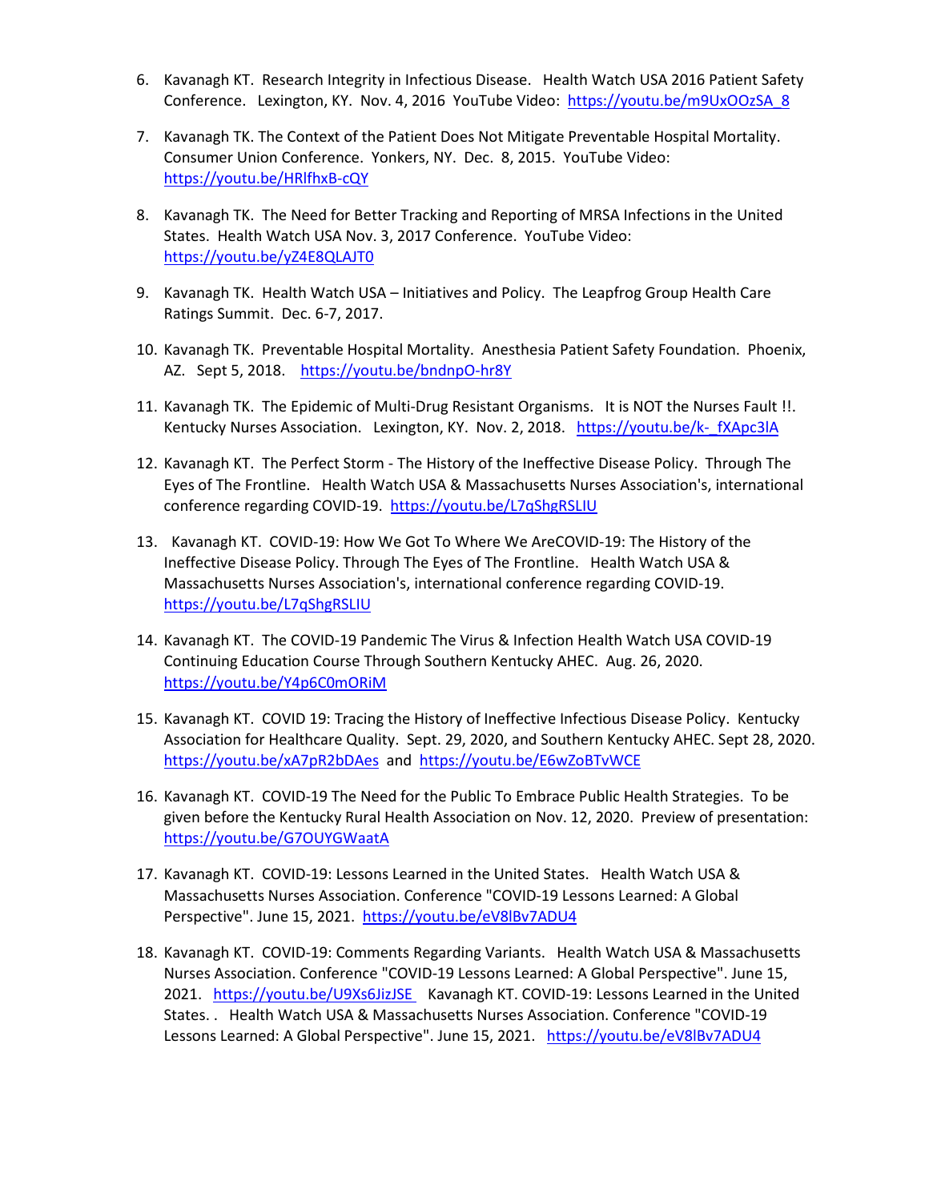6. Kavanagh KT. Research Integrity in Infectious Disease. Health Watch USA 2016 Patient Safety Conference. Lexington, KY. Nov. 4, 2016 YouTube Video: https://youtu.be/m9UxOOzSA_8

7. Kavanagh TK. The Context of the Patient Does Not Mitigate Preventable Hospital Mortality. Consumer Union Conference. Yonkers, NY. Dec. 8, 2015. YouTube Video: https://youtu.be/HRlfhxB-cQY

8. Kavanagh TK. The Need for Better Tracking and Reporting of MRSA Infections in the United States. Health Watch USA Nov. 3, 2017 Conference. YouTube Video: https://youtu.be/yZ4E8QLAJT0

9. Kavanagh TK. Health Watch USA – Initiatives and Policy. The Leapfrog Group Health Care Ratings Summit. Dec. 6-7, 2017.

10. Kavanagh TK. Preventable Hospital Mortality. Anesthesia Patient Safety Foundation. Phoenix, AZ. Sept 5, 2018. https://youtu.be/bndnpO-hr8Y

11. Kavanagh TK. The Epidemic of Multi-Drug Resistant Organisms. It is NOT the Nurses Fault !!. Kentucky Nurses Association. Lexington, KY. Nov. 2, 2018. https://youtu.be/k-_fXApc3lA

12. Kavanagh KT. The Perfect Storm - The History of the Ineffective Disease Policy. Through The Eyes of The Frontline. Health Watch USA & Massachusetts Nurses Association's, international conference regarding COVID-19. https://youtu.be/L7qShgRSLIU

13. Kavanagh KT. COVID-19: How We Got To Where We AreCOVID-19: The History of the Ineffective Disease Policy. Through The Eyes of The Frontline. Health Watch USA & Massachusetts Nurses Association's, international conference regarding COVID-19. https://youtu.be/L7qShgRSLIU

14. Kavanagh KT. The COVID-19 Pandemic The Virus & Infection Health Watch USA COVID-19 Continuing Education Course Through Southern Kentucky AHEC. Aug. 26, 2020. https://youtu.be/Y4p6C0mORiM

15. Kavanagh KT. COVID 19: Tracing the History of Ineffective Infectious Disease Policy. Kentucky Association for Healthcare Quality. Sept. 29, 2020, and Southern Kentucky AHEC. Sept 28, 2020. https://youtu.be/xA7pR2bDAes and https://youtu.be/E6wZoBTvWCE

16. Kavanagh KT. COVID-19 The Need for the Public To Embrace Public Health Strategies. To be given before the Kentucky Rural Health Association on Nov. 12, 2020. Preview of presentation: https://youtu.be/G7OUYGWaatA

17. Kavanagh KT. COVID-19: Lessons Learned in the United States. Health Watch USA & Massachusetts Nurses Association. Conference "COVID-19 Lessons Learned: A Global Perspective". June 15, 2021. https://youtu.be/eV8lBv7ADU4

18. Kavanagh KT. COVID-19: Comments Regarding Variants. Health Watch USA & Massachusetts Nurses Association. Conference "COVID-19 Lessons Learned: A Global Perspective". June 15, 2021. https://youtu.be/U9Xs6JizJSE Kavanagh KT. COVID-19: Lessons Learned in the United States. . Health Watch USA & Massachusetts Nurses Association. Conference "COVID-19 Lessons Learned: A Global Perspective". June 15, 2021. https://youtu.be/eV8lBv7ADU4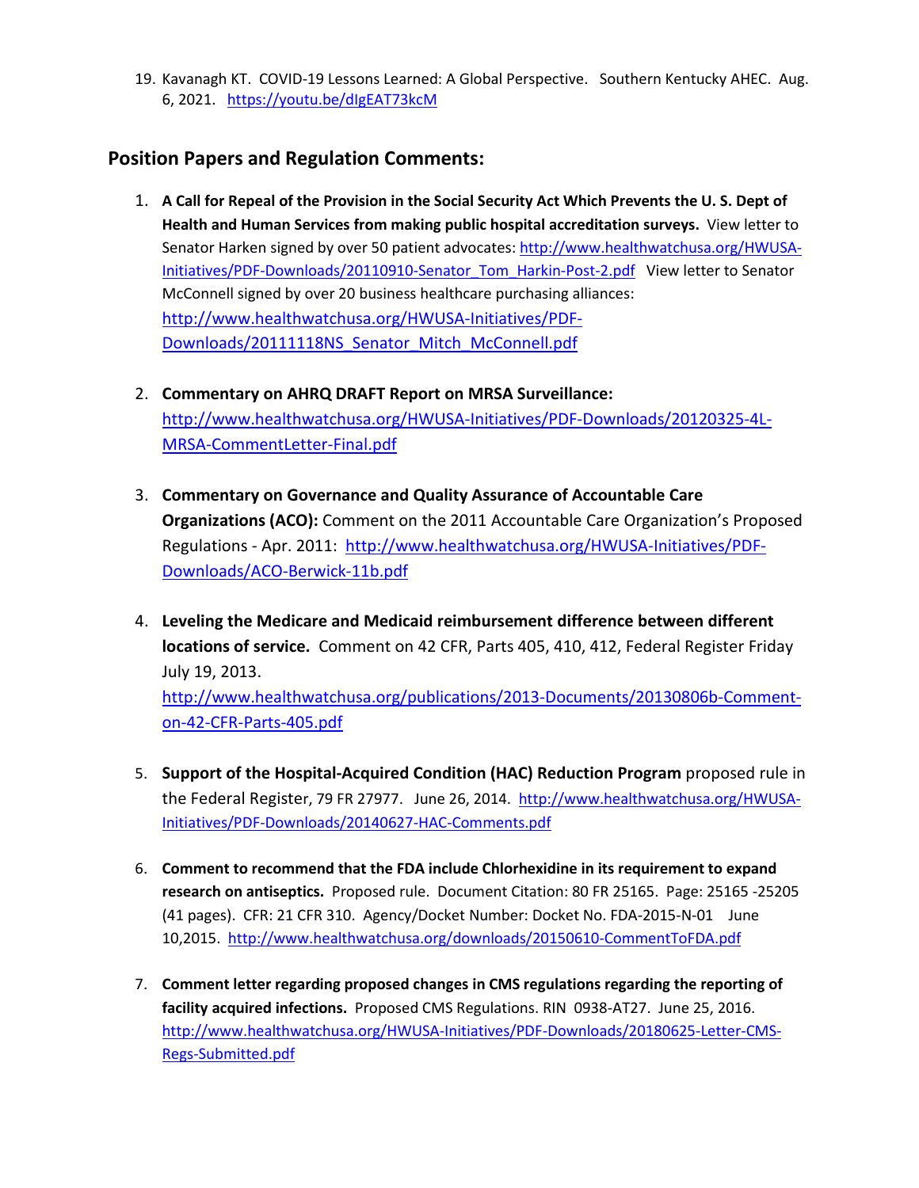19. Kavanagh KT. COVID-19 Lessons Learned: A Global Perspective. Southern Kentucky AHEC. Aug. 6, 2021. https://youtu.be/dIgEAT73kcM

## Position Papers and Regulation Comments:

1. **A Call for Repeal of the Provision in the Social Security Act Which Prevents the U. S. Dept of Health and Human Services from making public hospital accreditation surveys.** View letter to Senator Harken signed by over 50 patient advocates: http://www.healthwatchusa.org/HWUSA-Initiatives/PDF-Downloads/20110910-Senator_Tom_Harkin-Post-2.pdf View letter to Senator McConnell signed by over 20 business healthcare purchasing alliances: http://www.healthwatchusa.org/HWUSA-Initiatives/PDF-Downloads/20111118NS_Senator_Mitch_McConnell.pdf

2. **Commentary on AHRQ DRAFT Report on MRSA Surveillance:** http://www.healthwatchusa.org/HWUSA-Initiatives/PDF-Downloads/20120325-4L-MRSA-CommentLetter-Final.pdf

3. **Commentary on Governance and Quality Assurance of Accountable Care Organizations (ACO):** Comment on the 2011 Accountable Care Organization's Proposed Regulations - Apr. 2011: http://www.healthwatchusa.org/HWUSA-Initiatives/PDF-Downloads/ACO-Berwick-11b.pdf

4. **Leveling the Medicare and Medicaid reimbursement difference between different locations of service.** Comment on 42 CFR, Parts 405, 410, 412, Federal Register Friday July 19, 2013. http://www.healthwatchusa.org/publications/2013-Documents/20130806b-Comment-on-42-CFR-Parts-405.pdf

5. **Support of the Hospital-Acquired Condition (HAC) Reduction Program** proposed rule in the Federal Register, 79 FR 27977. June 26, 2014. http://www.healthwatchusa.org/HWUSA-Initiatives/PDF-Downloads/20140627-HAC-Comments.pdf

6. **Comment to recommend that the FDA include Chlorhexidine in its requirement to expand research on antiseptics.** Proposed rule. Document Citation: 80 FR 25165. Page: 25165 -25205 (41 pages). CFR: 21 CFR 310. Agency/Docket Number: Docket No. FDA-2015-N-01 June 10,2015. http://www.healthwatchusa.org/downloads/20150610-CommentToFDA.pdf

7. **Comment letter regarding proposed changes in CMS regulations regarding the reporting of facility acquired infections.** Proposed CMS Regulations. RIN 0938-AT27. June 25, 2016. http://www.healthwatchusa.org/HWUSA-Initiatives/PDF-Downloads/20180625-Letter-CMS-Regs-Submitted.pdf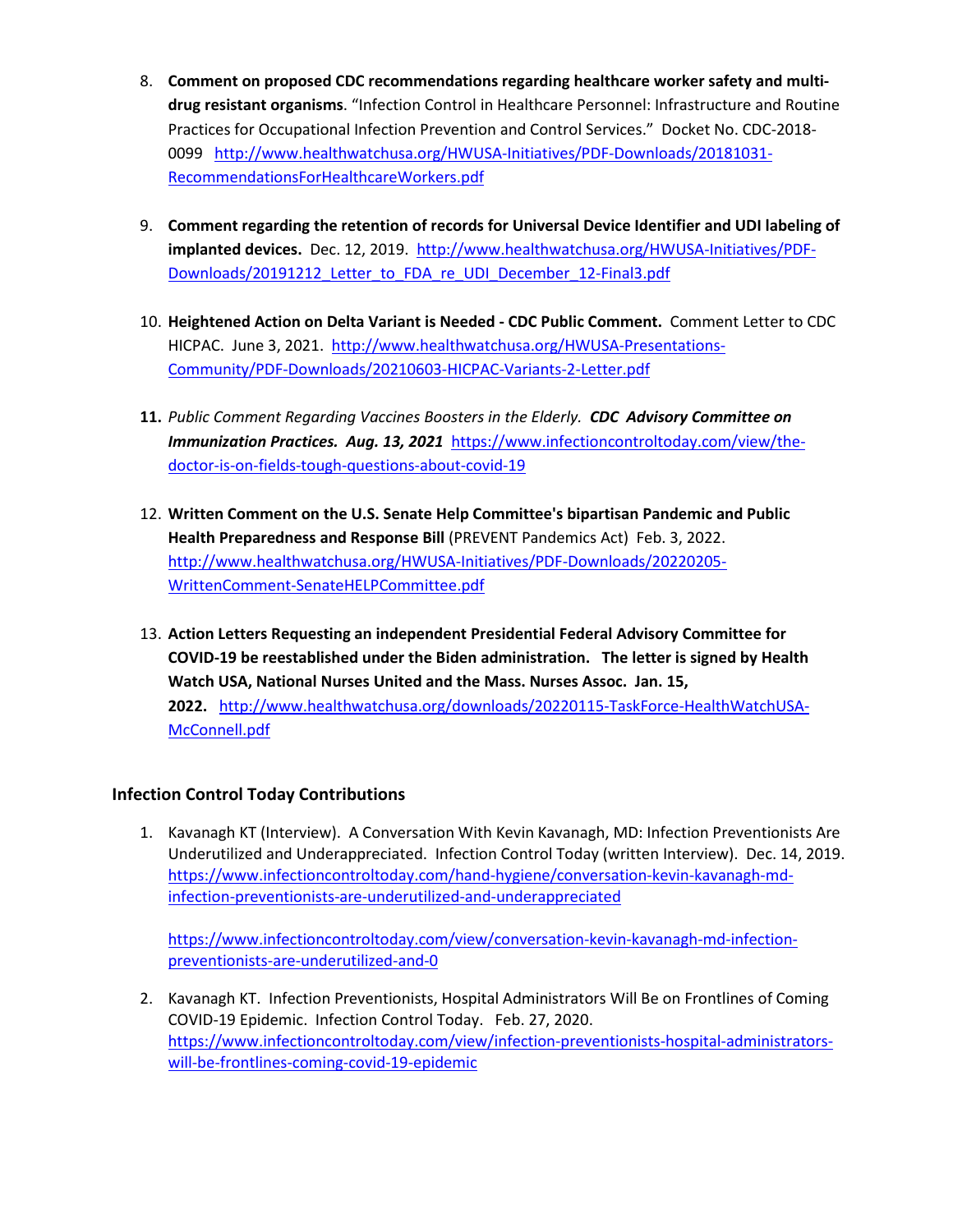8. **Comment on proposed CDC recommendations regarding healthcare worker safety and multi-drug resistant organisms**. “Infection Control in Healthcare Personnel: Infrastructure and Routine Practices for Occupational Infection Prevention and Control Services.” Docket No. CDC-2018-0099 http://www.healthwatchusa.org/HWUSA-Initiatives/PDF-Downloads/20181031-RecommendationsForHealthcareWorkers.pdf

9. **Comment regarding the retention of records for Universal Device Identifier and UDI labeling of implanted devices.** Dec. 12, 2019. http://www.healthwatchusa.org/HWUSA-Initiatives/PDF-Downloads/20191212_Letter_to_FDA_re_UDI_December_12-Final3.pdf

10. **Heightened Action on Delta Variant is Needed - CDC Public Comment.** Comment Letter to CDC HICPAC. June 3, 2021. http://www.healthwatchusa.org/HWUSA-Presentations-Community/PDF-Downloads/20210603-HICPAC-Variants-2-Letter.pdf

11. *Public Comment Regarding Vaccines Boosters in the Elderly.* ***CDC Advisory Committee on Immunization Practices. Aug. 13, 2021*** https://www.infectioncontroltoday.com/view/the-doctor-is-on-fields-tough-questions-about-covid-19

12. **Written Comment on the U.S. Senate Help Committee's bipartisan Pandemic and Public Health Preparedness and Response Bill** (PREVENT Pandemics Act) Feb. 3, 2022. http://www.healthwatchusa.org/HWUSA-Initiatives/PDF-Downloads/20220205-WrittenComment-SenateHELPCommittee.pdf

13. **Action Letters Requesting an independent Presidential Federal Advisory Committee for COVID-19 be reestablished under the Biden administration. The letter is signed by Health Watch USA, National Nurses United and the Mass. Nurses Assoc. Jan. 15, 2022.** http://www.healthwatchusa.org/downloads/20220115-TaskForce-HealthWatchUSA-McConnell.pdf

## Infection Control Today Contributions

1. Kavanagh KT (Interview). A Conversation With Kevin Kavanagh, MD: Infection Preventionists Are Underutilized and Underappreciated. Infection Control Today (written Interview). Dec. 14, 2019. https://www.infectioncontroltoday.com/hand-hygiene/conversation-kevin-kavanagh-md-infection-preventionists-are-underutilized-and-underappreciated

   https://www.infectioncontroltoday.com/view/conversation-kevin-kavanagh-md-infection-preventionists-are-underutilized-and-0

2. Kavanagh KT. Infection Preventionists, Hospital Administrators Will Be on Frontlines of Coming COVID-19 Epidemic. Infection Control Today. Feb. 27, 2020. https://www.infectioncontroltoday.com/view/infection-preventionists-hospital-administrators-will-be-frontlines-coming-covid-19-epidemic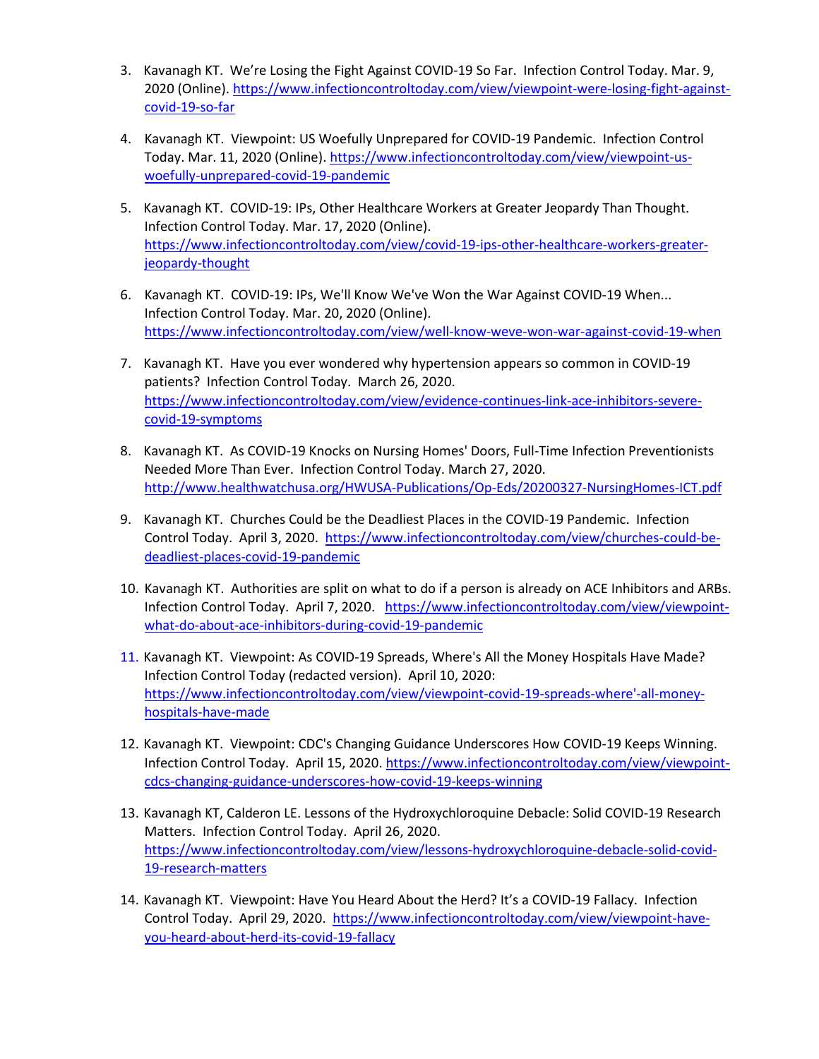3. Kavanagh KT. We're Losing the Fight Against COVID-19 So Far. Infection Control Today. Mar. 9, 2020 (Online). https://www.infectioncontroltoday.com/view/viewpoint-were-losing-fight-against-covid-19-so-far

4. Kavanagh KT. Viewpoint: US Woefully Unprepared for COVID-19 Pandemic. Infection Control Today. Mar. 11, 2020 (Online). https://www.infectioncontroltoday.com/view/viewpoint-us-woefully-unprepared-covid-19-pandemic

5. Kavanagh KT. COVID-19: IPs, Other Healthcare Workers at Greater Jeopardy Than Thought. Infection Control Today. Mar. 17, 2020 (Online). https://www.infectioncontroltoday.com/view/covid-19-ips-other-healthcare-workers-greater-jeopardy-thought

6. Kavanagh KT. COVID-19: IPs, We'll Know We've Won the War Against COVID-19 When... Infection Control Today. Mar. 20, 2020 (Online). https://www.infectioncontroltoday.com/view/well-know-weve-won-war-against-covid-19-when

7. Kavanagh KT. Have you ever wondered why hypertension appears so common in COVID-19 patients? Infection Control Today. March 26, 2020. https://www.infectioncontroltoday.com/view/evidence-continues-link-ace-inhibitors-severe-covid-19-symptoms

8. Kavanagh KT. As COVID-19 Knocks on Nursing Homes' Doors, Full-Time Infection Preventionists Needed More Than Ever. Infection Control Today. March 27, 2020. http://www.healthwatchusa.org/HWUSA-Publications/Op-Eds/20200327-NursingHomes-ICT.pdf

9. Kavanagh KT. Churches Could be the Deadliest Places in the COVID-19 Pandemic. Infection Control Today. April 3, 2020. https://www.infectioncontroltoday.com/view/churches-could-be-deadliest-places-covid-19-pandemic

10. Kavanagh KT. Authorities are split on what to do if a person is already on ACE Inhibitors and ARBs. Infection Control Today. April 7, 2020. https://www.infectioncontroltoday.com/view/viewpoint-what-do-about-ace-inhibitors-during-covid-19-pandemic

11. Kavanagh KT. Viewpoint: As COVID-19 Spreads, Where's All the Money Hospitals Have Made? Infection Control Today (redacted version). April 10, 2020: https://www.infectioncontroltoday.com/view/viewpoint-covid-19-spreads-where'-all-money-hospitals-have-made

12. Kavanagh KT. Viewpoint: CDC's Changing Guidance Underscores How COVID-19 Keeps Winning. Infection Control Today. April 15, 2020. https://www.infectioncontroltoday.com/view/viewpoint-cdcs-changing-guidance-underscores-how-covid-19-keeps-winning

13. Kavanagh KT, Calderon LE. Lessons of the Hydroxychloroquine Debacle: Solid COVID-19 Research Matters. Infection Control Today. April 26, 2020. https://www.infectioncontroltoday.com/view/lessons-hydroxychloroquine-debacle-solid-covid-19-research-matters

14. Kavanagh KT. Viewpoint: Have You Heard About the Herd? It's a COVID-19 Fallacy. Infection Control Today. April 29, 2020. https://www.infectioncontroltoday.com/view/viewpoint-have-you-heard-about-herd-its-covid-19-fallacy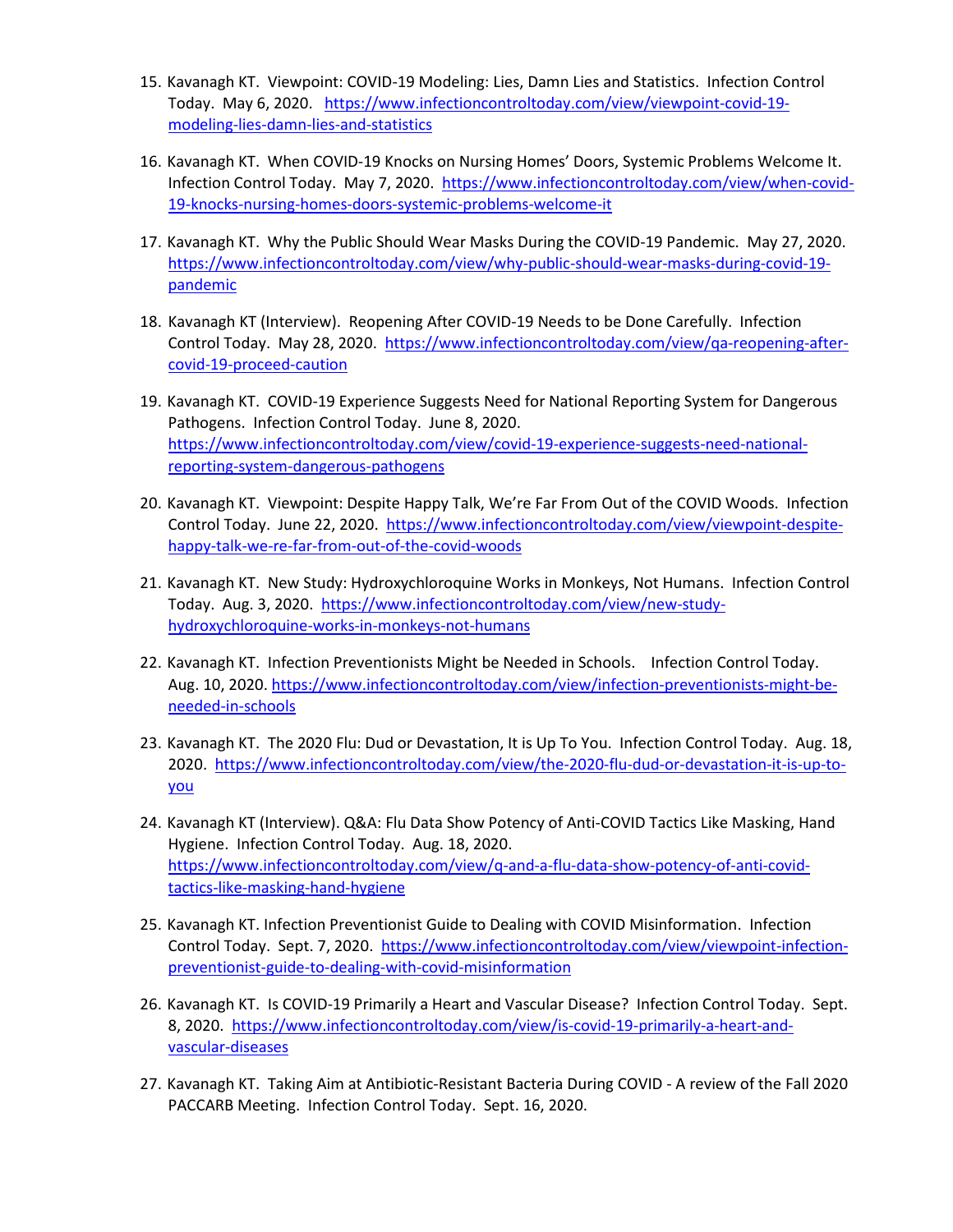15. Kavanagh KT. Viewpoint: COVID-19 Modeling: Lies, Damn Lies and Statistics. Infection Control Today. May 6, 2020. https://www.infectioncontroltoday.com/view/viewpoint-covid-19-modeling-lies-damn-lies-and-statistics

16. Kavanagh KT. When COVID-19 Knocks on Nursing Homes' Doors, Systemic Problems Welcome It. Infection Control Today. May 7, 2020. https://www.infectioncontroltoday.com/view/when-covid-19-knocks-nursing-homes-doors-systemic-problems-welcome-it

17. Kavanagh KT. Why the Public Should Wear Masks During the COVID-19 Pandemic. May 27, 2020. https://www.infectioncontroltoday.com/view/why-public-should-wear-masks-during-covid-19-pandemic

18. Kavanagh KT (Interview). Reopening After COVID-19 Needs to be Done Carefully. Infection Control Today. May 28, 2020. https://www.infectioncontroltoday.com/view/qa-reopening-after-covid-19-proceed-caution

19. Kavanagh KT. COVID-19 Experience Suggests Need for National Reporting System for Dangerous Pathogens. Infection Control Today. June 8, 2020. https://www.infectioncontroltoday.com/view/covid-19-experience-suggests-need-national-reporting-system-dangerous-pathogens

20. Kavanagh KT. Viewpoint: Despite Happy Talk, We're Far From Out of the COVID Woods. Infection Control Today. June 22, 2020. https://www.infectioncontroltoday.com/view/viewpoint-despite-happy-talk-we-re-far-from-out-of-the-covid-woods

21. Kavanagh KT. New Study: Hydroxychloroquine Works in Monkeys, Not Humans. Infection Control Today. Aug. 3, 2020. https://www.infectioncontroltoday.com/view/new-study-hydroxychloroquine-works-in-monkeys-not-humans

22. Kavanagh KT. Infection Preventionists Might be Needed in Schools. Infection Control Today. Aug. 10, 2020. https://www.infectioncontroltoday.com/view/infection-preventionists-might-be-needed-in-schools

23. Kavanagh KT. The 2020 Flu: Dud or Devastation, It is Up To You. Infection Control Today. Aug. 18, 2020. https://www.infectioncontroltoday.com/view/the-2020-flu-dud-or-devastation-it-is-up-to-you

24. Kavanagh KT (Interview). Q&A: Flu Data Show Potency of Anti-COVID Tactics Like Masking, Hand Hygiene. Infection Control Today. Aug. 18, 2020. https://www.infectioncontroltoday.com/view/q-and-a-flu-data-show-potency-of-anti-covid-tactics-like-masking-hand-hygiene

25. Kavanagh KT. Infection Preventionist Guide to Dealing with COVID Misinformation. Infection Control Today. Sept. 7, 2020. https://www.infectioncontroltoday.com/view/viewpoint-infection-preventionist-guide-to-dealing-with-covid-misinformation

26. Kavanagh KT. Is COVID-19 Primarily a Heart and Vascular Disease? Infection Control Today. Sept. 8, 2020. https://www.infectioncontroltoday.com/view/is-covid-19-primarily-a-heart-and-vascular-diseases

27. Kavanagh KT. Taking Aim at Antibiotic-Resistant Bacteria During COVID - A review of the Fall 2020 PACCARB Meeting. Infection Control Today. Sept. 16, 2020.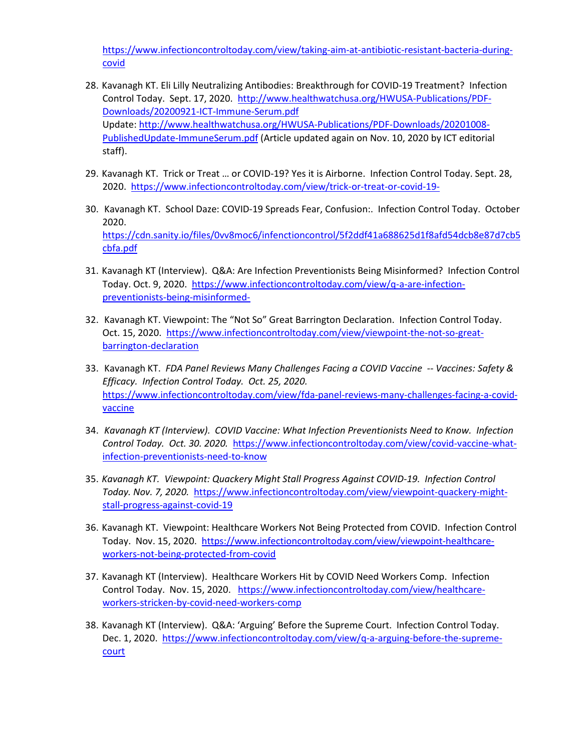https://www.infectioncontroltoday.com/view/taking-aim-at-antibiotic-resistant-bacteria-during-covid

28. Kavanagh KT. Eli Lilly Neutralizing Antibodies: Breakthrough for COVID-19 Treatment? Infection Control Today. Sept. 17, 2020. http://www.healthwatchusa.org/HWUSA-Publications/PDF-Downloads/20200921-ICT-Immune-Serum.pdf  
Update: http://www.healthwatchusa.org/HWUSA-Publications/PDF-Downloads/20201008-PublishedUpdate-ImmuneSerum.pdf (Article updated again on Nov. 10, 2020 by ICT editorial staff).

29. Kavanagh KT. Trick or Treat … or COVID-19? Yes it is Airborne. Infection Control Today. Sept. 28, 2020. https://www.infectioncontroltoday.com/view/trick-or-treat-or-covid-19-

30. Kavanagh KT. School Daze: COVID-19 Spreads Fear, Confusion:. Infection Control Today. October 2020. https://cdn.sanity.io/files/0vv8moc6/infenctioncontrol/5f2ddf41a688625d1f8afd54dcb8e87d7cb5cbfa.pdf

31. Kavanagh KT (Interview). Q&A: Are Infection Preventionists Being Misinformed? Infection Control Today. Oct. 9, 2020. https://www.infectioncontroltoday.com/view/q-a-are-infection-preventionists-being-misinformed-

32. Kavanagh KT. Viewpoint: The "Not So" Great Barrington Declaration. Infection Control Today. Oct. 15, 2020. https://www.infectioncontroltoday.com/view/viewpoint-the-not-so-great-barrington-declaration

33. Kavanagh KT. *FDA Panel Reviews Many Challenges Facing a COVID Vaccine -- Vaccines: Safety & Efficacy. Infection Control Today. Oct. 25, 2020.* https://www.infectioncontroltoday.com/view/fda-panel-reviews-many-challenges-facing-a-covid-vaccine

34. *Kavanagh KT (Interview). COVID Vaccine: What Infection Preventionists Need to Know. Infection Control Today. Oct. 30. 2020.* https://www.infectioncontroltoday.com/view/covid-vaccine-what-infection-preventionists-need-to-know

35. *Kavanagh KT. Viewpoint: Quackery Might Stall Progress Against COVID-19. Infection Control Today. Nov. 7, 2020.* https://www.infectioncontroltoday.com/view/viewpoint-quackery-might-stall-progress-against-covid-19

36. Kavanagh KT. Viewpoint: Healthcare Workers Not Being Protected from COVID. Infection Control Today. Nov. 15, 2020. https://www.infectioncontroltoday.com/view/viewpoint-healthcare-workers-not-being-protected-from-covid

37. Kavanagh KT (Interview). Healthcare Workers Hit by COVID Need Workers Comp. Infection Control Today. Nov. 15, 2020. https://www.infectioncontroltoday.com/view/healthcare-workers-stricken-by-covid-need-workers-comp

38. Kavanagh KT (Interview). Q&A: 'Arguing' Before the Supreme Court. Infection Control Today. Dec. 1, 2020. https://www.infectioncontroltoday.com/view/q-a-arguing-before-the-supreme-court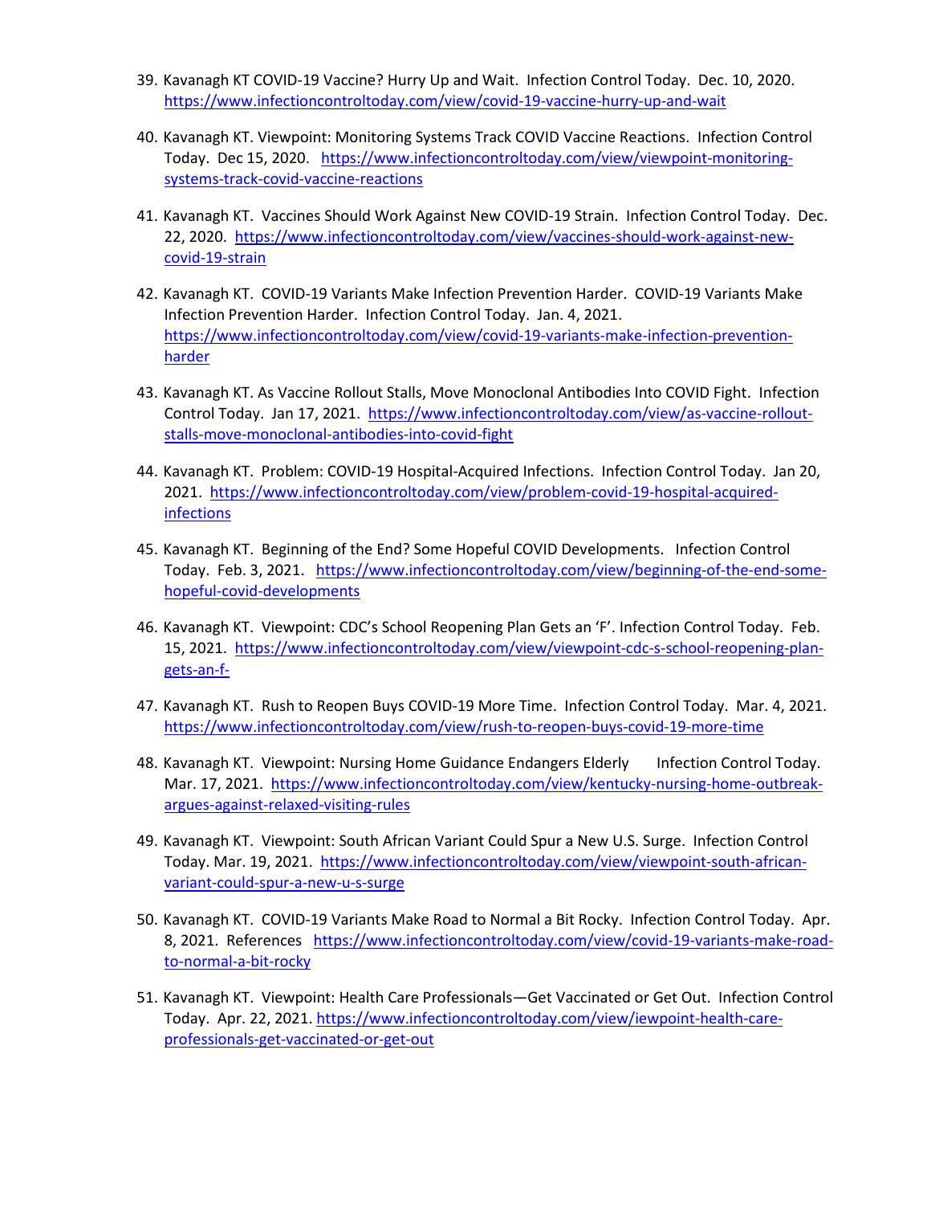39. Kavanagh KT COVID-19 Vaccine? Hurry Up and Wait. Infection Control Today. Dec. 10, 2020. https://www.infectioncontroltoday.com/view/covid-19-vaccine-hurry-up-and-wait

40. Kavanagh KT. Viewpoint: Monitoring Systems Track COVID Vaccine Reactions. Infection Control Today. Dec 15, 2020. https://www.infectioncontroltoday.com/view/viewpoint-monitoring-systems-track-covid-vaccine-reactions

41. Kavanagh KT. Vaccines Should Work Against New COVID-19 Strain. Infection Control Today. Dec. 22, 2020. https://www.infectioncontroltoday.com/view/vaccines-should-work-against-new-covid-19-strain

42. Kavanagh KT. COVID-19 Variants Make Infection Prevention Harder. COVID-19 Variants Make Infection Prevention Harder. Infection Control Today. Jan. 4, 2021. https://www.infectioncontroltoday.com/view/covid-19-variants-make-infection-prevention-harder

43. Kavanagh KT. As Vaccine Rollout Stalls, Move Monoclonal Antibodies Into COVID Fight. Infection Control Today. Jan 17, 2021. https://www.infectioncontroltoday.com/view/as-vaccine-rollout-stalls-move-monoclonal-antibodies-into-covid-fight

44. Kavanagh KT. Problem: COVID-19 Hospital-Acquired Infections. Infection Control Today. Jan 20, 2021. https://www.infectioncontroltoday.com/view/problem-covid-19-hospital-acquired-infections

45. Kavanagh KT. Beginning of the End? Some Hopeful COVID Developments. Infection Control Today. Feb. 3, 2021. https://www.infectioncontroltoday.com/view/beginning-of-the-end-some-hopeful-covid-developments

46. Kavanagh KT. Viewpoint: CDC's School Reopening Plan Gets an 'F'. Infection Control Today. Feb. 15, 2021. https://www.infectioncontroltoday.com/view/viewpoint-cdc-s-school-reopening-plan-gets-an-f-

47. Kavanagh KT. Rush to Reopen Buys COVID-19 More Time. Infection Control Today. Mar. 4, 2021. https://www.infectioncontroltoday.com/view/rush-to-reopen-buys-covid-19-more-time

48. Kavanagh KT. Viewpoint: Nursing Home Guidance Endangers Elderly Infection Control Today. Mar. 17, 2021. https://www.infectioncontroltoday.com/view/kentucky-nursing-home-outbreak-argues-against-relaxed-visiting-rules

49. Kavanagh KT. Viewpoint: South African Variant Could Spur a New U.S. Surge. Infection Control Today. Mar. 19, 2021. https://www.infectioncontroltoday.com/view/viewpoint-south-african-variant-could-spur-a-new-u-s-surge

50. Kavanagh KT. COVID-19 Variants Make Road to Normal a Bit Rocky. Infection Control Today. Apr. 8, 2021. References https://www.infectioncontroltoday.com/view/covid-19-variants-make-road-to-normal-a-bit-rocky

51. Kavanagh KT. Viewpoint: Health Care Professionals—Get Vaccinated or Get Out. Infection Control Today. Apr. 22, 2021. https://www.infectioncontroltoday.com/view/iewpoint-health-care-professionals-get-vaccinated-or-get-out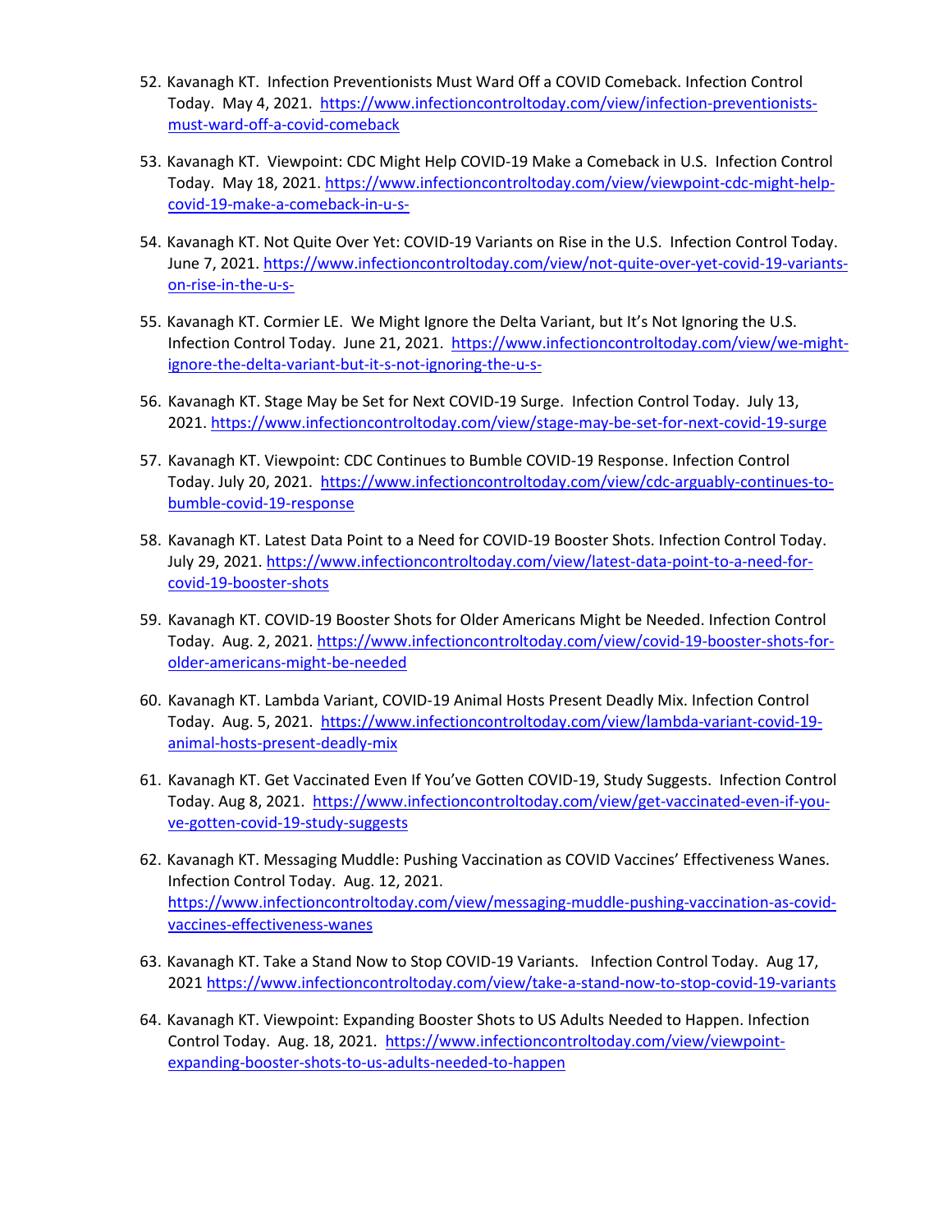52. Kavanagh KT. Infection Preventionists Must Ward Off a COVID Comeback. Infection Control Today. May 4, 2021. https://www.infectioncontroltoday.com/view/infection-preventionists-must-ward-off-a-covid-comeback

53. Kavanagh KT. Viewpoint: CDC Might Help COVID-19 Make a Comeback in U.S. Infection Control Today. May 18, 2021. https://www.infectioncontroltoday.com/view/viewpoint-cdc-might-help-covid-19-make-a-comeback-in-u-s-

54. Kavanagh KT. Not Quite Over Yet: COVID-19 Variants on Rise in the U.S. Infection Control Today. June 7, 2021. https://www.infectioncontroltoday.com/view/not-quite-over-yet-covid-19-variants-on-rise-in-the-u-s-

55. Kavanagh KT. Cormier LE. We Might Ignore the Delta Variant, but It's Not Ignoring the U.S. Infection Control Today. June 21, 2021. https://www.infectioncontroltoday.com/view/we-might-ignore-the-delta-variant-but-it-s-not-ignoring-the-u-s-

56. Kavanagh KT. Stage May be Set for Next COVID-19 Surge. Infection Control Today. July 13, 2021. https://www.infectioncontroltoday.com/view/stage-may-be-set-for-next-covid-19-surge

57. Kavanagh KT. Viewpoint: CDC Continues to Bumble COVID-19 Response. Infection Control Today. July 20, 2021. https://www.infectioncontroltoday.com/view/cdc-arguably-continues-to-bumble-covid-19-response

58. Kavanagh KT. Latest Data Point to a Need for COVID-19 Booster Shots. Infection Control Today. July 29, 2021. https://www.infectioncontroltoday.com/view/latest-data-point-to-a-need-for-covid-19-booster-shots

59. Kavanagh KT. COVID-19 Booster Shots for Older Americans Might be Needed. Infection Control Today. Aug. 2, 2021. https://www.infectioncontroltoday.com/view/covid-19-booster-shots-for-older-americans-might-be-needed

60. Kavanagh KT. Lambda Variant, COVID-19 Animal Hosts Present Deadly Mix. Infection Control Today. Aug. 5, 2021. https://www.infectioncontroltoday.com/view/lambda-variant-covid-19-animal-hosts-present-deadly-mix

61. Kavanagh KT. Get Vaccinated Even If You've Gotten COVID-19, Study Suggests. Infection Control Today. Aug 8, 2021. https://www.infectioncontroltoday.com/view/get-vaccinated-even-if-you-ve-gotten-covid-19-study-suggests

62. Kavanagh KT. Messaging Muddle: Pushing Vaccination as COVID Vaccines' Effectiveness Wanes. Infection Control Today. Aug. 12, 2021. https://www.infectioncontroltoday.com/view/messaging-muddle-pushing-vaccination-as-covid-vaccines-effectiveness-wanes

63. Kavanagh KT. Take a Stand Now to Stop COVID-19 Variants. Infection Control Today. Aug 17, 2021 https://www.infectioncontroltoday.com/view/take-a-stand-now-to-stop-covid-19-variants

64. Kavanagh KT. Viewpoint: Expanding Booster Shots to US Adults Needed to Happen. Infection Control Today. Aug. 18, 2021. https://www.infectioncontroltoday.com/view/viewpoint-expanding-booster-shots-to-us-adults-needed-to-happen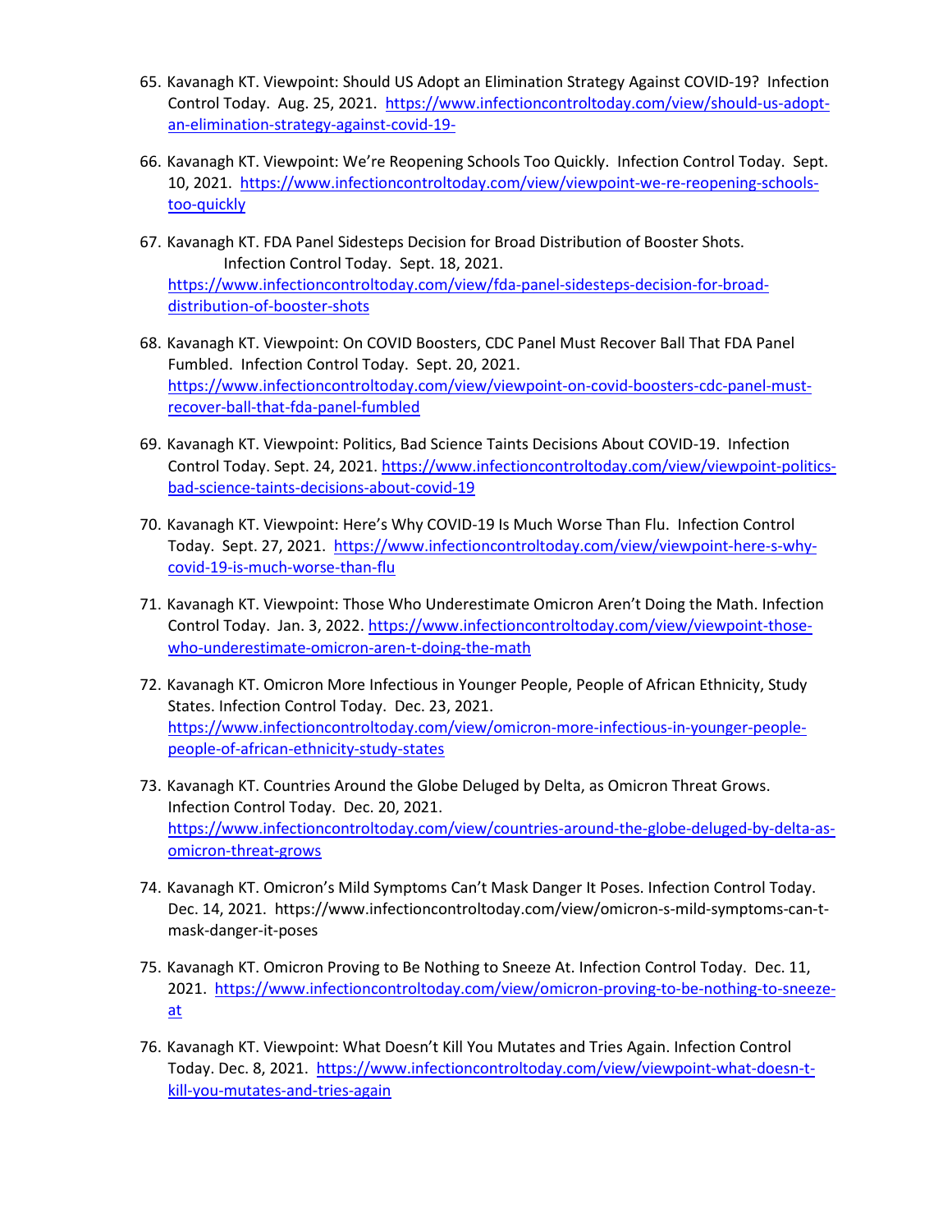65. Kavanagh KT. Viewpoint: Should US Adopt an Elimination Strategy Against COVID-19? Infection Control Today. Aug. 25, 2021. https://www.infectioncontroltoday.com/view/should-us-adopt-an-elimination-strategy-against-covid-19-

66. Kavanagh KT. Viewpoint: We're Reopening Schools Too Quickly. Infection Control Today. Sept. 10, 2021. https://www.infectioncontroltoday.com/view/viewpoint-we-re-reopening-schools-too-quickly

67. Kavanagh KT. FDA Panel Sidesteps Decision for Broad Distribution of Booster Shots. Infection Control Today. Sept. 18, 2021. https://www.infectioncontroltoday.com/view/fda-panel-sidesteps-decision-for-broad-distribution-of-booster-shots

68. Kavanagh KT. Viewpoint: On COVID Boosters, CDC Panel Must Recover Ball That FDA Panel Fumbled. Infection Control Today. Sept. 20, 2021. https://www.infectioncontroltoday.com/view/viewpoint-on-covid-boosters-cdc-panel-must-recover-ball-that-fda-panel-fumbled

69. Kavanagh KT. Viewpoint: Politics, Bad Science Taints Decisions About COVID-19. Infection Control Today. Sept. 24, 2021. https://www.infectioncontroltoday.com/view/viewpoint-politics-bad-science-taints-decisions-about-covid-19

70. Kavanagh KT. Viewpoint: Here's Why COVID-19 Is Much Worse Than Flu. Infection Control Today. Sept. 27, 2021. https://www.infectioncontroltoday.com/view/viewpoint-here-s-why-covid-19-is-much-worse-than-flu

71. Kavanagh KT. Viewpoint: Those Who Underestimate Omicron Aren't Doing the Math. Infection Control Today. Jan. 3, 2022. https://www.infectioncontroltoday.com/view/viewpoint-those-who-underestimate-omicron-aren-t-doing-the-math

72. Kavanagh KT. Omicron More Infectious in Younger People, People of African Ethnicity, Study States. Infection Control Today. Dec. 23, 2021. https://www.infectioncontroltoday.com/view/omicron-more-infectious-in-younger-people-people-of-african-ethnicity-study-states

73. Kavanagh KT. Countries Around the Globe Deluged by Delta, as Omicron Threat Grows. Infection Control Today. Dec. 20, 2021. https://www.infectioncontroltoday.com/view/countries-around-the-globe-deluged-by-delta-as-omicron-threat-grows

74. Kavanagh KT. Omicron's Mild Symptoms Can't Mask Danger It Poses. Infection Control Today. Dec. 14, 2021. https://www.infectioncontroltoday.com/view/omicron-s-mild-symptoms-can-t-mask-danger-it-poses

75. Kavanagh KT. Omicron Proving to Be Nothing to Sneeze At. Infection Control Today. Dec. 11, 2021. https://www.infectioncontroltoday.com/view/omicron-proving-to-be-nothing-to-sneeze-at

76. Kavanagh KT. Viewpoint: What Doesn't Kill You Mutates and Tries Again. Infection Control Today. Dec. 8, 2021. https://www.infectioncontroltoday.com/view/viewpoint-what-doesn-t-kill-you-mutates-and-tries-again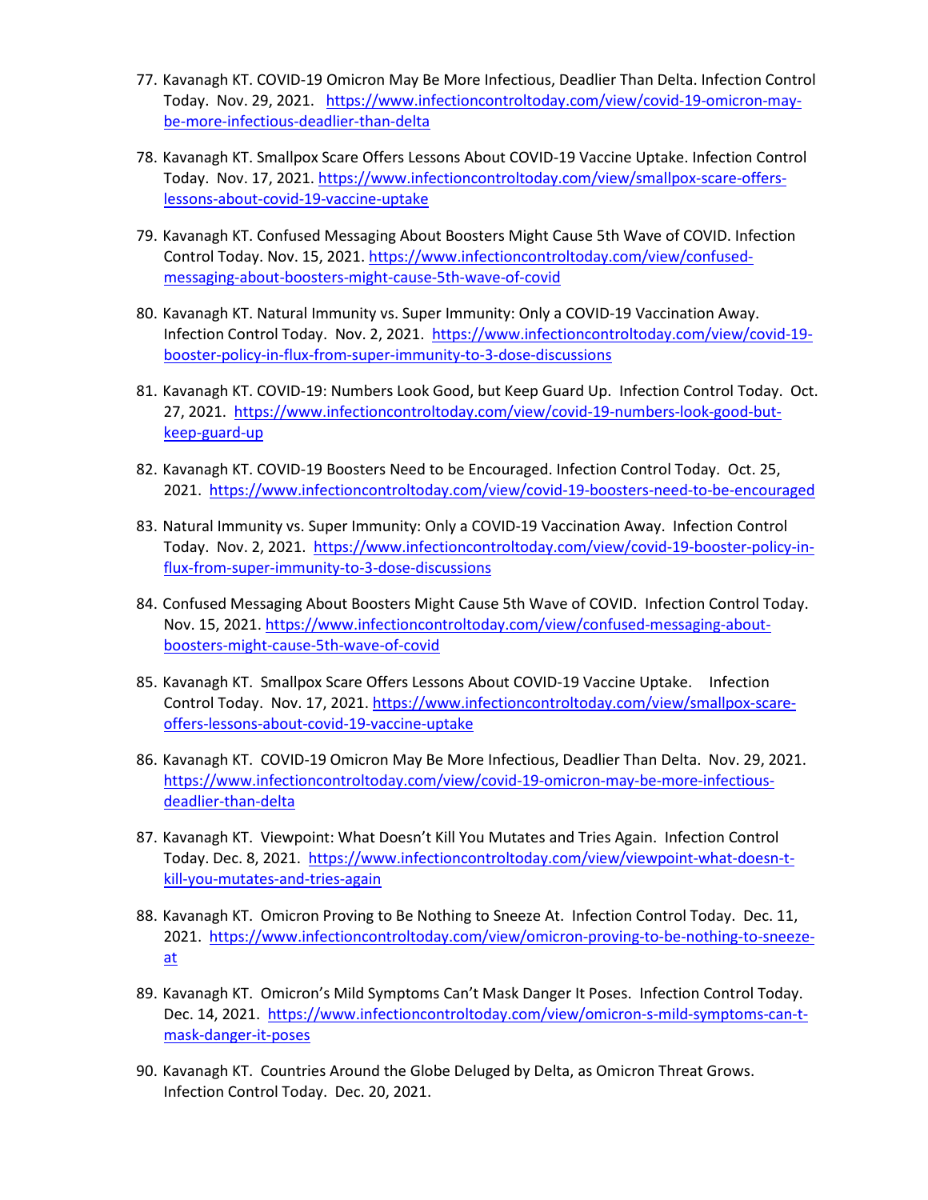77. Kavanagh KT. COVID-19 Omicron May Be More Infectious, Deadlier Than Delta. Infection Control Today. Nov. 29, 2021. https://www.infectioncontroltoday.com/view/covid-19-omicron-may-be-more-infectious-deadlier-than-delta

78. Kavanagh KT. Smallpox Scare Offers Lessons About COVID-19 Vaccine Uptake. Infection Control Today. Nov. 17, 2021. https://www.infectioncontroltoday.com/view/smallpox-scare-offers-lessons-about-covid-19-vaccine-uptake

79. Kavanagh KT. Confused Messaging About Boosters Might Cause 5th Wave of COVID. Infection Control Today. Nov. 15, 2021. https://www.infectioncontroltoday.com/view/confused-messaging-about-boosters-might-cause-5th-wave-of-covid

80. Kavanagh KT. Natural Immunity vs. Super Immunity: Only a COVID-19 Vaccination Away. Infection Control Today. Nov. 2, 2021. https://www.infectioncontroltoday.com/view/covid-19-booster-policy-in-flux-from-super-immunity-to-3-dose-discussions

81. Kavanagh KT. COVID-19: Numbers Look Good, but Keep Guard Up. Infection Control Today. Oct. 27, 2021. https://www.infectioncontroltoday.com/view/covid-19-numbers-look-good-but-keep-guard-up

82. Kavanagh KT. COVID-19 Boosters Need to be Encouraged. Infection Control Today. Oct. 25, 2021. https://www.infectioncontroltoday.com/view/covid-19-boosters-need-to-be-encouraged

83. Natural Immunity vs. Super Immunity: Only a COVID-19 Vaccination Away. Infection Control Today. Nov. 2, 2021. https://www.infectioncontroltoday.com/view/covid-19-booster-policy-in-flux-from-super-immunity-to-3-dose-discussions

84. Confused Messaging About Boosters Might Cause 5th Wave of COVID. Infection Control Today. Nov. 15, 2021. https://www.infectioncontroltoday.com/view/confused-messaging-about-boosters-might-cause-5th-wave-of-covid

85. Kavanagh KT. Smallpox Scare Offers Lessons About COVID-19 Vaccine Uptake. Infection Control Today. Nov. 17, 2021. https://www.infectioncontroltoday.com/view/smallpox-scare-offers-lessons-about-covid-19-vaccine-uptake

86. Kavanagh KT. COVID-19 Omicron May Be More Infectious, Deadlier Than Delta. Nov. 29, 2021. https://www.infectioncontroltoday.com/view/covid-19-omicron-may-be-more-infectious-deadlier-than-delta

87. Kavanagh KT. Viewpoint: What Doesn't Kill You Mutates and Tries Again. Infection Control Today. Dec. 8, 2021. https://www.infectioncontroltoday.com/view/viewpoint-what-doesn-t-kill-you-mutates-and-tries-again

88. Kavanagh KT. Omicron Proving to Be Nothing to Sneeze At. Infection Control Today. Dec. 11, 2021. https://www.infectioncontroltoday.com/view/omicron-proving-to-be-nothing-to-sneeze-at

89. Kavanagh KT. Omicron's Mild Symptoms Can't Mask Danger It Poses. Infection Control Today. Dec. 14, 2021. https://www.infectioncontroltoday.com/view/omicron-s-mild-symptoms-can-t-mask-danger-it-poses

90. Kavanagh KT. Countries Around the Globe Deluged by Delta, as Omicron Threat Grows. Infection Control Today. Dec. 20, 2021.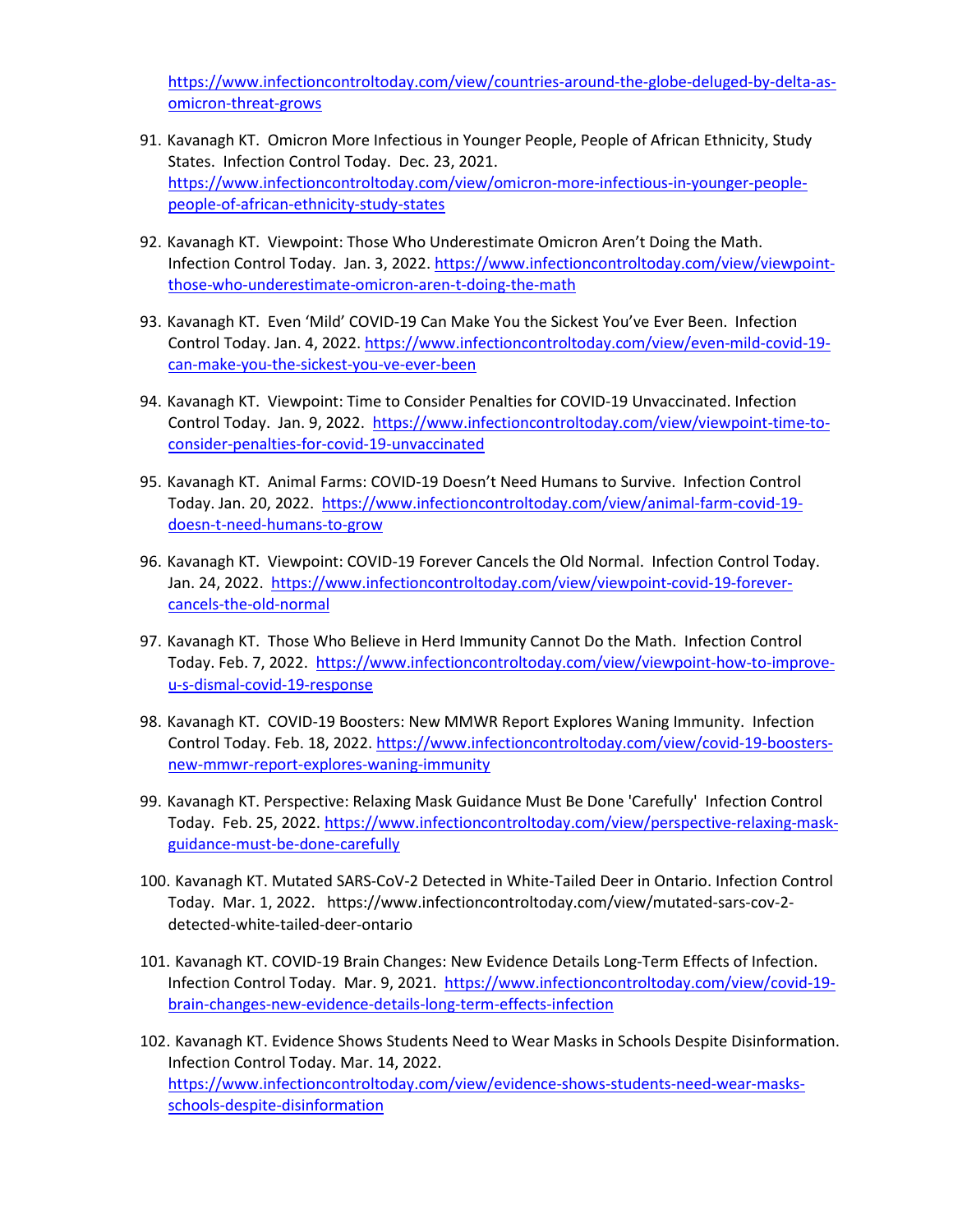https://www.infectioncontroltoday.com/view/countries-around-the-globe-deluged-by-delta-as-omicron-threat-grows

91. Kavanagh KT. Omicron More Infectious in Younger People, People of African Ethnicity, Study States. Infection Control Today. Dec. 23, 2021. https://www.infectioncontroltoday.com/view/omicron-more-infectious-in-younger-people-people-of-african-ethnicity-study-states

92. Kavanagh KT. Viewpoint: Those Who Underestimate Omicron Aren't Doing the Math. Infection Control Today. Jan. 3, 2022. https://www.infectioncontroltoday.com/view/viewpoint-those-who-underestimate-omicron-aren-t-doing-the-math

93. Kavanagh KT. Even 'Mild' COVID-19 Can Make You the Sickest You've Ever Been. Infection Control Today. Jan. 4, 2022. https://www.infectioncontroltoday.com/view/even-mild-covid-19-can-make-you-the-sickest-you-ve-ever-been

94. Kavanagh KT. Viewpoint: Time to Consider Penalties for COVID-19 Unvaccinated. Infection Control Today. Jan. 9, 2022. https://www.infectioncontroltoday.com/view/viewpoint-time-to-consider-penalties-for-covid-19-unvaccinated

95. Kavanagh KT. Animal Farms: COVID-19 Doesn't Need Humans to Survive. Infection Control Today. Jan. 20, 2022. https://www.infectioncontroltoday.com/view/animal-farm-covid-19-doesn-t-need-humans-to-grow

96. Kavanagh KT. Viewpoint: COVID-19 Forever Cancels the Old Normal. Infection Control Today. Jan. 24, 2022. https://www.infectioncontroltoday.com/view/viewpoint-covid-19-forever-cancels-the-old-normal

97. Kavanagh KT. Those Who Believe in Herd Immunity Cannot Do the Math. Infection Control Today. Feb. 7, 2022. https://www.infectioncontroltoday.com/view/viewpoint-how-to-improve-u-s-dismal-covid-19-response

98. Kavanagh KT. COVID-19 Boosters: New MMWR Report Explores Waning Immunity. Infection Control Today. Feb. 18, 2022. https://www.infectioncontroltoday.com/view/covid-19-boosters-new-mmwr-report-explores-waning-immunity

99. Kavanagh KT. Perspective: Relaxing Mask Guidance Must Be Done 'Carefully' Infection Control Today. Feb. 25, 2022. https://www.infectioncontroltoday.com/view/perspective-relaxing-mask-guidance-must-be-done-carefully

100. Kavanagh KT. Mutated SARS-CoV-2 Detected in White-Tailed Deer in Ontario. Infection Control Today. Mar. 1, 2022. https://www.infectioncontroltoday.com/view/mutated-sars-cov-2-detected-white-tailed-deer-ontario

101. Kavanagh KT. COVID-19 Brain Changes: New Evidence Details Long-Term Effects of Infection. Infection Control Today. Mar. 9, 2021. https://www.infectioncontroltoday.com/view/covid-19-brain-changes-new-evidence-details-long-term-effects-infection

102. Kavanagh KT. Evidence Shows Students Need to Wear Masks in Schools Despite Disinformation. Infection Control Today. Mar. 14, 2022. https://www.infectioncontroltoday.com/view/evidence-shows-students-need-wear-masks-schools-despite-disinformation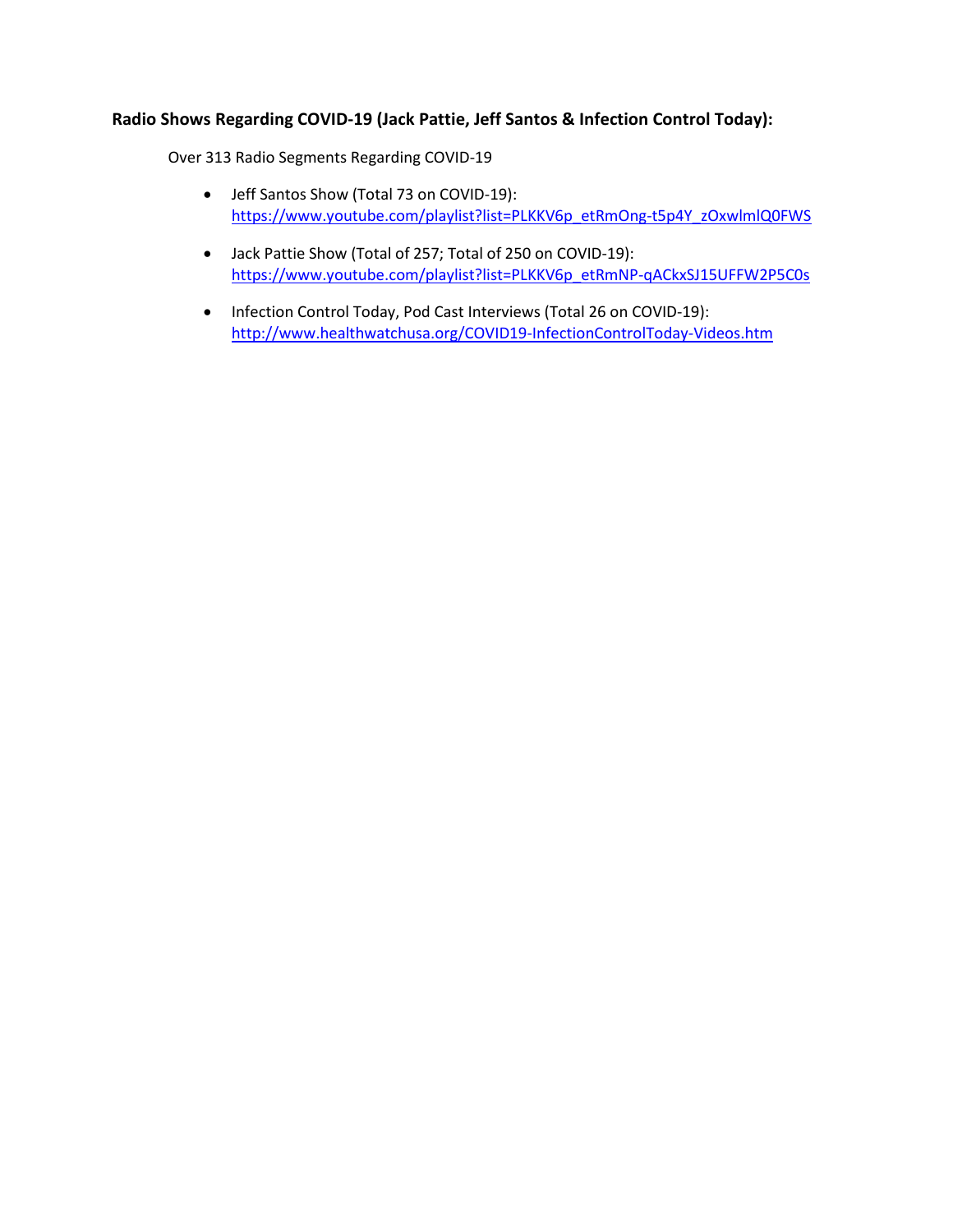**Radio Shows Regarding COVID-19 (Jack Pattie, Jeff Santos & Infection Control Today):**

Over 313 Radio Segments Regarding COVID-19

- Jeff Santos Show (Total 73 on COVID-19): https://www.youtube.com/playlist?list=PLKKV6p_etRmOng-t5p4Y_zOxwlmlQ0FWS
- Jack Pattie Show (Total of 257; Total of 250 on COVID-19): https://www.youtube.com/playlist?list=PLKKV6p_etRmNP-qACkxSJ15UFFW2P5C0s
- Infection Control Today, Pod Cast Interviews (Total 26 on COVID-19): http://www.healthwatchusa.org/COVID19-InfectionControlToday-Videos.htm